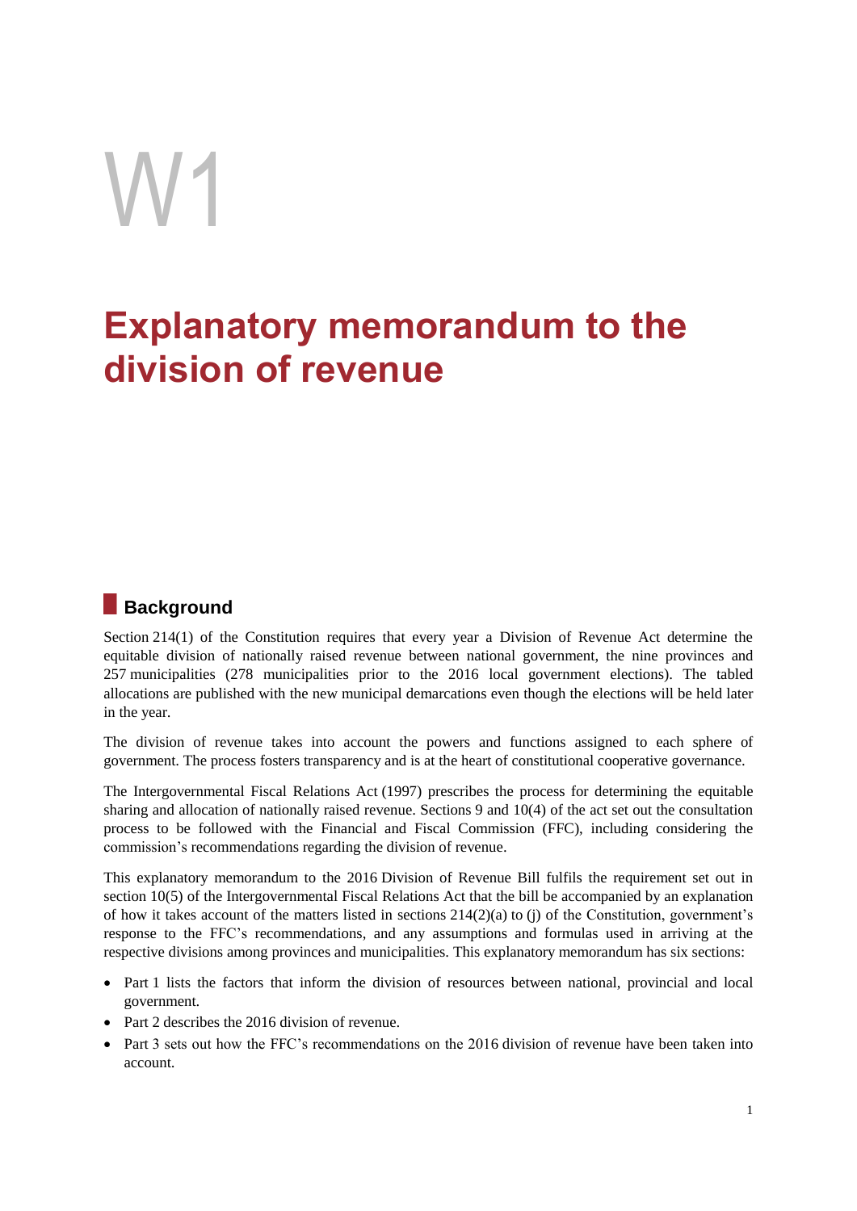# W1

# Explanatory memorandum to the division of revenue

## Background

Section 214(1) of the Constitution requires that every year a Division of Revenue Act determine the equitable division of nationally raised revenue between national government, the nine provinces and 257 municipalities (278 municipalities prior to the 2016 local government elections). The tabled allocations are published with the new municipal demarcations even though the elections will be held later in the year.

The division of revenue takes into account the powers and functions assigned to each sphere of government. The process fosters transparency and is at the heart of constitutional cooperative governance.

The Intergovernmental Fiscal Relations Act (1997) prescribes the process for determining the equitable sharing and allocation of nationally raised revenue. Sections 9 and 10(4) of the act set out the consultation process to be followed with the Financial and Fiscal Commission (FFC), including considering the commission's recommendations regarding the division of revenue.

This explanatory memorandum to the 2016 Division of Revenue Bill fulfils the requirement set out in section 10(5) of the Intergovernmental Fiscal Relations Act that the bill be accompanied by an explanation of how it takes account of the matters listed in sections 214(2)(a) to (j) of the Constitution, government's response to the FFC's recommendations, and any assumptions and formulas used in arriving at the respective divisions among provinces and municipalities. This explanatory memorandum has six sections:

- Part 1 lists the factors that inform the division of resources between national, provincial and local government.
- Part 2 describes the 2016 division of revenue.
- Part 3 sets out how the FFC's recommendations on the 2016 division of revenue have been taken into account.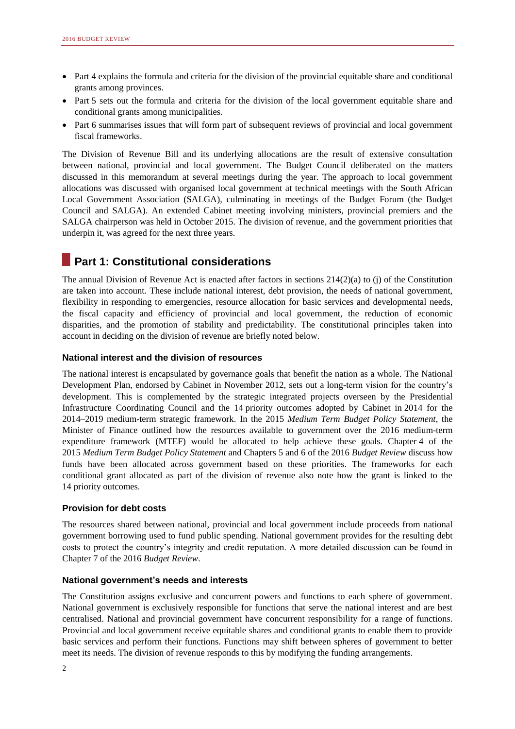- Part 4 explains the formula and criteria for the division of the provincial equitable share and conditional grants among provinces.
- Part 5 sets out the formula and criteria for the division of the local government equitable share and conditional grants among municipalities.
- Part 6 summarises issues that will form part of subsequent reviews of provincial and local government fiscal frameworks.

The Division of Revenue Bill and its underlying allocations are the result of extensive consultation between national, provincial and local government. The Budget Council deliberated on the matters discussed in this memorandum at several meetings during the year. The approach to local government allocations was discussed with organised local government at technical meetings with the South African Local Government Association (SALGA), culminating in meetings of the Budget Forum (the Budget Council and SALGA). An extended Cabinet meeting involving ministers, provincial premiers and the SALGA chairperson was held in October 2015. The division of revenue, and the government priorities that underpin it, was agreed for the next three years.

## Part 1: Constitutional considerations

The annual Division of Revenue Act is enacted after factors in sections 214(2)(a) to (j) of the Constitution are taken into account. These include national interest, debt provision, the needs of national government, flexibility in responding to emergencies, resource allocation for basic services and developmental needs, the fiscal capacity and efficiency of provincial and local government, the reduction of economic disparities, and the promotion of stability and predictability. The constitutional principles taken into account in deciding on the division of revenue are briefly noted below.

### National interest and the division of resources

The national interest is encapsulated by governance goals that benefit the nation as a whole. The National Development Plan, endorsed by Cabinet in November 2012, sets out a long-term vision for the country's development. This is complemented by the strategic integrated projects overseen by the Presidential Infrastructure Coordinating Council and the 14 priority outcomes adopted by Cabinet in 2014 for the 2014–2019 medium-term strategic framework. In the 2015 *Medium Term Budget Policy Statement*, the Minister of Finance outlined how the resources available to government over the 2016 medium-term expenditure framework (MTEF) would be allocated to help achieve these goals. Chapter 4 of the 2015 *Medium Term Budget Policy Statement* and Chapters 5 and 6 of the 2016 *Budget Review* discuss how funds have been allocated across government based on these priorities. The frameworks for each conditional grant allocated as part of the division of revenue also note how the grant is linked to the 14 priority outcomes.

### Provision for debt costs

The resources shared between national, provincial and local government include proceeds from national government borrowing used to fund public spending. National government provides for the resulting debt costs to protect the country's integrity and credit reputation. A more detailed discussion can be found in Chapter 7 of the 2016 *Budget Review*.

### National government's needs and interests

The Constitution assigns exclusive and concurrent powers and functions to each sphere of government. National government is exclusively responsible for functions that serve the national interest and are best centralised. National and provincial government have concurrent responsibility for a range of functions. Provincial and local government receive equitable shares and conditional grants to enable them to provide basic services and perform their functions. Functions may shift between spheres of government to better meet its needs. The division of revenue responds to this by modifying the funding arrangements.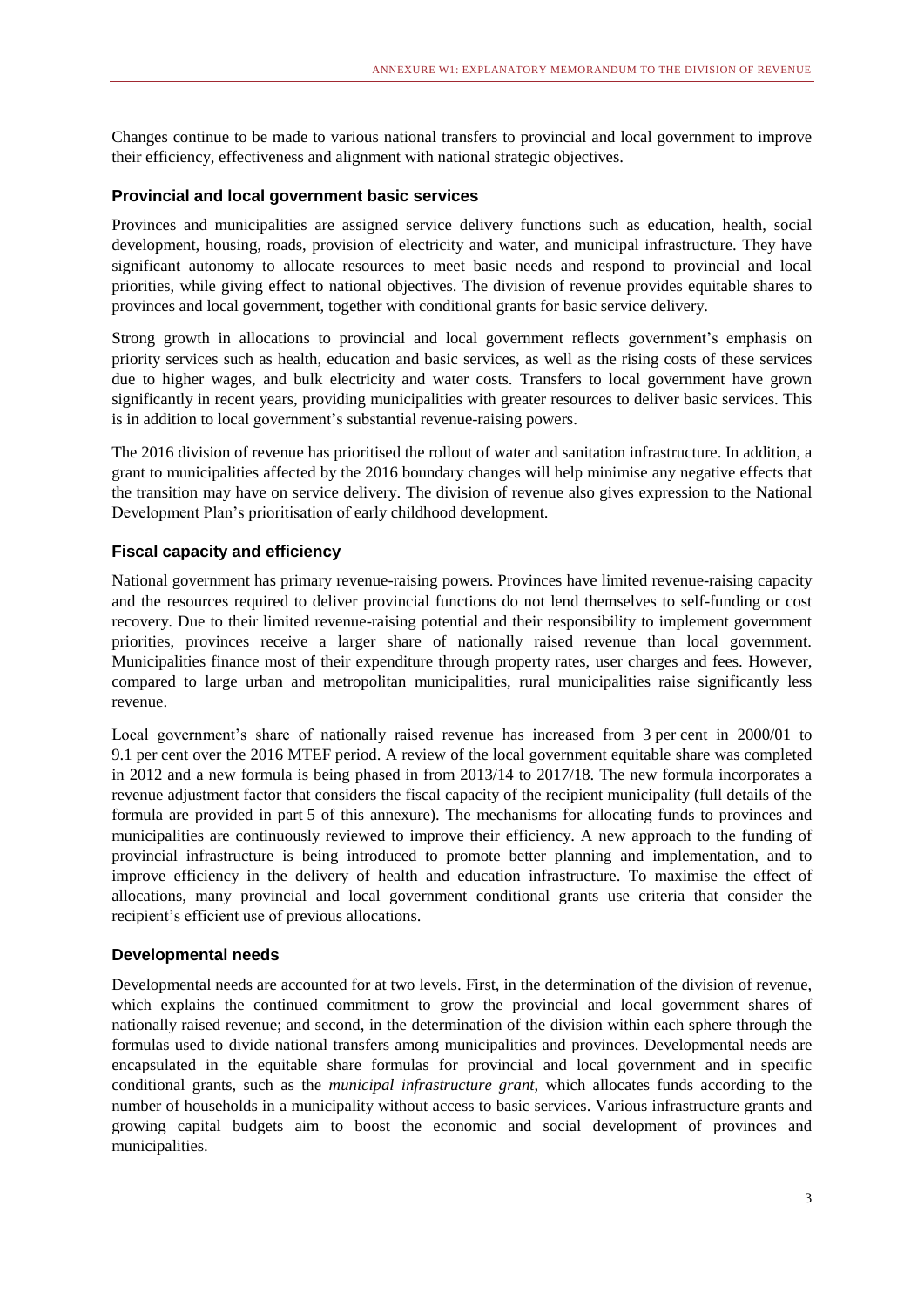Changes continue to be made to various national transfers to provincial and local government to improve their efficiency, effectiveness and alignment with national strategic objectives.

### Provincial and local government basic services

Provinces and municipalities are assigned service delivery functions such as education, health, social development, housing, roads, provision of electricity and water, and municipal infrastructure. They have significant autonomy to allocate resources to meet basic needs and respond to provincial and local priorities, while giving effect to national objectives. The division of revenue provides equitable shares to provinces and local government, together with conditional grants for basic service delivery.

Strong growth in allocations to provincial and local government reflects government's emphasis on priority services such as health, education and basic services, as well as the rising costs of these services due to higher wages, and bulk electricity and water costs. Transfers to local government have grown significantly in recent years, providing municipalities with greater resources to deliver basic services. This is in addition to local government's substantial revenue-raising powers.

The 2016 division of revenue has prioritised the rollout of water and sanitation infrastructure. In addition, a grant to municipalities affected by the 2016 boundary changes will help minimise any negative effects that the transition may have on service delivery. The division of revenue also gives expression to the National Development Plan's prioritisation of early childhood development.

### Fiscal capacity and efficiency

National government has primary revenue-raising powers. Provinces have limited revenue-raising capacity and the resources required to deliver provincial functions do not lend themselves to self-funding or cost recovery. Due to their limited revenue-raising potential and their responsibility to implement government priorities, provinces receive a larger share of nationally raised revenue than local government. Municipalities finance most of their expenditure through property rates, user charges and fees. However, compared to large urban and metropolitan municipalities, rural municipalities raise significantly less revenue.

Local government's share of nationally raised revenue has increased from 3 per cent in 2000/01 to 9.1 per cent over the 2016 MTEF period. A review of the local government equitable share was completed in 2012 and a new formula is being phased in from 2013/14 to 2017/18. The new formula incorporates a revenue adjustment factor that considers the fiscal capacity of the recipient municipality (full details of the formula are provided in part 5 of this annexure). The mechanisms for allocating funds to provinces and municipalities are continuously reviewed to improve their efficiency. A new approach to the funding of provincial infrastructure is being introduced to promote better planning and implementation, and to improve efficiency in the delivery of health and education infrastructure. To maximise the effect of allocations, many provincial and local government conditional grants use criteria that consider the recipient's efficient use of previous allocations.

### Developmental needs

Developmental needs are accounted for at two levels. First, in the determination of the division of revenue, which explains the continued commitment to grow the provincial and local government shares of nationally raised revenue; and second, in the determination of the division within each sphere through the formulas used to divide national transfers among municipalities and provinces. Developmental needs are encapsulated in the equitable share formulas for provincial and local government and in specific conditional grants, such as the *municipal infrastructure grant*, which allocates funds according to the number of households in a municipality without access to basic services. Various infrastructure grants and growing capital budgets aim to boost the economic and social development of provinces and municipalities.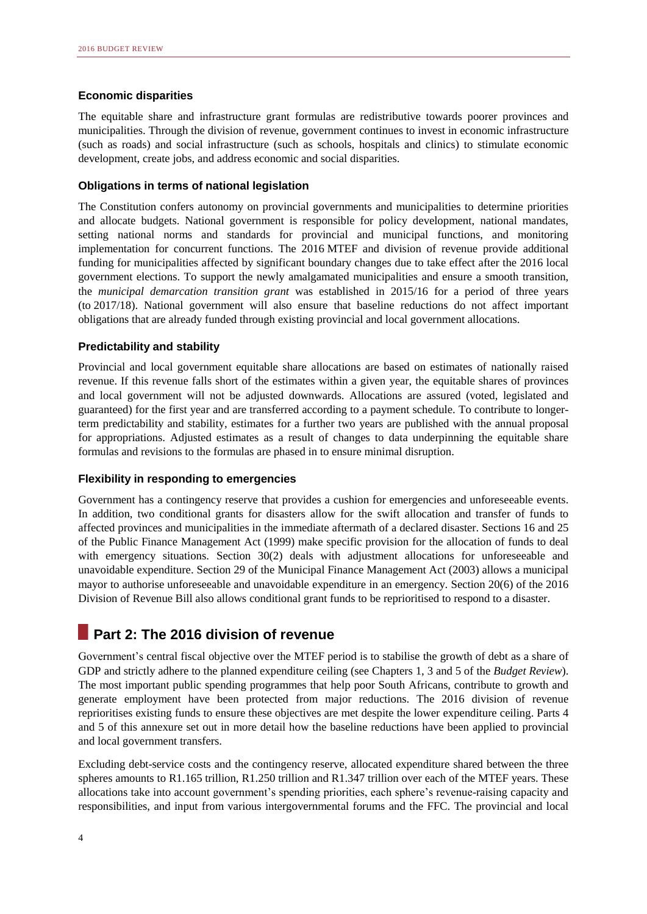### Economic disparities

The equitable share and infrastructure grant formulas are redistributive towards poorer provinces and municipalities. Through the division of revenue, government continues to invest in economic infrastructure (such as roads) and social infrastructure (such as schools, hospitals and clinics) to stimulate economic development, create jobs, and address economic and social disparities.

### Obligations in terms of national legislation

The Constitution confers autonomy on provincial governments and municipalities to determine priorities and allocate budgets. National government is responsible for policy development, national mandates, setting national norms and standards for provincial and municipal functions, and monitoring implementation for concurrent functions. The 2016 MTEF and division of revenue provide additional funding for municipalities affected by significant boundary changes due to take effect after the 2016 local government elections. To support the newly amalgamated municipalities and ensure a smooth transition, the *municipal demarcation transition grant* was established in 2015/16 for a period of three years (to 2017/18). National government will also ensure that baseline reductions do not affect important obligations that are already funded through existing provincial and local government allocations.

### Predictability and stability

Provincial and local government equitable share allocations are based on estimates of nationally raised revenue. If this revenue falls short of the estimates within a given year, the equitable shares of provinces and local government will not be adjusted downwards. Allocations are assured (voted, legislated and guaranteed) for the first year and are transferred according to a payment schedule. To contribute to longer-term predictability and stability, estimates for a further two years are published with the annual proposal for appropriations. Adjusted estimates as a result of changes to data underpinning the equitable share formulas and revisions to the formulas are phased in to ensure minimal disruption.

### Flexibility in responding to emergencies

Government has a contingency reserve that provides a cushion for emergencies and unforeseeable events. In addition, two conditional grants for disasters allow for the swift allocation and transfer of funds to affected provinces and municipalities in the immediate aftermath of a declared disaster. Sections 16 and 25 of the Public Finance Management Act (1999) make specific provision for the allocation of funds to deal with emergency situations. Section 30(2) deals with adjustment allocations for unforeseeable and unavoidable expenditure. Section 29 of the Municipal Finance Management Act (2003) allows a municipal mayor to authorise unforeseeable and unavoidable expenditure in an emergency. Section 20(6) of the 2016 Division of Revenue Bill also allows conditional grant funds to be reprioritised to respond to a disaster.

## Part 2: The 2016 division of revenue

Government's central fiscal objective over the MTEF period is to stabilise the growth of debt as a share of GDP and strictly adhere to the planned expenditure ceiling (see Chapters 1, 3 and 5 of the *Budget Review*). The most important public spending programmes that help poor South Africans, contribute to growth and generate employment have been protected from major reductions. The 2016 division of revenue reprioritises existing funds to ensure these objectives are met despite the lower expenditure ceiling. Parts 4 and 5 of this annexure set out in more detail how the baseline reductions have been applied to provincial and local government transfers.

Excluding debt-service costs and the contingency reserve, allocated expenditure shared between the three spheres amounts to R1.165 trillion, R1.250 trillion and R1.347 trillion over each of the MTEF years. These allocations take into account government's spending priorities, each sphere's revenue-raising capacity and responsibilities, and input from various intergovernmental forums and the FFC. The provincial and local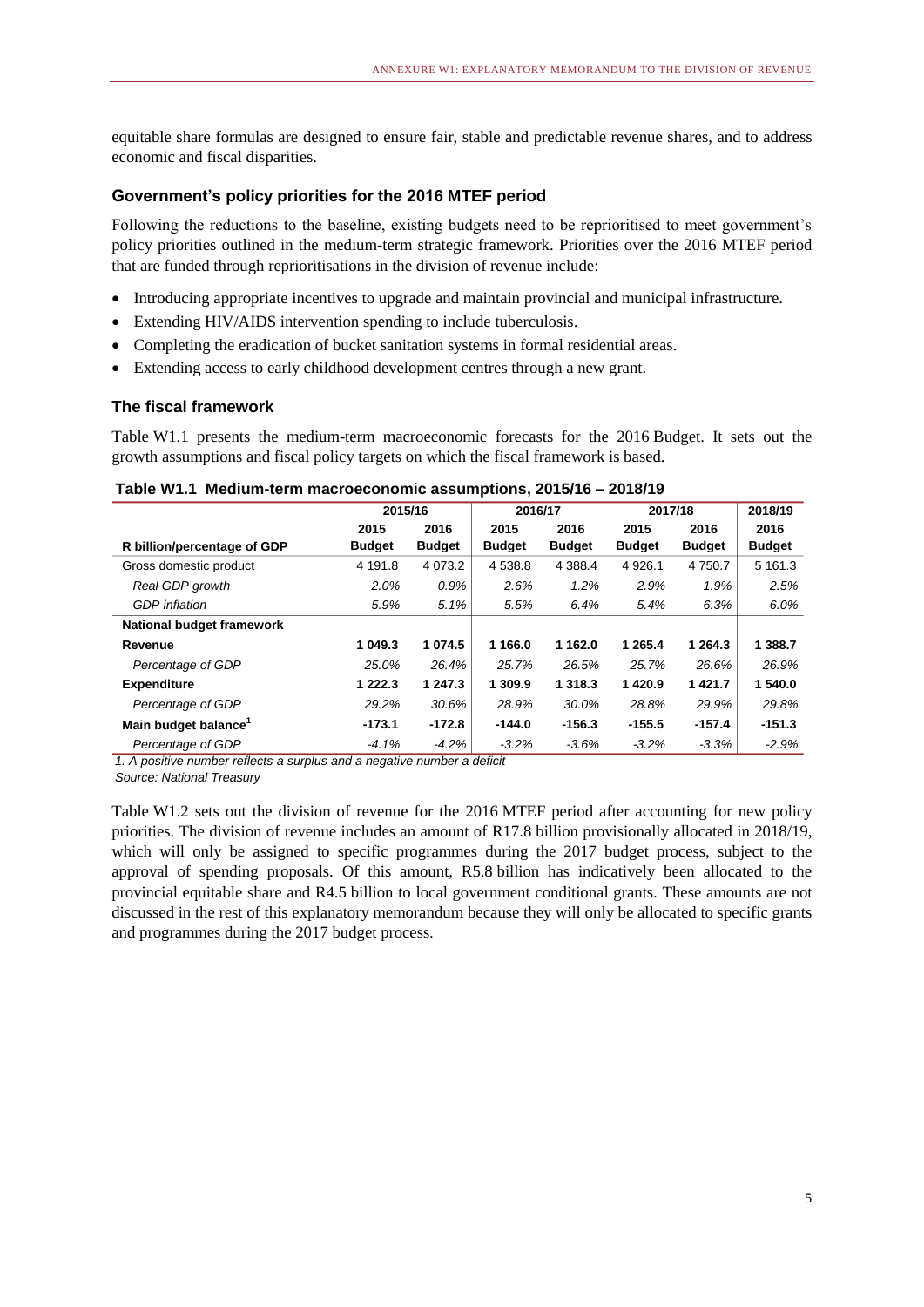equitable share formulas are designed to ensure fair, stable and predictable revenue shares, and to address economic and fiscal disparities.

### Government's policy priorities for the 2016 MTEF period

Following the reductions to the baseline, existing budgets need to be reprioritised to meet government's policy priorities outlined in the medium-term strategic framework. Priorities over the 2016 MTEF period that are funded through reprioritisations in the division of revenue include:

- Introducing appropriate incentives to upgrade and maintain provincial and municipal infrastructure.
- Extending HIV/AIDS intervention spending to include tuberculosis.
- Completing the eradication of bucket sanitation systems in formal residential areas.
- Extending access to early childhood development centres through a new grant.

### The fiscal framework

Table W1.1 presents the medium-term macroeconomic forecasts for the 2016 Budget. It sets out the growth assumptions and fiscal policy targets on which the fiscal framework is based.

**Table W1.1 Medium-term macroeconomic assumptions, 2015/16 – 2018/19**

| | 2015/16 | | 2016/17 | | 2017/18 | | 2018/19 |
|---|---|---|---|---|---|---|---|
| **R billion/percentage of GDP** | **2015 Budget** | **2016 Budget** | **2015 Budget** | **2016 Budget** | **2015 Budget** | **2016 Budget** | **2016 Budget** |
| Gross domestic product | 4 191.8 | 4 073.2 | 4 538.8 | 4 388.4 | 4 926.1 | 4 750.7 | 5 161.3 |
| *Real GDP growth* | *2.0%* | *0.9%* | *2.6%* | *1.2%* | *2.9%* | *1.9%* | *2.5%* |
| *GDP inflation* | *5.9%* | *5.1%* | *5.5%* | *6.4%* | *5.4%* | *6.3%* | *6.0%* |
| **National budget framework** | | | | | | | |
| **Revenue** | **1 049.3** | **1 074.5** | **1 166.0** | **1 162.0** | **1 265.4** | **1 264.3** | **1 388.7** |
| *Percentage of GDP* | *25.0%* | *26.4%* | *25.7%* | *26.5%* | *25.7%* | *26.6%* | *26.9%* |
| **Expenditure** | **1 222.3** | **1 247.3** | **1 309.9** | **1 318.3** | **1 420.9** | **1 421.7** | **1 540.0** |
| *Percentage of GDP* | *29.2%* | *30.6%* | *28.9%* | *30.0%* | *28.8%* | *29.9%* | *29.8%* |
| **Main budget balance[1]** | **-173.1** | **-172.8** | **-144.0** | **-156.3** | **-155.5** | **-157.4** | **-151.3** |
| *Percentage of GDP* | *-4.1%* | *-4.2%* | *-3.2%* | *-3.6%* | *-3.2%* | *-3.3%* | *-2.9%* |

*1. A positive number reflects a surplus and a negative number a deficit*

*Source: National Treasury*

Table W1.2 sets out the division of revenue for the 2016 MTEF period after accounting for new policy priorities. The division of revenue includes an amount of R17.8 billion provisionally allocated in 2018/19, which will only be assigned to specific programmes during the 2017 budget process, subject to the approval of spending proposals. Of this amount, R5.8 billion has indicatively been allocated to the provincial equitable share and R4.5 billion to local government conditional grants. These amounts are not discussed in the rest of this explanatory memorandum because they will only be allocated to specific grants and programmes during the 2017 budget process.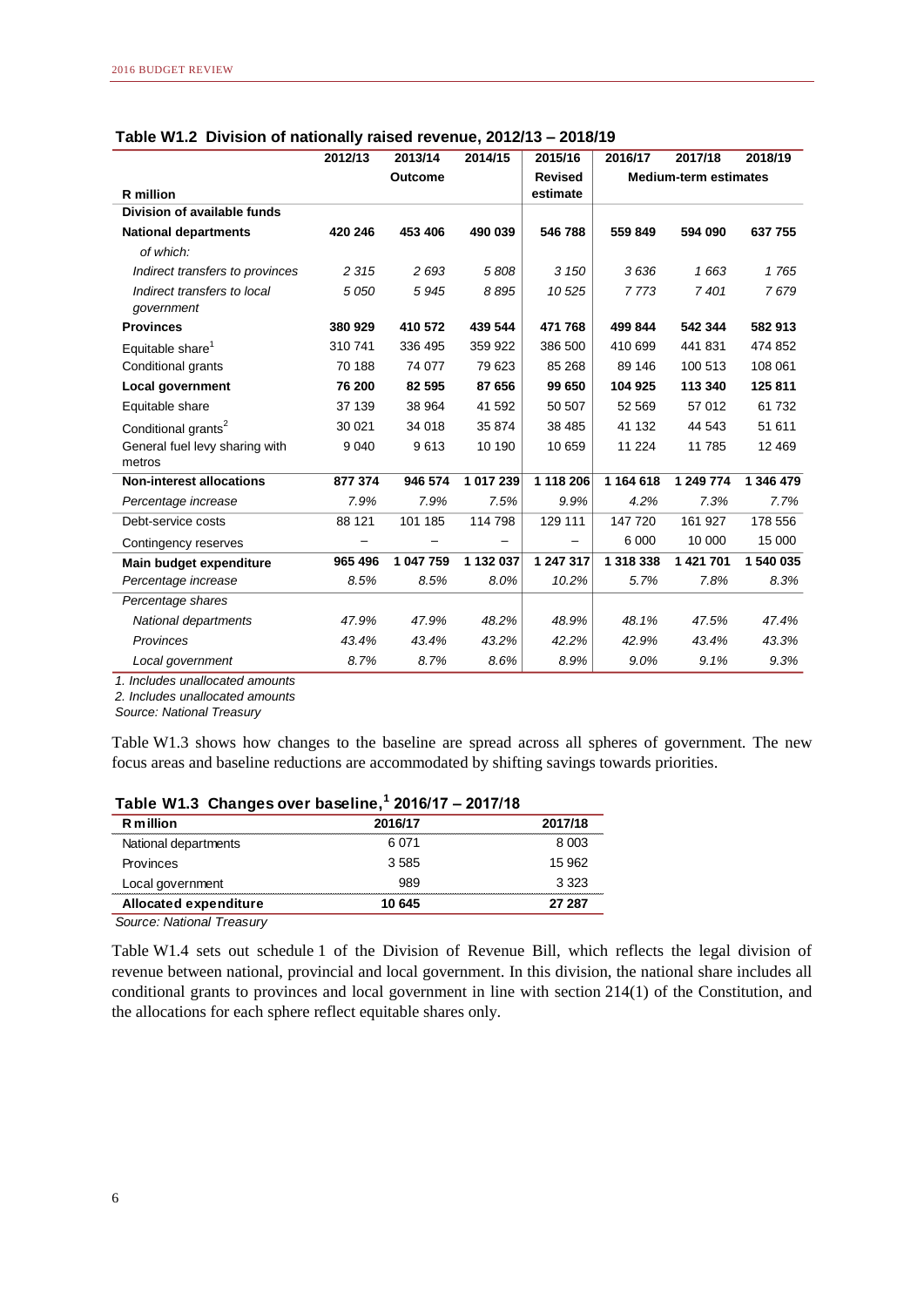**Table W1.2 Division of nationally raised revenue, 2012/13 – 2018/19**

| R million | 2012/13 | 2013/14 | 2014/15 | 2015/16 | 2016/17 | 2017/18 | 2018/19 |
|---|---|---|---|---|---|---|---|
| | | Outcome | | Revised estimate | Medium-term estimates | | |
| **Division of available funds** | | | | | | | |
| **National departments** | **420 246** | **453 406** | **490 039** | **546 788** | **559 849** | **594 090** | **637 755** |
| *of which:* | | | | | | | |
| *Indirect transfers to provinces* | *2 315* | *2 693* | *5 808* | *3 150* | *3 636* | *1 663* | *1 765* |
| *Indirect transfers to local government* | *5 050* | *5 945* | *8 895* | *10 525* | *7 773* | *7 401* | *7 679* |
| **Provinces** | **380 929** | **410 572** | **439 544** | **471 768** | **499 844** | **542 344** | **582 913** |
| Equitable share[1] | 310 741 | 336 495 | 359 922 | 386 500 | 410 699 | 441 831 | 474 852 |
| Conditional grants | 70 188 | 74 077 | 79 623 | 85 268 | 89 146 | 100 513 | 108 061 |
| **Local government** | **76 200** | **82 595** | **87 656** | **99 650** | **104 925** | **113 340** | **125 811** |
| Equitable share | 37 139 | 38 964 | 41 592 | 50 507 | 52 569 | 57 012 | 61 732 |
| Conditional grants[2] | 30 021 | 34 018 | 35 874 | 38 485 | 41 132 | 44 543 | 51 611 |
| General fuel levy sharing with metros | 9 040 | 9 613 | 10 190 | 10 659 | 11 224 | 11 785 | 12 469 |
| **Non-interest allocations** | **877 374** | **946 574** | **1 017 239** | **1 118 206** | **1 164 618** | **1 249 774** | **1 346 479** |
| *Percentage increase* | *7.9%* | *7.9%* | *7.5%* | *9.9%* | *4.2%* | *7.3%* | *7.7%* |
| Debt-service costs | 88 121 | 101 185 | 114 798 | 129 111 | 147 720 | 161 927 | 178 556 |
| Contingency reserves | – | – | – | – | 6 000 | 10 000 | 15 000 |
| **Main budget expenditure** | **965 496** | **1 047 759** | **1 132 037** | **1 247 317** | **1 318 338** | **1 421 701** | **1 540 035** |
| *Percentage increase* | *8.5%* | *8.5%* | *8.0%* | *10.2%* | *5.7%* | *7.8%* | *8.3%* |
| *Percentage shares* | | | | | | | |
| *National departments* | *47.9%* | *47.9%* | *48.2%* | *48.9%* | *48.1%* | *47.5%* | *47.4%* |
| *Provinces* | *43.4%* | *43.4%* | *43.2%* | *42.2%* | *42.9%* | *43.4%* | *43.3%* |
| *Local government* | *8.7%* | *8.7%* | *8.6%* | *8.9%* | *9.0%* | *9.1%* | *9.3%* |

*1. Includes unallocated amounts*
*2. Includes unallocated amounts*
*Source: National Treasury*

Table W1.3 shows how changes to the baseline are spread across all spheres of government. The new focus areas and baseline reductions are accommodated by shifting savings towards priorities.

**Table W1.3 Changes over baseline,[1] 2016/17 – 2017/18**

| R million | 2016/17 | 2017/18 |
|---|---|---|
| National departments | 6 071 | 8 003 |
| Provinces | 3 585 | 15 962 |
| Local government | 989 | 3 323 |
| **Allocated expenditure** | **10 645** | **27 287** |

*Source: National Treasury*

Table W1.4 sets out schedule 1 of the Division of Revenue Bill, which reflects the legal division of revenue between national, provincial and local government. In this division, the national share includes all conditional grants to provinces and local government in line with section 214(1) of the Constitution, and the allocations for each sphere reflect equitable shares only.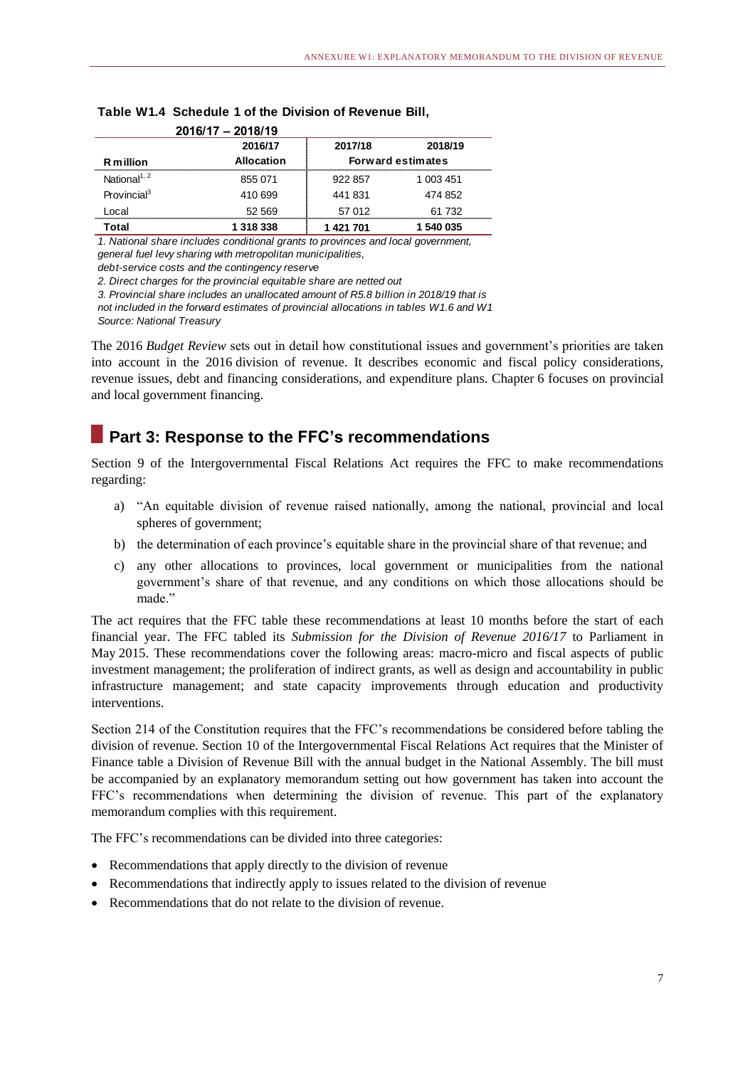**Table W1.4 Schedule 1 of the Division of Revenue Bill, 2016/17 – 2018/19**

| R million | 2016/17 | 2017/18 | 2018/19 |
|---|---|---|---|
| | Allocation | Forward estimates | |
| National[1, 2] | 855 071 | 922 857 | 1 003 451 |
| Provincial[3] | 410 699 | 441 831 | 474 852 |
| Local | 52 569 | 57 012 | 61 732 |
| **Total** | **1 318 338** | **1 421 701** | **1 540 035** |

*1. National share includes conditional grants to provinces and local government, general fuel levy sharing with metropolitan municipalities, debt-service costs and the contingency reserve*

*2. Direct charges for the provincial equitable share are netted out*

*3. Provincial share includes an unallocated amount of R5.8 billion in 2018/19 that is not included in the forward estimates of provincial allocations in tables W1.6 and W1*

*Source: National Treasury*

The 2016 *Budget Review* sets out in detail how constitutional issues and government's priorities are taken into account in the 2016 division of revenue. It describes economic and fiscal policy considerations, revenue issues, debt and financing considerations, and expenditure plans. Chapter 6 focuses on provincial and local government financing.

## Part 3: Response to the FFC's recommendations

Section 9 of the Intergovernmental Fiscal Relations Act requires the FFC to make recommendations regarding:

a) "An equitable division of revenue raised nationally, among the national, provincial and local spheres of government;

b) the determination of each province's equitable share in the provincial share of that revenue; and

c) any other allocations to provinces, local government or municipalities from the national government's share of that revenue, and any conditions on which those allocations should be made."

The act requires that the FFC table these recommendations at least 10 months before the start of each financial year. The FFC tabled its *Submission for the Division of Revenue 2016/17* to Parliament in May 2015. These recommendations cover the following areas: macro-micro and fiscal aspects of public investment management; the proliferation of indirect grants, as well as design and accountability in public infrastructure management; and state capacity improvements through education and productivity interventions.

Section 214 of the Constitution requires that the FFC's recommendations be considered before tabling the division of revenue. Section 10 of the Intergovernmental Fiscal Relations Act requires that the Minister of Finance table a Division of Revenue Bill with the annual budget in the National Assembly. The bill must be accompanied by an explanatory memorandum setting out how government has taken into account the FFC's recommendations when determining the division of revenue. This part of the explanatory memorandum complies with this requirement.

The FFC's recommendations can be divided into three categories:

- Recommendations that apply directly to the division of revenue
- Recommendations that indirectly apply to issues related to the division of revenue
- Recommendations that do not relate to the division of revenue.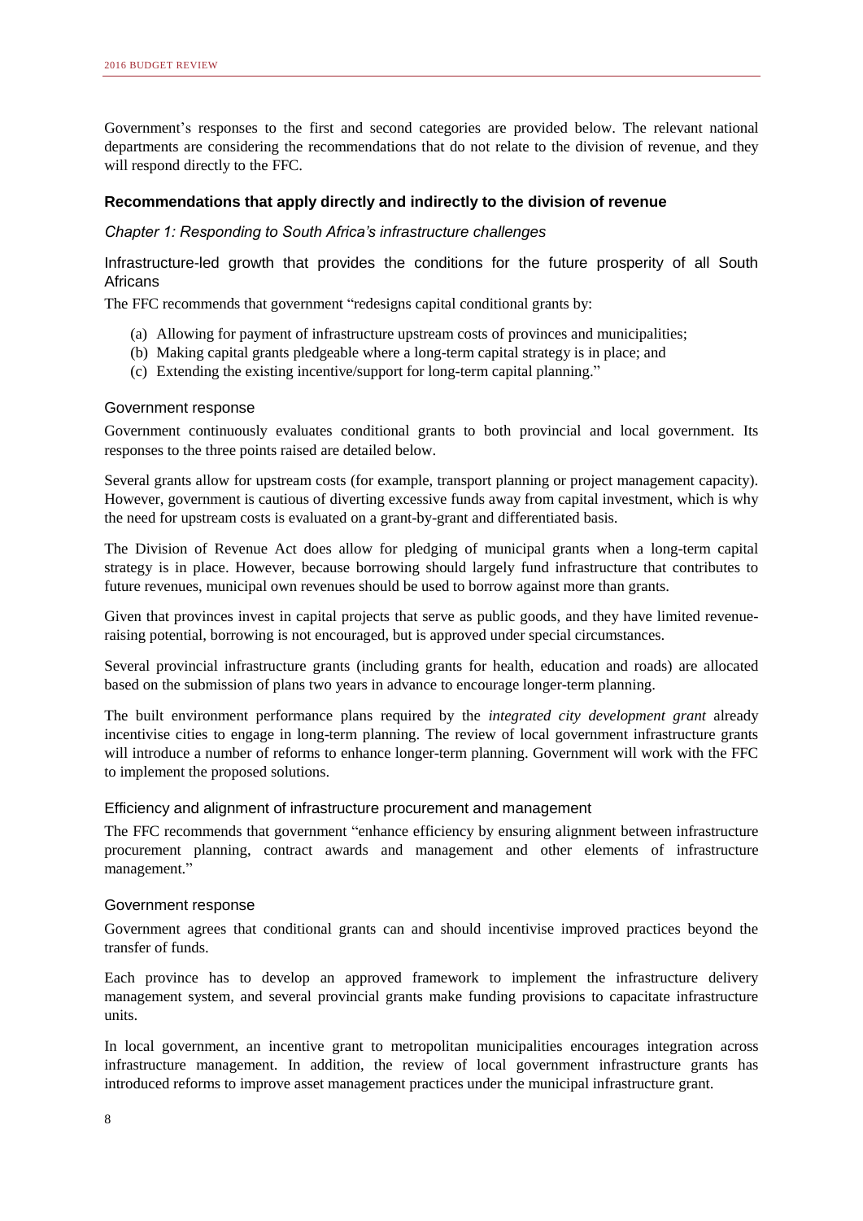Government's responses to the first and second categories are provided below. The relevant national departments are considering the recommendations that do not relate to the division of revenue, and they will respond directly to the FFC.

### Recommendations that apply directly and indirectly to the division of revenue

*Chapter 1: Responding to South Africa's infrastructure challenges*

#### Infrastructure-led growth that provides the conditions for the future prosperity of all South Africans

The FFC recommends that government "redesigns capital conditional grants by:

(a) Allowing for payment of infrastructure upstream costs of provinces and municipalities;
(b) Making capital grants pledgeable where a long-term capital strategy is in place; and
(c) Extending the existing incentive/support for long-term capital planning."

#### Government response

Government continuously evaluates conditional grants to both provincial and local government. Its responses to the three points raised are detailed below.

Several grants allow for upstream costs (for example, transport planning or project management capacity). However, government is cautious of diverting excessive funds away from capital investment, which is why the need for upstream costs is evaluated on a grant-by-grant and differentiated basis.

The Division of Revenue Act does allow for pledging of municipal grants when a long-term capital strategy is in place. However, because borrowing should largely fund infrastructure that contributes to future revenues, municipal own revenues should be used to borrow against more than grants.

Given that provinces invest in capital projects that serve as public goods, and they have limited revenue-raising potential, borrowing is not encouraged, but is approved under special circumstances.

Several provincial infrastructure grants (including grants for health, education and roads) are allocated based on the submission of plans two years in advance to encourage longer-term planning.

The built environment performance plans required by the *integrated city development grant* already incentivise cities to engage in long-term planning. The review of local government infrastructure grants will introduce a number of reforms to enhance longer-term planning. Government will work with the FFC to implement the proposed solutions.

#### Efficiency and alignment of infrastructure procurement and management

The FFC recommends that government "enhance efficiency by ensuring alignment between infrastructure procurement planning, contract awards and management and other elements of infrastructure management."

#### Government response

Government agrees that conditional grants can and should incentivise improved practices beyond the transfer of funds.

Each province has to develop an approved framework to implement the infrastructure delivery management system, and several provincial grants make funding provisions to capacitate infrastructure units.

In local government, an incentive grant to metropolitan municipalities encourages integration across infrastructure management. In addition, the review of local government infrastructure grants has introduced reforms to improve asset management practices under the municipal infrastructure grant.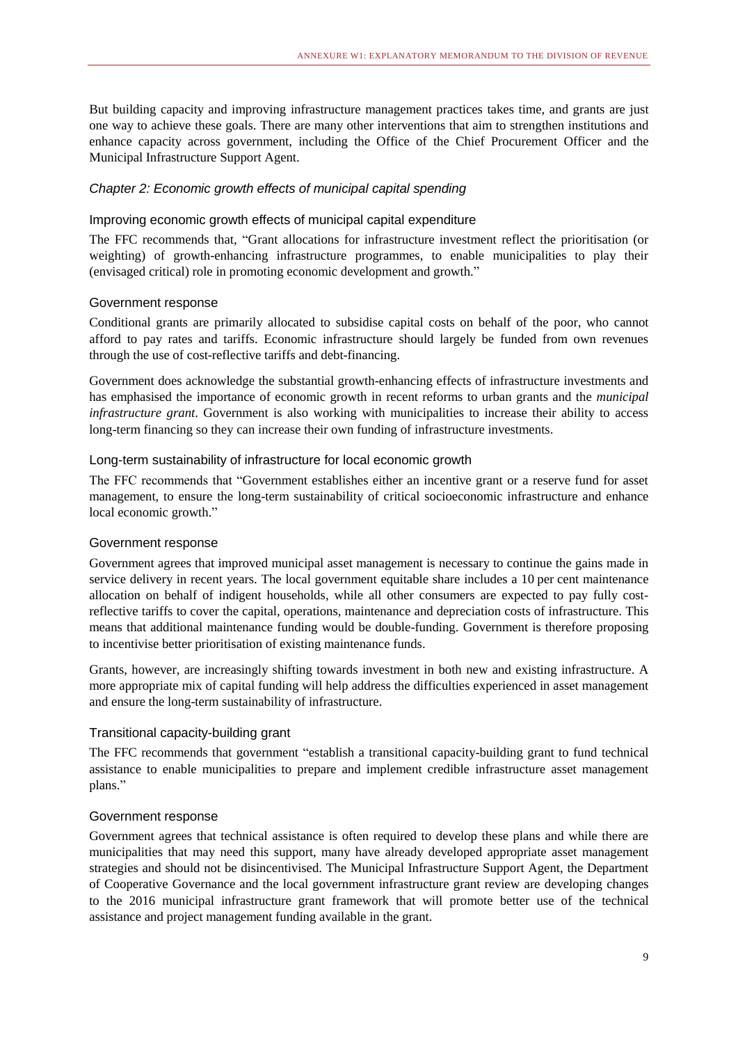But building capacity and improving infrastructure management practices takes time, and grants are just one way to achieve these goals. There are many other interventions that aim to strengthen institutions and enhance capacity across government, including the Office of the Chief Procurement Officer and the Municipal Infrastructure Support Agent.

### *Chapter 2: Economic growth effects of municipal capital spending*

#### Improving economic growth effects of municipal capital expenditure

The FFC recommends that, "Grant allocations for infrastructure investment reflect the prioritisation (or weighting) of growth-enhancing infrastructure programmes, to enable municipalities to play their (envisaged critical) role in promoting economic development and growth."

#### Government response

Conditional grants are primarily allocated to subsidise capital costs on behalf of the poor, who cannot afford to pay rates and tariffs. Economic infrastructure should largely be funded from own revenues through the use of cost-reflective tariffs and debt-financing.

Government does acknowledge the substantial growth-enhancing effects of infrastructure investments and has emphasised the importance of economic growth in recent reforms to urban grants and the *municipal infrastructure grant*. Government is also working with municipalities to increase their ability to access long-term financing so they can increase their own funding of infrastructure investments.

#### Long-term sustainability of infrastructure for local economic growth

The FFC recommends that "Government establishes either an incentive grant or a reserve fund for asset management, to ensure the long-term sustainability of critical socioeconomic infrastructure and enhance local economic growth."

#### Government response

Government agrees that improved municipal asset management is necessary to continue the gains made in service delivery in recent years. The local government equitable share includes a 10 per cent maintenance allocation on behalf of indigent households, while all other consumers are expected to pay fully cost-reflective tariffs to cover the capital, operations, maintenance and depreciation costs of infrastructure. This means that additional maintenance funding would be double-funding. Government is therefore proposing to incentivise better prioritisation of existing maintenance funds.

Grants, however, are increasingly shifting towards investment in both new and existing infrastructure. A more appropriate mix of capital funding will help address the difficulties experienced in asset management and ensure the long-term sustainability of infrastructure.

#### Transitional capacity-building grant

The FFC recommends that government "establish a transitional capacity-building grant to fund technical assistance to enable municipalities to prepare and implement credible infrastructure asset management plans."

#### Government response

Government agrees that technical assistance is often required to develop these plans and while there are municipalities that may need this support, many have already developed appropriate asset management strategies and should not be disincentivised. The Municipal Infrastructure Support Agent, the Department of Cooperative Governance and the local government infrastructure grant review are developing changes to the 2016 municipal infrastructure grant framework that will promote better use of the technical assistance and project management funding available in the grant.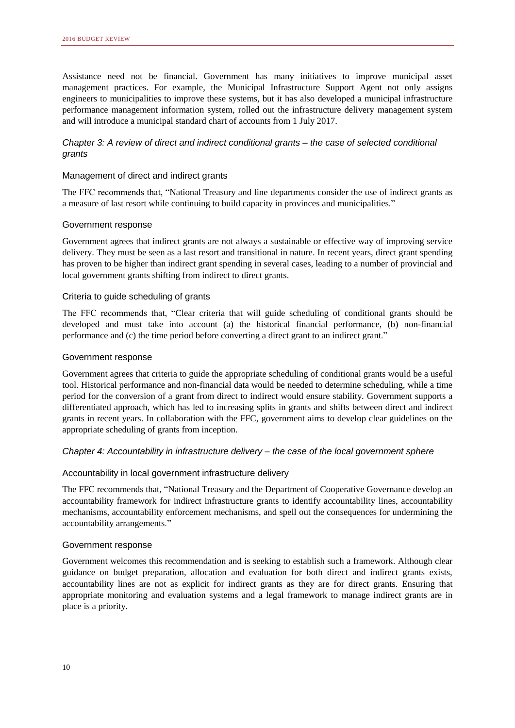Assistance need not be financial. Government has many initiatives to improve municipal asset management practices. For example, the Municipal Infrastructure Support Agent not only assigns engineers to municipalities to improve these systems, but it has also developed a municipal infrastructure performance management information system, rolled out the infrastructure delivery management system and will introduce a municipal standard chart of accounts from 1 July 2017.

### *Chapter 3: A review of direct and indirect conditional grants – the case of selected conditional grants*

#### Management of direct and indirect grants

The FFC recommends that, "National Treasury and line departments consider the use of indirect grants as a measure of last resort while continuing to build capacity in provinces and municipalities."

#### Government response

Government agrees that indirect grants are not always a sustainable or effective way of improving service delivery. They must be seen as a last resort and transitional in nature. In recent years, direct grant spending has proven to be higher than indirect grant spending in several cases, leading to a number of provincial and local government grants shifting from indirect to direct grants.

#### Criteria to guide scheduling of grants

The FFC recommends that, "Clear criteria that will guide scheduling of conditional grants should be developed and must take into account (a) the historical financial performance, (b) non-financial performance and (c) the time period before converting a direct grant to an indirect grant."

#### Government response

Government agrees that criteria to guide the appropriate scheduling of conditional grants would be a useful tool. Historical performance and non-financial data would be needed to determine scheduling, while a time period for the conversion of a grant from direct to indirect would ensure stability. Government supports a differentiated approach, which has led to increasing splits in grants and shifts between direct and indirect grants in recent years. In collaboration with the FFC, government aims to develop clear guidelines on the appropriate scheduling of grants from inception.

### *Chapter 4: Accountability in infrastructure delivery – the case of the local government sphere*

#### Accountability in local government infrastructure delivery

The FFC recommends that, "National Treasury and the Department of Cooperative Governance develop an accountability framework for indirect infrastructure grants to identify accountability lines, accountability mechanisms, accountability enforcement mechanisms, and spell out the consequences for undermining the accountability arrangements."

#### Government response

Government welcomes this recommendation and is seeking to establish such a framework. Although clear guidance on budget preparation, allocation and evaluation for both direct and indirect grants exists, accountability lines are not as explicit for indirect grants as they are for direct grants. Ensuring that appropriate monitoring and evaluation systems and a legal framework to manage indirect grants are in place is a priority.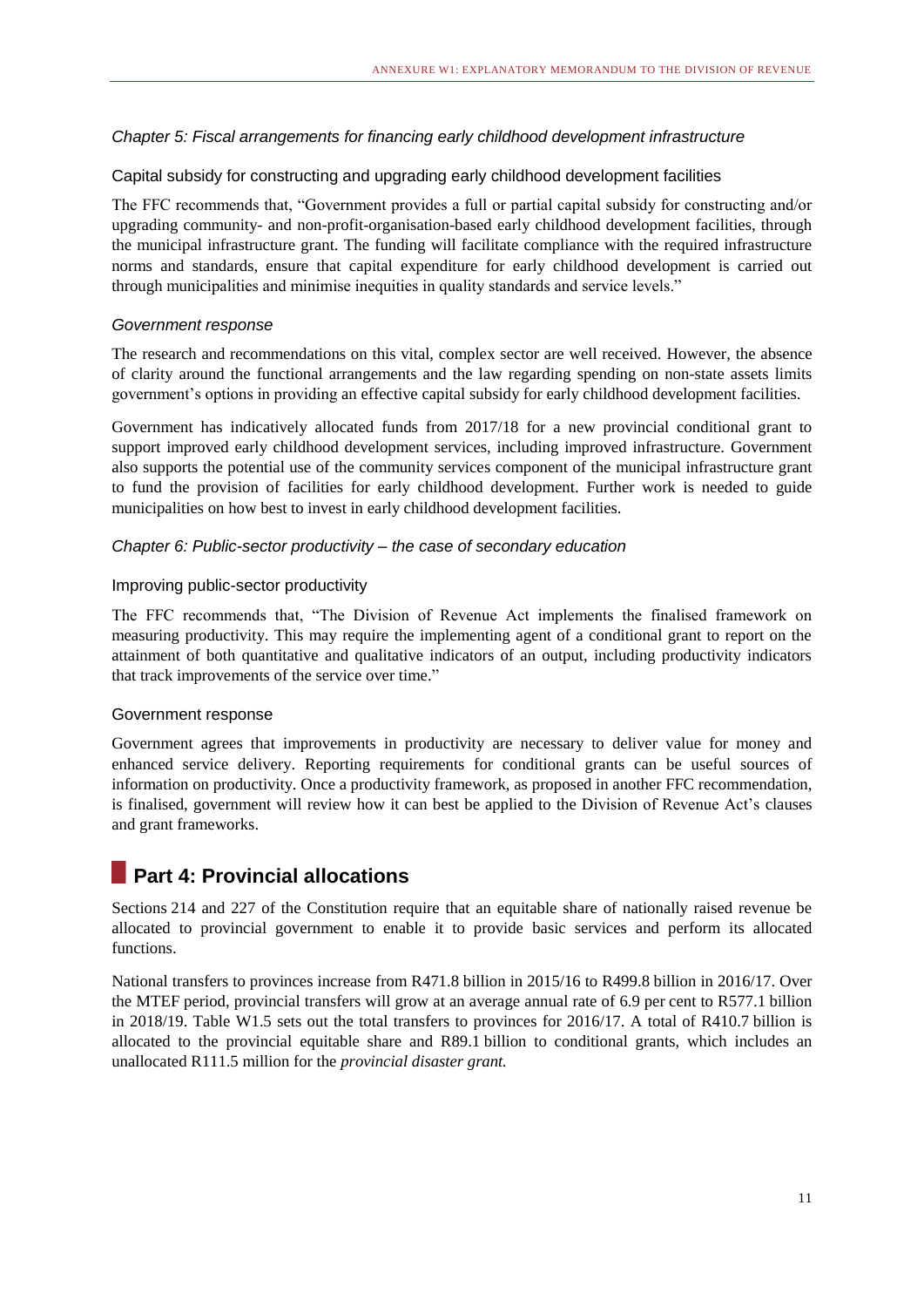### *Chapter 5: Fiscal arrangements for financing early childhood development infrastructure*

#### Capital subsidy for constructing and upgrading early childhood development facilities

The FFC recommends that, "Government provides a full or partial capital subsidy for constructing and/or upgrading community- and non-profit-organisation-based early childhood development facilities, through the municipal infrastructure grant. The funding will facilitate compliance with the required infrastructure norms and standards, ensure that capital expenditure for early childhood development is carried out through municipalities and minimise inequities in quality standards and service levels."

#### *Government response*

The research and recommendations on this vital, complex sector are well received. However, the absence of clarity around the functional arrangements and the law regarding spending on non-state assets limits government's options in providing an effective capital subsidy for early childhood development facilities.

Government has indicatively allocated funds from 2017/18 for a new provincial conditional grant to support improved early childhood development services, including improved infrastructure. Government also supports the potential use of the community services component of the municipal infrastructure grant to fund the provision of facilities for early childhood development. Further work is needed to guide municipalities on how best to invest in early childhood development facilities.

### *Chapter 6: Public-sector productivity – the case of secondary education*

#### Improving public-sector productivity

The FFC recommends that, "The Division of Revenue Act implements the finalised framework on measuring productivity. This may require the implementing agent of a conditional grant to report on the attainment of both quantitative and qualitative indicators of an output, including productivity indicators that track improvements of the service over time."

#### Government response

Government agrees that improvements in productivity are necessary to deliver value for money and enhanced service delivery. Reporting requirements for conditional grants can be useful sources of information on productivity. Once a productivity framework, as proposed in another FFC recommendation, is finalised, government will review how it can best be applied to the Division of Revenue Act's clauses and grant frameworks.

## Part 4: Provincial allocations

Sections 214 and 227 of the Constitution require that an equitable share of nationally raised revenue be allocated to provincial government to enable it to provide basic services and perform its allocated functions.

National transfers to provinces increase from R471.8 billion in 2015/16 to R499.8 billion in 2016/17. Over the MTEF period, provincial transfers will grow at an average annual rate of 6.9 per cent to R577.1 billion in 2018/19. Table W1.5 sets out the total transfers to provinces for 2016/17. A total of R410.7 billion is allocated to the provincial equitable share and R89.1 billion to conditional grants, which includes an unallocated R111.5 million for the *provincial disaster grant.*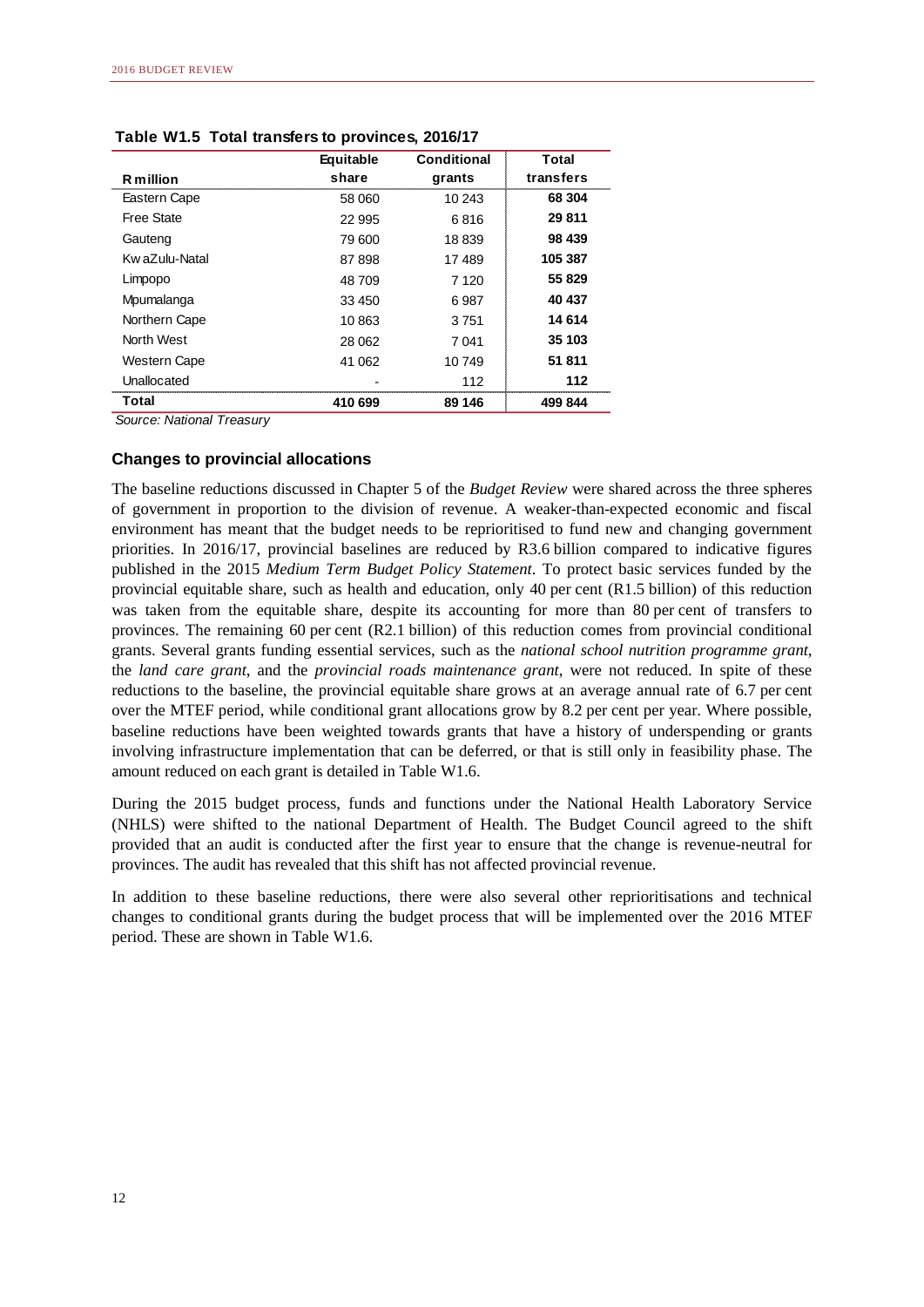**Table W1.5 Total transfers to provinces, 2016/17**

| R million | Equitable share | Conditional grants | Total transfers |
|---|---|---|---|
| Eastern Cape | 58 060 | 10 243 | **68 304** |
| Free State | 22 995 | 6 816 | **29 811** |
| Gauteng | 79 600 | 18 839 | **98 439** |
| KwaZulu-Natal | 87 898 | 17 489 | **105 387** |
| Limpopo | 48 709 | 7 120 | **55 829** |
| Mpumalanga | 33 450 | 6 987 | **40 437** |
| Northern Cape | 10 863 | 3 751 | **14 614** |
| North West | 28 062 | 7 041 | **35 103** |
| Western Cape | 41 062 | 10 749 | **51 811** |
| Unallocated | - | 112 | **112** |
| **Total** | **410 699** | **89 146** | **499 844** |

*Source: National Treasury*

### Changes to provincial allocations

The baseline reductions discussed in Chapter 5 of the *Budget Review* were shared across the three spheres of government in proportion to the division of revenue. A weaker-than-expected economic and fiscal environment has meant that the budget needs to be reprioritised to fund new and changing government priorities. In 2016/17, provincial baselines are reduced by R3.6 billion compared to indicative figures published in the 2015 *Medium Term Budget Policy Statement*. To protect basic services funded by the provincial equitable share, such as health and education, only 40 per cent (R1.5 billion) of this reduction was taken from the equitable share, despite its accounting for more than 80 per cent of transfers to provinces. The remaining 60 per cent (R2.1 billion) of this reduction comes from provincial conditional grants. Several grants funding essential services, such as the *national school nutrition programme grant*, the *land care grant*, and the *provincial roads maintenance grant*, were not reduced. In spite of these reductions to the baseline, the provincial equitable share grows at an average annual rate of 6.7 per cent over the MTEF period, while conditional grant allocations grow by 8.2 per cent per year. Where possible, baseline reductions have been weighted towards grants that have a history of underspending or grants involving infrastructure implementation that can be deferred, or that is still only in feasibility phase. The amount reduced on each grant is detailed in Table W1.6.

During the 2015 budget process, funds and functions under the National Health Laboratory Service (NHLS) were shifted to the national Department of Health. The Budget Council agreed to the shift provided that an audit is conducted after the first year to ensure that the change is revenue-neutral for provinces. The audit has revealed that this shift has not affected provincial revenue.

In addition to these baseline reductions, there were also several other reprioritisations and technical changes to conditional grants during the budget process that will be implemented over the 2016 MTEF period. These are shown in Table W1.6.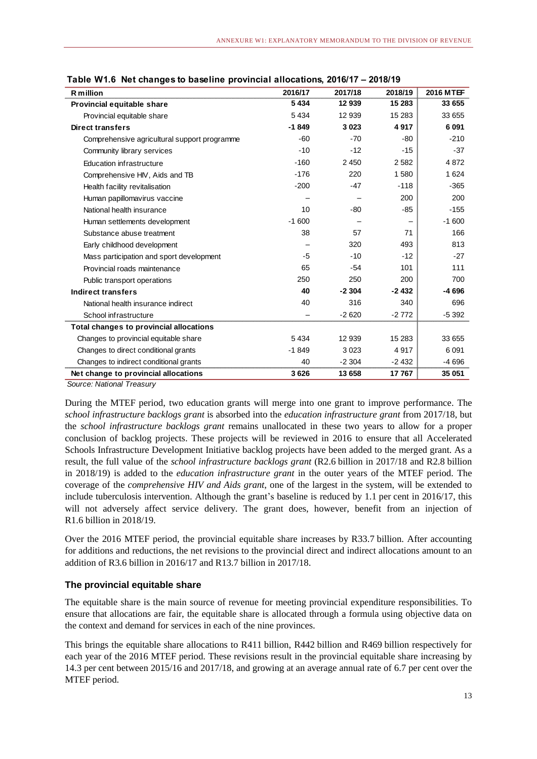**Table W1.6 Net changes to baseline provincial allocations, 2016/17 – 2018/19**

| R million | 2016/17 | 2017/18 | 2018/19 | 2016 MTEF |
|---|---|---|---|---|
| **Provincial equitable share** | **5 434** | **12 939** | **15 283** | **33 655** |
| Provincial equitable share | 5 434 | 12 939 | 15 283 | 33 655 |
| **Direct transfers** | **-1 849** | **3 023** | **4 917** | **6 091** |
| Comprehensive agricultural support programme | -60 | -70 | -80 | -210 |
| Community library services | -10 | -12 | -15 | -37 |
| Education infrastructure | -160 | 2 450 | 2 582 | 4 872 |
| Comprehensive HIV, Aids and TB | -176 | 220 | 1 580 | 1 624 |
| Health facility revitalisation | -200 | -47 | -118 | -365 |
| Human papillomavirus vaccine | – | – | 200 | 200 |
| National health insurance | 10 | -80 | -85 | -155 |
| Human settlements development | -1 600 | – | – | -1 600 |
| Substance abuse treatment | 38 | 57 | 71 | 166 |
| Early childhood development | – | 320 | 493 | 813 |
| Mass participation and sport development | -5 | -10 | -12 | -27 |
| Provincial roads maintenance | 65 | -54 | 101 | 111 |
| Public transport operations | 250 | 250 | 200 | 700 |
| **Indirect transfers** | **40** | **-2 304** | **-2 432** | **-4 696** |
| National health insurance indirect | 40 | 316 | 340 | 696 |
| School infrastructure | – | -2 620 | -2 772 | -5 392 |
| **Total changes to provincial allocations** | | | | |
| Changes to provincial equitable share | 5 434 | 12 939 | 15 283 | 33 655 |
| Changes to direct conditional grants | -1 849 | 3 023 | 4 917 | 6 091 |
| Changes to indirect conditional grants | 40 | -2 304 | -2 432 | -4 696 |
| **Net change to provincial allocations** | **3 626** | **13 658** | **17 767** | **35 051** |

*Source: National Treasury*

During the MTEF period, two education grants will merge into one grant to improve performance. The *school infrastructure backlogs grant* is absorbed into the *education infrastructure grant* from 2017/18, but the *school infrastructure backlogs grant* remains unallocated in these two years to allow for a proper conclusion of backlog projects. These projects will be reviewed in 2016 to ensure that all Accelerated Schools Infrastructure Development Initiative backlog projects have been added to the merged grant. As a result, the full value of the *school infrastructure backlogs grant* (R2.6 billion in 2017/18 and R2.8 billion in 2018/19) is added to the *education infrastructure grant* in the outer years of the MTEF period. The coverage of the *comprehensive HIV and Aids grant*, one of the largest in the system, will be extended to include tuberculosis intervention. Although the grant's baseline is reduced by 1.1 per cent in 2016/17, this will not adversely affect service delivery. The grant does, however, benefit from an injection of R1.6 billion in 2018/19.

Over the 2016 MTEF period, the provincial equitable share increases by R33.7 billion. After accounting for additions and reductions, the net revisions to the provincial direct and indirect allocations amount to an addition of R3.6 billion in 2016/17 and R13.7 billion in 2017/18.

### The provincial equitable share

The equitable share is the main source of revenue for meeting provincial expenditure responsibilities. To ensure that allocations are fair, the equitable share is allocated through a formula using objective data on the context and demand for services in each of the nine provinces.

This brings the equitable share allocations to R411 billion, R442 billion and R469 billion respectively for each year of the 2016 MTEF period. These revisions result in the provincial equitable share increasing by 14.3 per cent between 2015/16 and 2017/18, and growing at an average annual rate of 6.7 per cent over the MTEF period.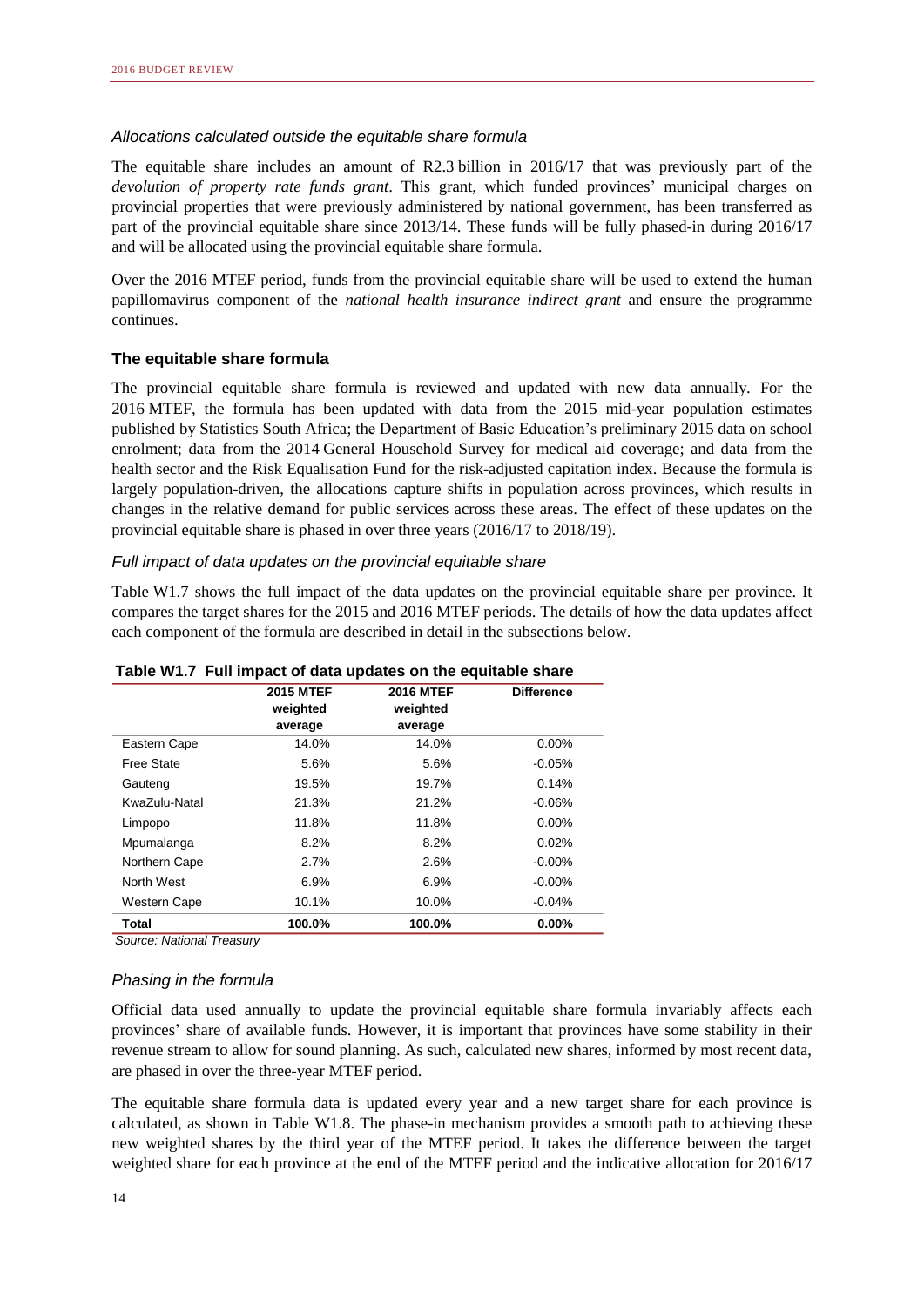*Allocations calculated outside the equitable share formula*

The equitable share includes an amount of R2.3 billion in 2016/17 that was previously part of the *devolution of property rate funds grant*. This grant, which funded provinces' municipal charges on provincial properties that were previously administered by national government, has been transferred as part of the provincial equitable share since 2013/14. These funds will be fully phased-in during 2016/17 and will be allocated using the provincial equitable share formula.

Over the 2016 MTEF period, funds from the provincial equitable share will be used to extend the human papillomavirus component of the *national health insurance indirect grant* and ensure the programme continues.

### The equitable share formula

The provincial equitable share formula is reviewed and updated with new data annually. For the 2016 MTEF, the formula has been updated with data from the 2015 mid-year population estimates published by Statistics South Africa; the Department of Basic Education's preliminary 2015 data on school enrolment; data from the 2014 General Household Survey for medical aid coverage; and data from the health sector and the Risk Equalisation Fund for the risk-adjusted capitation index. Because the formula is largely population-driven, the allocations capture shifts in population across provinces, which results in changes in the relative demand for public services across these areas. The effect of these updates on the provincial equitable share is phased in over three years (2016/17 to 2018/19).

*Full impact of data updates on the provincial equitable share*

Table W1.7 shows the full impact of the data updates on the provincial equitable share per province. It compares the target shares for the 2015 and 2016 MTEF periods. The details of how the data updates affect each component of the formula are described in detail in the subsections below.

**Table W1.7 Full impact of data updates on the equitable share**

| | 2015 MTEF weighted average | 2016 MTEF weighted average | Difference |
|---|---|---|---|
| Eastern Cape | 14.0% | 14.0% | 0.00% |
| Free State | 5.6% | 5.6% | -0.05% |
| Gauteng | 19.5% | 19.7% | 0.14% |
| KwaZulu-Natal | 21.3% | 21.2% | -0.06% |
| Limpopo | 11.8% | 11.8% | 0.00% |
| Mpumalanga | 8.2% | 8.2% | 0.02% |
| Northern Cape | 2.7% | 2.6% | -0.00% |
| North West | 6.9% | 6.9% | -0.00% |
| Western Cape | 10.1% | 10.0% | -0.04% |
| **Total** | **100.0%** | **100.0%** | **0.00%** |

*Source: National Treasury*

*Phasing in the formula*

Official data used annually to update the provincial equitable share formula invariably affects each provinces' share of available funds. However, it is important that provinces have some stability in their revenue stream to allow for sound planning. As such, calculated new shares, informed by most recent data, are phased in over the three-year MTEF period.

The equitable share formula data is updated every year and a new target share for each province is calculated, as shown in Table W1.8. The phase-in mechanism provides a smooth path to achieving these new weighted shares by the third year of the MTEF period. It takes the difference between the target weighted share for each province at the end of the MTEF period and the indicative allocation for 2016/17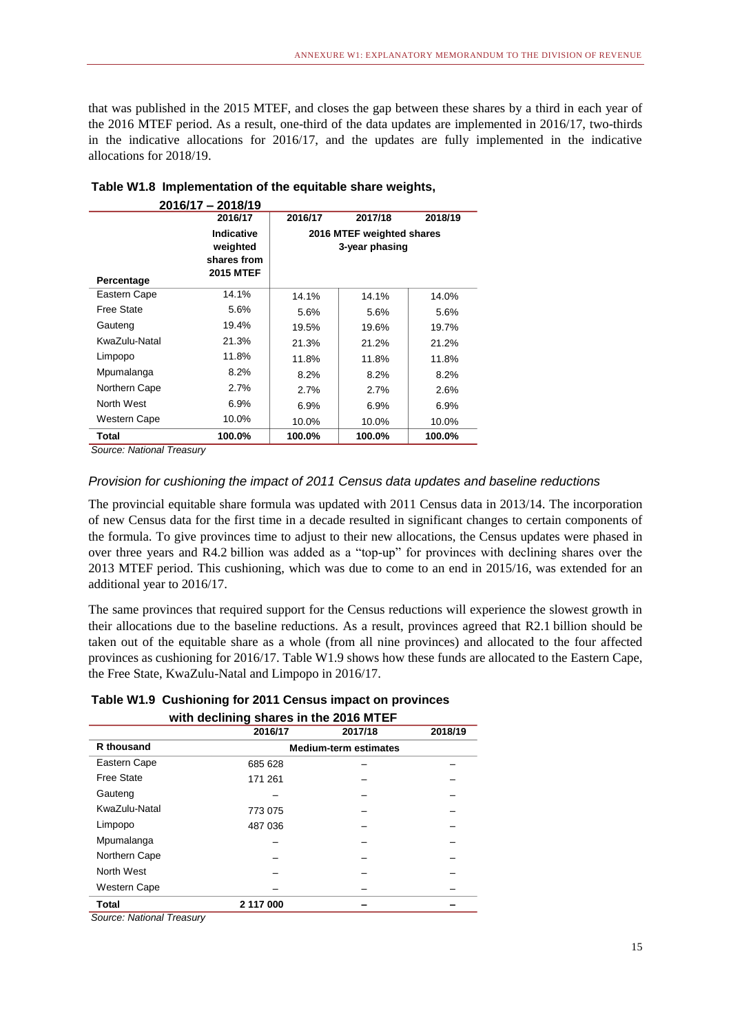that was published in the 2015 MTEF, and closes the gap between these shares by a third in each year of the 2016 MTEF period. As a result, one-third of the data updates are implemented in 2016/17, two-thirds in the indicative allocations for 2016/17, and the updates are fully implemented in the indicative allocations for 2018/19.

**Table W1.8 Implementation of the equitable share weights, 2016/17 – 2018/19**

| Percentage | 2016/17 Indicative weighted shares from 2015 MTEF | 2016/17 | 2017/18 | 2018/19 |
|---|---|---|---|---|
| | | 2016 MTEF weighted shares 3-year phasing | | |
| Eastern Cape | 14.1% | 14.1% | 14.1% | 14.0% |
| Free State | 5.6% | 5.6% | 5.6% | 5.6% |
| Gauteng | 19.4% | 19.5% | 19.6% | 19.7% |
| KwaZulu-Natal | 21.3% | 21.3% | 21.2% | 21.2% |
| Limpopo | 11.8% | 11.8% | 11.8% | 11.8% |
| Mpumalanga | 8.2% | 8.2% | 8.2% | 8.2% |
| Northern Cape | 2.7% | 2.7% | 2.7% | 2.6% |
| North West | 6.9% | 6.9% | 6.9% | 6.9% |
| Western Cape | 10.0% | 10.0% | 10.0% | 10.0% |
| **Total** | **100.0%** | **100.0%** | **100.0%** | **100.0%** |

*Source: National Treasury*

### *Provision for cushioning the impact of 2011 Census data updates and baseline reductions*

The provincial equitable share formula was updated with 2011 Census data in 2013/14. The incorporation of new Census data for the first time in a decade resulted in significant changes to certain components of the formula. To give provinces time to adjust to their new allocations, the Census updates were phased in over three years and R4.2 billion was added as a "top-up" for provinces with declining shares over the 2013 MTEF period. This cushioning, which was due to come to an end in 2015/16, was extended for an additional year to 2016/17.

The same provinces that required support for the Census reductions will experience the slowest growth in their allocations due to the baseline reductions. As a result, provinces agreed that R2.1 billion should be taken out of the equitable share as a whole (from all nine provinces) and allocated to the four affected provinces as cushioning for 2016/17. Table W1.9 shows how these funds are allocated to the Eastern Cape, the Free State, KwaZulu-Natal and Limpopo in 2016/17.

**Table W1.9 Cushioning for 2011 Census impact on provinces with declining shares in the 2016 MTEF**

| R thousand | 2016/17 | 2017/18 | 2018/19 |
|---|---|---|---|
| | Medium-term estimates | | |
| Eastern Cape | 685 628 | – | – |
| Free State | 171 261 | – | – |
| Gauteng | – | – | – |
| KwaZulu-Natal | 773 075 | – | – |
| Limpopo | 487 036 | – | – |
| Mpumalanga | – | – | – |
| Northern Cape | – | – | – |
| North West | – | – | – |
| Western Cape | – | – | – |
| **Total** | **2 117 000** | **–** | **–** |

*Source: National Treasury*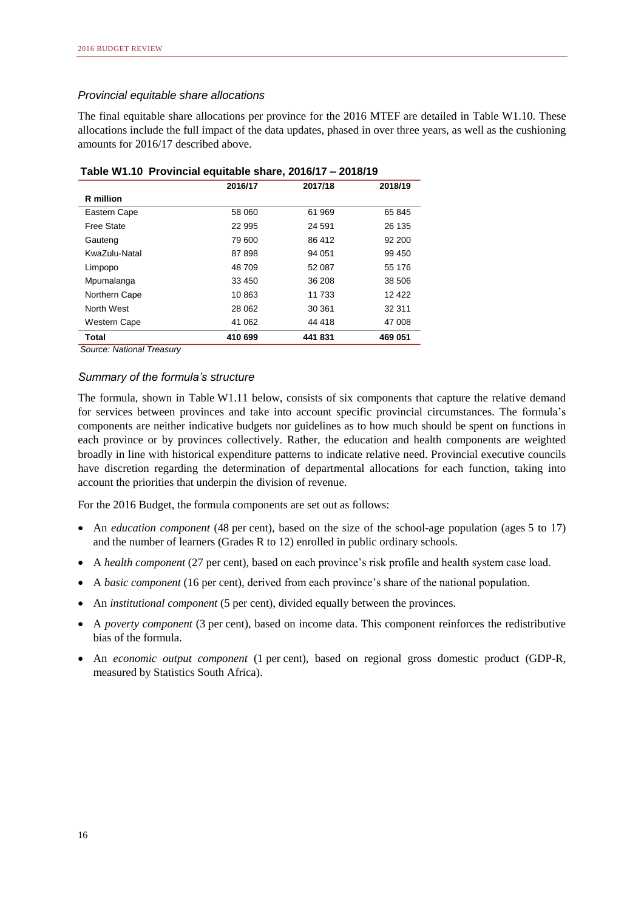*Provincial equitable share allocations*

The final equitable share allocations per province for the 2016 MTEF are detailed in Table W1.10. These allocations include the full impact of the data updates, phased in over three years, as well as the cushioning amounts for 2016/17 described above.

**Table W1.10 Provincial equitable share, 2016/17 – 2018/19**

| R million | 2016/17 | 2017/18 | 2018/19 |
|---|---|---|---|
| Eastern Cape | 58 060 | 61 969 | 65 845 |
| Free State | 22 995 | 24 591 | 26 135 |
| Gauteng | 79 600 | 86 412 | 92 200 |
| KwaZulu-Natal | 87 898 | 94 051 | 99 450 |
| Limpopo | 48 709 | 52 087 | 55 176 |
| Mpumalanga | 33 450 | 36 208 | 38 506 |
| Northern Cape | 10 863 | 11 733 | 12 422 |
| North West | 28 062 | 30 361 | 32 311 |
| Western Cape | 41 062 | 44 418 | 47 008 |
| **Total** | **410 699** | **441 831** | **469 051** |

*Source: National Treasury*

*Summary of the formula's structure*

The formula, shown in Table W1.11 below, consists of six components that capture the relative demand for services between provinces and take into account specific provincial circumstances. The formula's components are neither indicative budgets nor guidelines as to how much should be spent on functions in each province or by provinces collectively. Rather, the education and health components are weighted broadly in line with historical expenditure patterns to indicate relative need. Provincial executive councils have discretion regarding the determination of departmental allocations for each function, taking into account the priorities that underpin the division of revenue.

For the 2016 Budget, the formula components are set out as follows:

- An *education component* (48 per cent), based on the size of the school-age population (ages 5 to 17) and the number of learners (Grades R to 12) enrolled in public ordinary schools.
- A *health component* (27 per cent), based on each province's risk profile and health system case load.
- A *basic component* (16 per cent), derived from each province's share of the national population.
- An *institutional component* (5 per cent), divided equally between the provinces.
- A *poverty component* (3 per cent), based on income data. This component reinforces the redistributive bias of the formula.
- An *economic output component* (1 per cent), based on regional gross domestic product (GDP-R, measured by Statistics South Africa).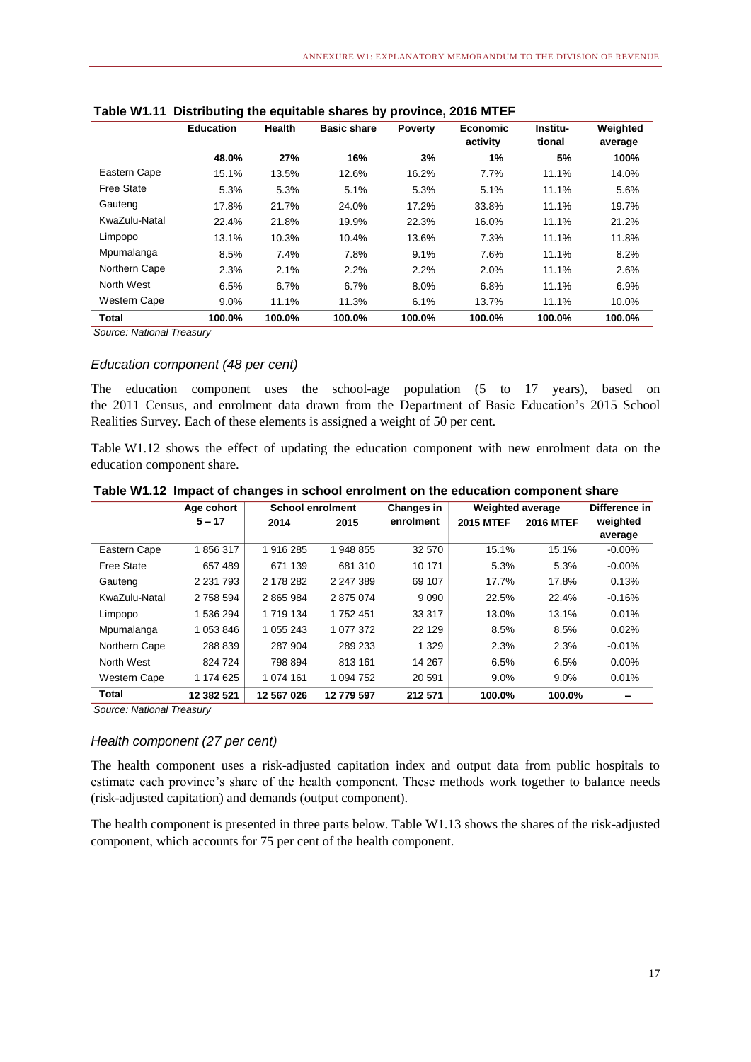**Table W1.11 Distributing the equitable shares by province, 2016 MTEF**

| | Education | Health | Basic share | Poverty | Economic activity | Institu-tional | Weighted average |
|---|---|---|---|---|---|---|---|
| | 48.0% | 27% | 16% | 3% | 1% | 5% | 100% |
| Eastern Cape | 15.1% | 13.5% | 12.6% | 16.2% | 7.7% | 11.1% | 14.0% |
| Free State | 5.3% | 5.3% | 5.1% | 5.3% | 5.1% | 11.1% | 5.6% |
| Gauteng | 17.8% | 21.7% | 24.0% | 17.2% | 33.8% | 11.1% | 19.7% |
| KwaZulu-Natal | 22.4% | 21.8% | 19.9% | 22.3% | 16.0% | 11.1% | 21.2% |
| Limpopo | 13.1% | 10.3% | 10.4% | 13.6% | 7.3% | 11.1% | 11.8% |
| Mpumalanga | 8.5% | 7.4% | 7.8% | 9.1% | 7.6% | 11.1% | 8.2% |
| Northern Cape | 2.3% | 2.1% | 2.2% | 2.2% | 2.0% | 11.1% | 2.6% |
| North West | 6.5% | 6.7% | 6.7% | 8.0% | 6.8% | 11.1% | 6.9% |
| Western Cape | 9.0% | 11.1% | 11.3% | 6.1% | 13.7% | 11.1% | 10.0% |
| **Total** | **100.0%** | **100.0%** | **100.0%** | **100.0%** | **100.0%** | **100.0%** | **100.0%** |

*Source: National Treasury*

### *Education component (48 per cent)*

The education component uses the school-age population (5 to 17 years), based on the 2011 Census, and enrolment data drawn from the Department of Basic Education's 2015 School Realities Survey. Each of these elements is assigned a weight of 50 per cent.

Table W1.12 shows the effect of updating the education component with new enrolment data on the education component share.

**Table W1.12 Impact of changes in school enrolment on the education component share**

| | Age cohort 5 – 17 | School enrolment | | Changes in enrolment | Weighted average | | Difference in weighted average |
|---|---|---|---|---|---|---|---|
| | | 2014 | 2015 | | 2015 MTEF | 2016 MTEF | |
| Eastern Cape | 1 856 317 | 1 916 285 | 1 948 855 | 32 570 | 15.1% | 15.1% | -0.00% |
| Free State | 657 489 | 671 139 | 681 310 | 10 171 | 5.3% | 5.3% | -0.00% |
| Gauteng | 2 231 793 | 2 178 282 | 2 247 389 | 69 107 | 17.7% | 17.8% | 0.13% |
| KwaZulu-Natal | 2 758 594 | 2 865 984 | 2 875 074 | 9 090 | 22.5% | 22.4% | -0.16% |
| Limpopo | 1 536 294 | 1 719 134 | 1 752 451 | 33 317 | 13.0% | 13.1% | 0.01% |
| Mpumalanga | 1 053 846 | 1 055 243 | 1 077 372 | 22 129 | 8.5% | 8.5% | 0.02% |
| Northern Cape | 288 839 | 287 904 | 289 233 | 1 329 | 2.3% | 2.3% | -0.01% |
| North West | 824 724 | 798 894 | 813 161 | 14 267 | 6.5% | 6.5% | 0.00% |
| Western Cape | 1 174 625 | 1 074 161 | 1 094 752 | 20 591 | 9.0% | 9.0% | 0.01% |
| **Total** | **12 382 521** | **12 567 026** | **12 779 597** | **212 571** | **100.0%** | **100.0%** | **–** |

*Source: National Treasury*

### *Health component (27 per cent)*

The health component uses a risk-adjusted capitation index and output data from public hospitals to estimate each province's share of the health component. These methods work together to balance needs (risk-adjusted capitation) and demands (output component).

The health component is presented in three parts below. Table W1.13 shows the shares of the risk-adjusted component, which accounts for 75 per cent of the health component.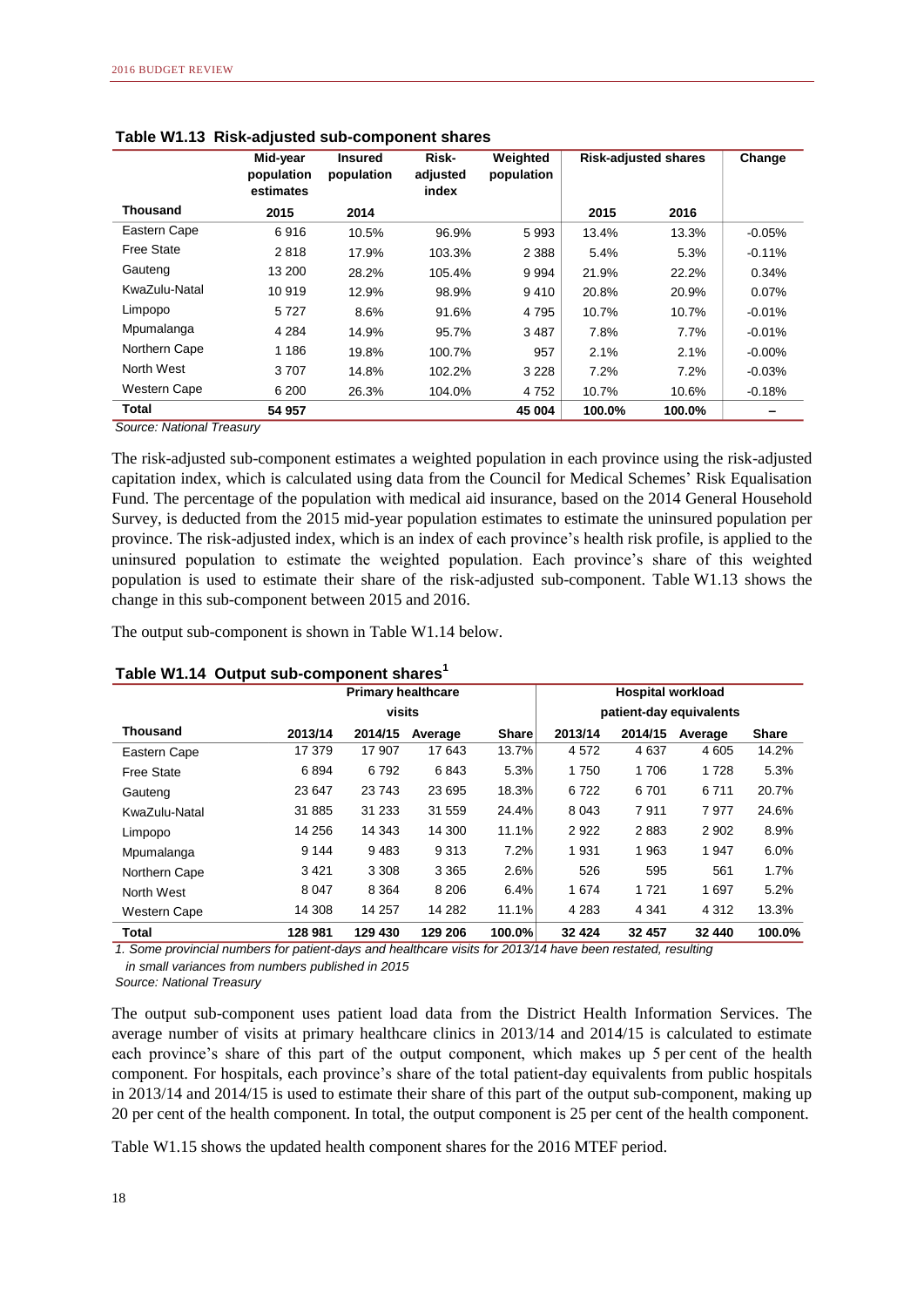**Table W1.13 Risk-adjusted sub-component shares**

| Thousand | Mid-year population estimates | Insured population | Risk-adjusted index | Weighted population | Risk-adjusted shares | | Change |
|---|---|---|---|---|---|---|---|
| | 2015 | 2014 | | | 2015 | 2016 | |
| Eastern Cape | 6 916 | 10.5% | 96.9% | 5 993 | 13.4% | 13.3% | -0.05% |
| Free State | 2 818 | 17.9% | 103.3% | 2 388 | 5.4% | 5.3% | -0.11% |
| Gauteng | 13 200 | 28.2% | 105.4% | 9 994 | 21.9% | 22.2% | 0.34% |
| KwaZulu-Natal | 10 919 | 12.9% | 98.9% | 9 410 | 20.8% | 20.9% | 0.07% |
| Limpopo | 5 727 | 8.6% | 91.6% | 4 795 | 10.7% | 10.7% | -0.01% |
| Mpumalanga | 4 284 | 14.9% | 95.7% | 3 487 | 7.8% | 7.7% | -0.01% |
| Northern Cape | 1 186 | 19.8% | 100.7% | 957 | 2.1% | 2.1% | -0.00% |
| North West | 3 707 | 14.8% | 102.2% | 3 228 | 7.2% | 7.2% | -0.03% |
| Western Cape | 6 200 | 26.3% | 104.0% | 4 752 | 10.7% | 10.6% | -0.18% |
| **Total** | **54 957** | | | **45 004** | **100.0%** | **100.0%** | **–** |

*Source: National Treasury*

The risk-adjusted sub-component estimates a weighted population in each province using the risk-adjusted capitation index, which is calculated using data from the Council for Medical Schemes' Risk Equalisation Fund. The percentage of the population with medical aid insurance, based on the 2014 General Household Survey, is deducted from the 2015 mid-year population estimates to estimate the uninsured population per province. The risk-adjusted index, which is an index of each province's health risk profile, is applied to the uninsured population to estimate the weighted population. Each province's share of this weighted population is used to estimate their share of the risk-adjusted sub-component. Table W1.13 shows the change in this sub-component between 2015 and 2016.

The output sub-component is shown in Table W1.14 below.

**Table W1.14 Output sub-component shares[1]**

| Thousand | Primary healthcare visits | | | | Hospital workload patient-day equivalents | | | |
|---|---|---|---|---|---|---|---|---|
| | 2013/14 | 2014/15 | Average | Share | 2013/14 | 2014/15 | Average | Share |
| Eastern Cape | 17 379 | 17 907 | 17 643 | 13.7% | 4 572 | 4 637 | 4 605 | 14.2% |
| Free State | 6 894 | 6 792 | 6 843 | 5.3% | 1 750 | 1 706 | 1 728 | 5.3% |
| Gauteng | 23 647 | 23 743 | 23 695 | 18.3% | 6 722 | 6 701 | 6 711 | 20.7% |
| KwaZulu-Natal | 31 885 | 31 233 | 31 559 | 24.4% | 8 043 | 7 911 | 7 977 | 24.6% |
| Limpopo | 14 256 | 14 343 | 14 300 | 11.1% | 2 922 | 2 883 | 2 902 | 8.9% |
| Mpumalanga | 9 144 | 9 483 | 9 313 | 7.2% | 1 931 | 1 963 | 1 947 | 6.0% |
| Northern Cape | 3 421 | 3 308 | 3 365 | 2.6% | 526 | 595 | 561 | 1.7% |
| North West | 8 047 | 8 364 | 8 206 | 6.4% | 1 674 | 1 721 | 1 697 | 5.2% |
| Western Cape | 14 308 | 14 257 | 14 282 | 11.1% | 4 283 | 4 341 | 4 312 | 13.3% |
| **Total** | **128 981** | **129 430** | **129 206** | **100.0%** | **32 424** | **32 457** | **32 440** | **100.0%** |

*1. Some provincial numbers for patient-days and healthcare visits for 2013/14 have been restated, resulting in small variances from numbers published in 2015*

*Source: National Treasury*

The output sub-component uses patient load data from the District Health Information Services. The average number of visits at primary healthcare clinics in 2013/14 and 2014/15 is calculated to estimate each province's share of this part of the output component, which makes up 5 per cent of the health component. For hospitals, each province's share of the total patient-day equivalents from public hospitals in 2013/14 and 2014/15 is used to estimate their share of this part of the output sub-component, making up 20 per cent of the health component. In total, the output component is 25 per cent of the health component.

Table W1.15 shows the updated health component shares for the 2016 MTEF period.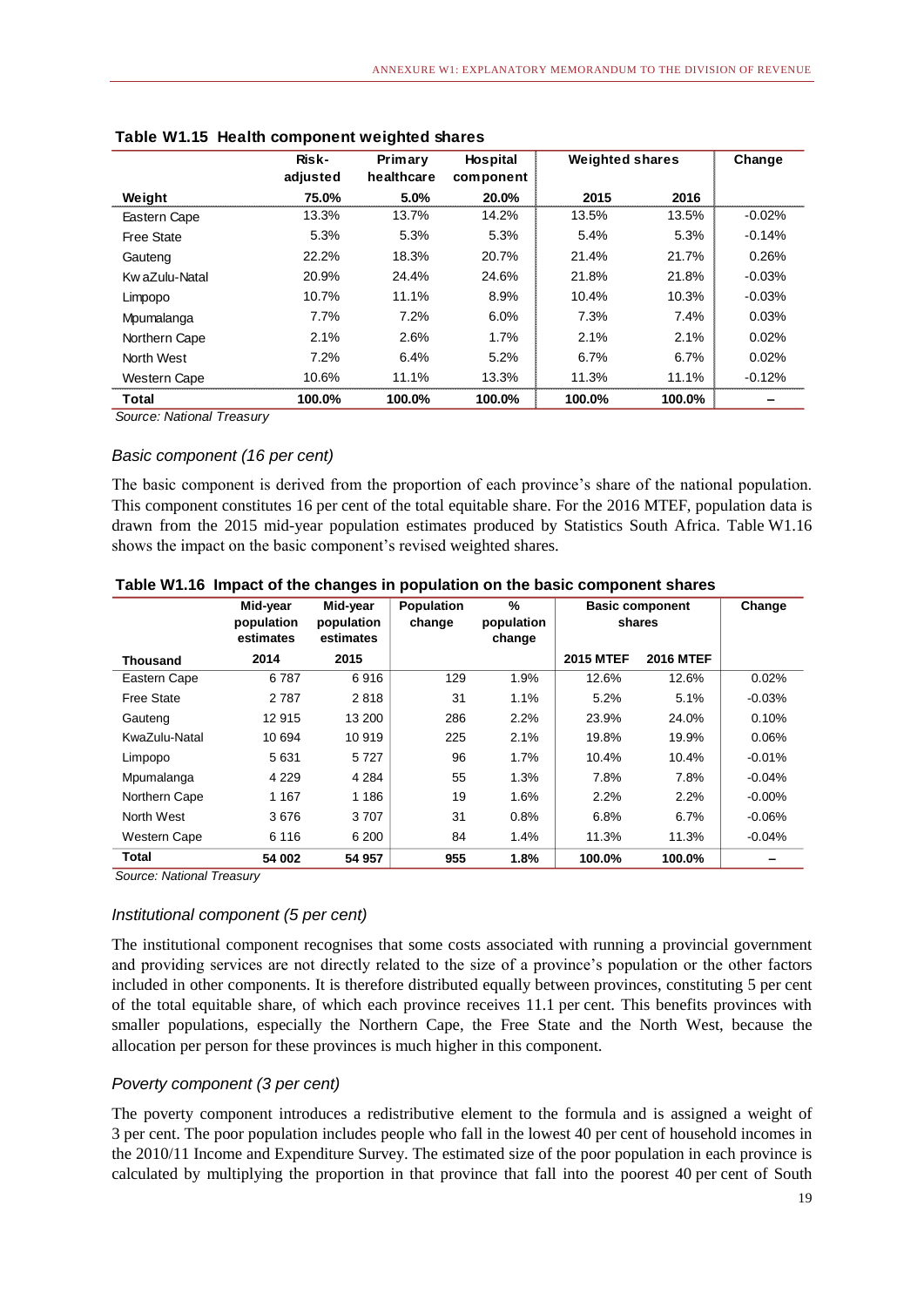**Table W1.15 Health component weighted shares**

| | Risk-adjusted | Primary healthcare | Hospital component | Weighted shares | | Change |
|---|---|---|---|---|---|---|
| **Weight** | **75.0%** | **5.0%** | **20.0%** | **2015** | **2016** | |
| Eastern Cape | 13.3% | 13.7% | 14.2% | 13.5% | 13.5% | -0.02% |
| Free State | 5.3% | 5.3% | 5.3% | 5.4% | 5.3% | -0.14% |
| Gauteng | 22.2% | 18.3% | 20.7% | 21.4% | 21.7% | 0.26% |
| KwaZulu-Natal | 20.9% | 24.4% | 24.6% | 21.8% | 21.8% | -0.03% |
| Limpopo | 10.7% | 11.1% | 8.9% | 10.4% | 10.3% | -0.03% |
| Mpumalanga | 7.7% | 7.2% | 6.0% | 7.3% | 7.4% | 0.03% |
| Northern Cape | 2.1% | 2.6% | 1.7% | 2.1% | 2.1% | 0.02% |
| North West | 7.2% | 6.4% | 5.2% | 6.7% | 6.7% | 0.02% |
| Western Cape | 10.6% | 11.1% | 13.3% | 11.3% | 11.1% | -0.12% |
| **Total** | **100.0%** | **100.0%** | **100.0%** | **100.0%** | **100.0%** | **–** |

*Source: National Treasury*

### *Basic component (16 per cent)*

The basic component is derived from the proportion of each province's share of the national population. This component constitutes 16 per cent of the total equitable share. For the 2016 MTEF, population data is drawn from the 2015 mid-year population estimates produced by Statistics South Africa. Table W1.16 shows the impact on the basic component's revised weighted shares.

**Table W1.16 Impact of the changes in population on the basic component shares**

| | Mid-year population estimates | Mid-year population estimates | Population change | % population change | Basic component shares | | Change |
|---|---|---|---|---|---|---|---|
| **Thousand** | **2014** | **2015** | | | **2015 MTEF** | **2016 MTEF** | |
| Eastern Cape | 6 787 | 6 916 | 129 | 1.9% | 12.6% | 12.6% | 0.02% |
| Free State | 2 787 | 2 818 | 31 | 1.1% | 5.2% | 5.1% | -0.03% |
| Gauteng | 12 915 | 13 200 | 286 | 2.2% | 23.9% | 24.0% | 0.10% |
| KwaZulu-Natal | 10 694 | 10 919 | 225 | 2.1% | 19.8% | 19.9% | 0.06% |
| Limpopo | 5 631 | 5 727 | 96 | 1.7% | 10.4% | 10.4% | -0.01% |
| Mpumalanga | 4 229 | 4 284 | 55 | 1.3% | 7.8% | 7.8% | -0.04% |
| Northern Cape | 1 167 | 1 186 | 19 | 1.6% | 2.2% | 2.2% | -0.00% |
| North West | 3 676 | 3 707 | 31 | 0.8% | 6.8% | 6.7% | -0.06% |
| Western Cape | 6 116 | 6 200 | 84 | 1.4% | 11.3% | 11.3% | -0.04% |
| **Total** | **54 002** | **54 957** | **955** | **1.8%** | **100.0%** | **100.0%** | **–** |

*Source: National Treasury*

### *Institutional component (5 per cent)*

The institutional component recognises that some costs associated with running a provincial government and providing services are not directly related to the size of a province's population or the other factors included in other components. It is therefore distributed equally between provinces, constituting 5 per cent of the total equitable share, of which each province receives 11.1 per cent. This benefits provinces with smaller populations, especially the Northern Cape, the Free State and the North West, because the allocation per person for these provinces is much higher in this component.

### *Poverty component (3 per cent)*

The poverty component introduces a redistributive element to the formula and is assigned a weight of 3 per cent. The poor population includes people who fall in the lowest 40 per cent of household incomes in the 2010/11 Income and Expenditure Survey. The estimated size of the poor population in each province is calculated by multiplying the proportion in that province that fall into the poorest 40 per cent of South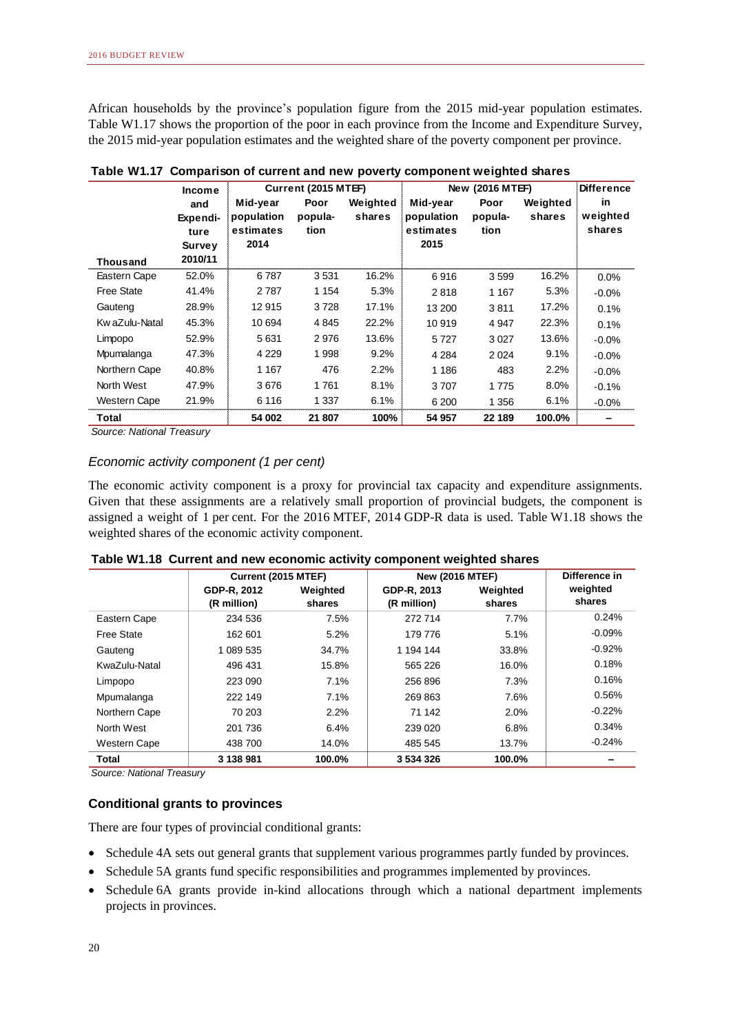African households by the province's population figure from the 2015 mid-year population estimates. Table W1.17 shows the proportion of the poor in each province from the Income and Expenditure Survey, the 2015 mid-year population estimates and the weighted share of the poverty component per province.

**Table W1.17 Comparison of current and new poverty component weighted shares**

| Thousand | Income and Expenditure Survey 2010/11 | Current (2015 MTEF) Mid-year population estimates 2014 | Poor population | Weighted shares | New (2016 MTEF) Mid-year population estimates 2015 | Poor population | Weighted shares | Difference in weighted shares |
|---|---|---|---|---|---|---|---|---|
| Eastern Cape | 52.0% | 6 787 | 3 531 | 16.2% | 6 916 | 3 599 | 16.2% | 0.0% |
| Free State | 41.4% | 2 787 | 1 154 | 5.3% | 2 818 | 1 167 | 5.3% | -0.0% |
| Gauteng | 28.9% | 12 915 | 3 728 | 17.1% | 13 200 | 3 811 | 17.2% | 0.1% |
| KwaZulu-Natal | 45.3% | 10 694 | 4 845 | 22.2% | 10 919 | 4 947 | 22.3% | 0.1% |
| Limpopo | 52.9% | 5 631 | 2 976 | 13.6% | 5 727 | 3 027 | 13.6% | -0.0% |
| Mpumalanga | 47.3% | 4 229 | 1 998 | 9.2% | 4 284 | 2 024 | 9.1% | -0.0% |
| Northern Cape | 40.8% | 1 167 | 476 | 2.2% | 1 186 | 483 | 2.2% | -0.0% |
| North West | 47.9% | 3 676 | 1 761 | 8.1% | 3 707 | 1 775 | 8.0% | -0.1% |
| Western Cape | 21.9% | 6 116 | 1 337 | 6.1% | 6 200 | 1 356 | 6.1% | -0.0% |
| **Total** | | **54 002** | **21 807** | **100%** | **54 957** | **22 189** | **100.0%** | **–** |

*Source: National Treasury*

*Economic activity component (1 per cent)*

The economic activity component is a proxy for provincial tax capacity and expenditure assignments. Given that these assignments are a relatively small proportion of provincial budgets, the component is assigned a weight of 1 per cent. For the 2016 MTEF, 2014 GDP-R data is used. Table W1.18 shows the weighted shares of the economic activity component.

**Table W1.18 Current and new economic activity component weighted shares**

| | Current (2015 MTEF) GDP-R, 2012 (R million) | Weighted shares | New (2016 MTEF) GDP-R, 2013 (R million) | Weighted shares | Difference in weighted shares |
|---|---|---|---|---|---|
| Eastern Cape | 234 536 | 7.5% | 272 714 | 7.7% | 0.24% |
| Free State | 162 601 | 5.2% | 179 776 | 5.1% | -0.09% |
| Gauteng | 1 089 535 | 34.7% | 1 194 144 | 33.8% | -0.92% |
| KwaZulu-Natal | 496 431 | 15.8% | 565 226 | 16.0% | 0.18% |
| Limpopo | 223 090 | 7.1% | 256 896 | 7.3% | 0.16% |
| Mpumalanga | 222 149 | 7.1% | 269 863 | 7.6% | 0.56% |
| Northern Cape | 70 203 | 2.2% | 71 142 | 2.0% | -0.22% |
| North West | 201 736 | 6.4% | 239 020 | 6.8% | 0.34% |
| Western Cape | 438 700 | 14.0% | 485 545 | 13.7% | -0.24% |
| **Total** | **3 138 981** | **100.0%** | **3 534 326** | **100.0%** | **–** |

*Source: National Treasury*

### Conditional grants to provinces

There are four types of provincial conditional grants:

- Schedule 4A sets out general grants that supplement various programmes partly funded by provinces.
- Schedule 5A grants fund specific responsibilities and programmes implemented by provinces.
- Schedule 6A grants provide in-kind allocations through which a national department implements projects in provinces.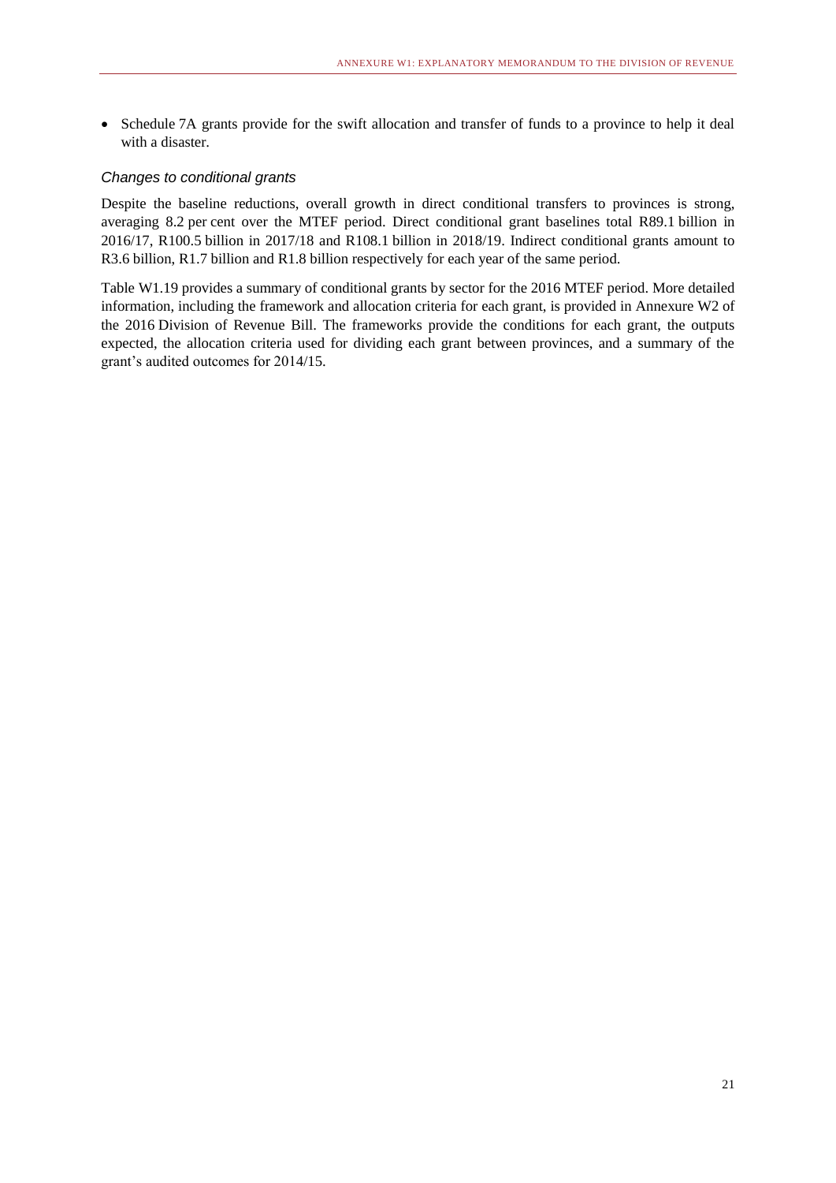- Schedule 7A grants provide for the swift allocation and transfer of funds to a province to help it deal with a disaster.

### *Changes to conditional grants*

Despite the baseline reductions, overall growth in direct conditional transfers to provinces is strong, averaging 8.2 per cent over the MTEF period. Direct conditional grant baselines total R89.1 billion in 2016/17, R100.5 billion in 2017/18 and R108.1 billion in 2018/19. Indirect conditional grants amount to R3.6 billion, R1.7 billion and R1.8 billion respectively for each year of the same period.

Table W1.19 provides a summary of conditional grants by sector for the 2016 MTEF period. More detailed information, including the framework and allocation criteria for each grant, is provided in Annexure W2 of the 2016 Division of Revenue Bill. The frameworks provide the conditions for each grant, the outputs expected, the allocation criteria used for dividing each grant between provinces, and a summary of the grant's audited outcomes for 2014/15.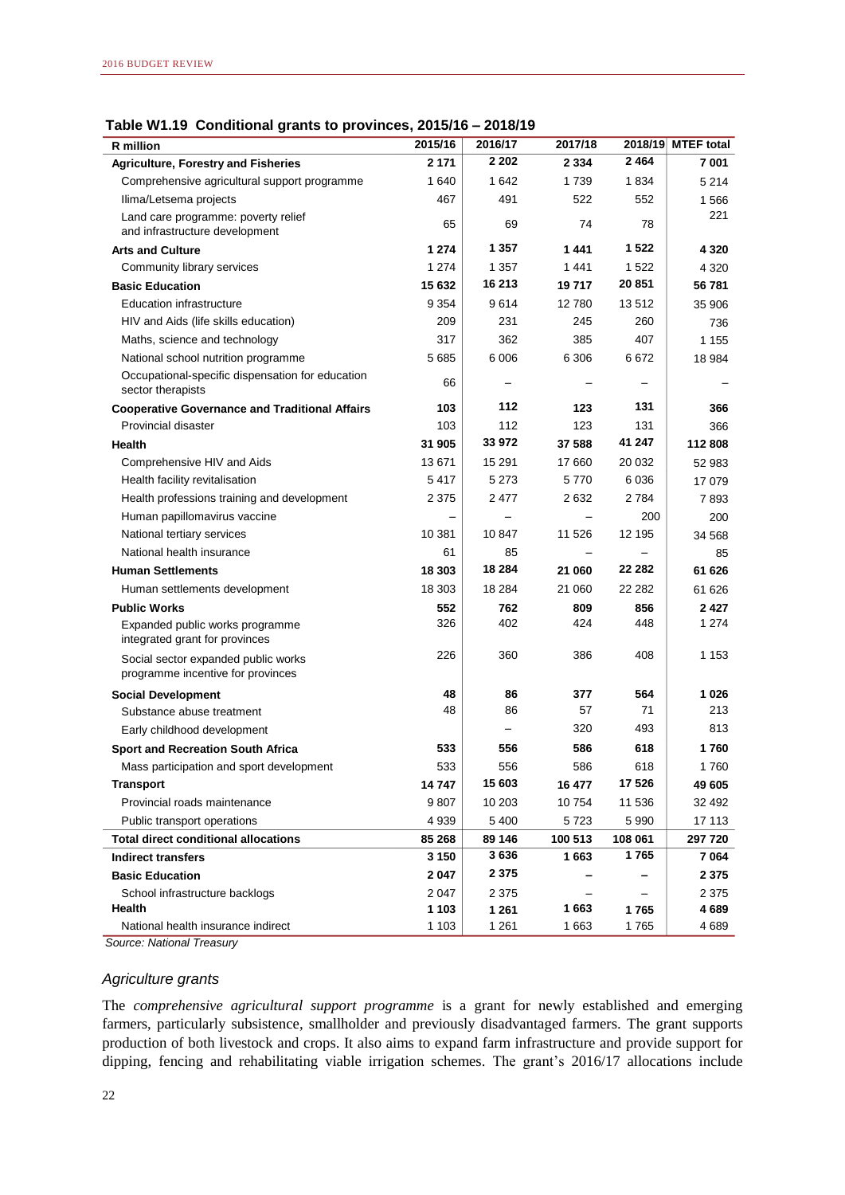**Table W1.19 Conditional grants to provinces, 2015/16 – 2018/19**

| R million | 2015/16 | 2016/17 | 2017/18 | 2018/19 | MTEF total |
|---|---|---|---|---|---|
| **Agriculture, Forestry and Fisheries** | **2 171** | **2 202** | **2 334** | **2 464** | **7 001** |
| Comprehensive agricultural support programme | 1 640 | 1 642 | 1 739 | 1 834 | 5 214 |
| Ilima/Letsema projects | 467 | 491 | 522 | 552 | 1 566 |
| Land care programme: poverty relief and infrastructure development | 65 | 69 | 74 | 78 | 221 |
| **Arts and Culture** | **1 274** | **1 357** | **1 441** | **1 522** | **4 320** |
| Community library services | 1 274 | 1 357 | 1 441 | 1 522 | 4 320 |
| **Basic Education** | **15 632** | **16 213** | **19 717** | **20 851** | **56 781** |
| Education infrastructure | 9 354 | 9 614 | 12 780 | 13 512 | 35 906 |
| HIV and Aids (life skills education) | 209 | 231 | 245 | 260 | 736 |
| Maths, science and technology | 317 | 362 | 385 | 407 | 1 155 |
| National school nutrition programme | 5 685 | 6 006 | 6 306 | 6 672 | 18 984 |
| Occupational-specific dispensation for education sector therapists | 66 | – | – | – | – |
| **Cooperative Governance and Traditional Affairs** | **103** | **112** | **123** | **131** | **366** |
| Provincial disaster | 103 | 112 | 123 | 131 | 366 |
| **Health** | **31 905** | **33 972** | **37 588** | **41 247** | **112 808** |
| Comprehensive HIV and Aids | 13 671 | 15 291 | 17 660 | 20 032 | 52 983 |
| Health facility revitalisation | 5 417 | 5 273 | 5 770 | 6 036 | 17 079 |
| Health professions training and development | 2 375 | 2 477 | 2 632 | 2 784 | 7 893 |
| Human papillomavirus vaccine | – | – | – | 200 | 200 |
| National tertiary services | 10 381 | 10 847 | 11 526 | 12 195 | 34 568 |
| National health insurance | 61 | 85 | – | – | 85 |
| **Human Settlements** | **18 303** | **18 284** | **21 060** | **22 282** | **61 626** |
| Human settlements development | 18 303 | 18 284 | 21 060 | 22 282 | 61 626 |
| **Public Works** | **552** | **762** | **809** | **856** | **2 427** |
| Expanded public works programme integrated grant for provinces | 326 | 402 | 424 | 448 | 1 274 |
| Social sector expanded public works programme incentive for provinces | 226 | 360 | 386 | 408 | 1 153 |
| **Social Development** | **48** | **86** | **377** | **564** | **1 026** |
| Substance abuse treatment | 48 | 86 | 57 | 71 | 213 |
| Early childhood development | | – | 320 | 493 | 813 |
| **Sport and Recreation South Africa** | **533** | **556** | **586** | **618** | **1 760** |
| Mass participation and sport development | 533 | 556 | 586 | 618 | 1 760 |
| **Transport** | **14 747** | **15 603** | **16 477** | **17 526** | **49 605** |
| Provincial roads maintenance | 9 807 | 10 203 | 10 754 | 11 536 | 32 492 |
| Public transport operations | 4 939 | 5 400 | 5 723 | 5 990 | 17 113 |
| **Total direct conditional allocations** | **85 268** | **89 146** | **100 513** | **108 061** | **297 720** |
| **Indirect transfers** | **3 150** | **3 636** | **1 663** | **1 765** | **7 064** |
| **Basic Education** | **2 047** | **2 375** | **–** | **–** | **2 375** |
| School infrastructure backlogs | 2 047 | 2 375 | – | – | 2 375 |
| **Health** | **1 103** | **1 261** | **1 663** | **1 765** | **4 689** |
| National health insurance indirect | 1 103 | 1 261 | 1 663 | 1 765 | 4 689 |

*Source: National Treasury*

### *Agriculture grants*

The *comprehensive agricultural support programme* is a grant for newly established and emerging farmers, particularly subsistence, smallholder and previously disadvantaged farmers. The grant supports production of both livestock and crops. It also aims to expand farm infrastructure and provide support for dipping, fencing and rehabilitating viable irrigation schemes. The grant's 2016/17 allocations include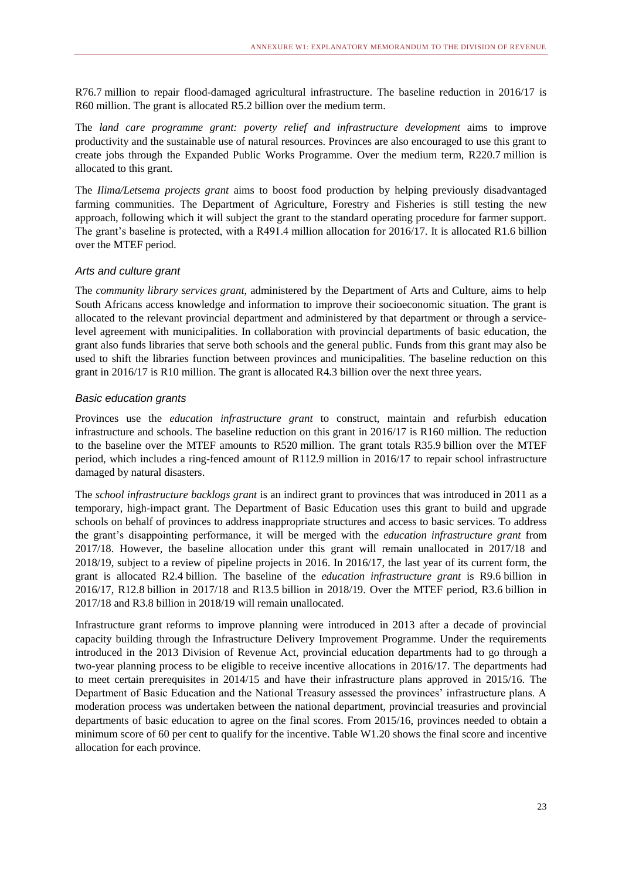R76.7 million to repair flood-damaged agricultural infrastructure. The baseline reduction in 2016/17 is R60 million. The grant is allocated R5.2 billion over the medium term.

The *land care programme grant: poverty relief and infrastructure development* aims to improve productivity and the sustainable use of natural resources. Provinces are also encouraged to use this grant to create jobs through the Expanded Public Works Programme. Over the medium term, R220.7 million is allocated to this grant.

The *Ilima/Letsema projects grant* aims to boost food production by helping previously disadvantaged farming communities. The Department of Agriculture, Forestry and Fisheries is still testing the new approach, following which it will subject the grant to the standard operating procedure for farmer support. The grant's baseline is protected, with a R491.4 million allocation for 2016/17. It is allocated R1.6 billion over the MTEF period.

#### *Arts and culture grant*

The *community library services grant*, administered by the Department of Arts and Culture, aims to help South Africans access knowledge and information to improve their socioeconomic situation. The grant is allocated to the relevant provincial department and administered by that department or through a service-level agreement with municipalities. In collaboration with provincial departments of basic education, the grant also funds libraries that serve both schools and the general public. Funds from this grant may also be used to shift the libraries function between provinces and municipalities. The baseline reduction on this grant in 2016/17 is R10 million. The grant is allocated R4.3 billion over the next three years.

#### *Basic education grants*

Provinces use the *education infrastructure grant* to construct, maintain and refurbish education infrastructure and schools. The baseline reduction on this grant in 2016/17 is R160 million. The reduction to the baseline over the MTEF amounts to R520 million. The grant totals R35.9 billion over the MTEF period, which includes a ring-fenced amount of R112.9 million in 2016/17 to repair school infrastructure damaged by natural disasters.

The *school infrastructure backlogs grant* is an indirect grant to provinces that was introduced in 2011 as a temporary, high-impact grant. The Department of Basic Education uses this grant to build and upgrade schools on behalf of provinces to address inappropriate structures and access to basic services. To address the grant's disappointing performance, it will be merged with the *education infrastructure grant* from 2017/18. However, the baseline allocation under this grant will remain unallocated in 2017/18 and 2018/19, subject to a review of pipeline projects in 2016. In 2016/17, the last year of its current form, the grant is allocated R2.4 billion. The baseline of the *education infrastructure grant* is R9.6 billion in 2016/17, R12.8 billion in 2017/18 and R13.5 billion in 2018/19. Over the MTEF period, R3.6 billion in 2017/18 and R3.8 billion in 2018/19 will remain unallocated.

Infrastructure grant reforms to improve planning were introduced in 2013 after a decade of provincial capacity building through the Infrastructure Delivery Improvement Programme. Under the requirements introduced in the 2013 Division of Revenue Act, provincial education departments had to go through a two-year planning process to be eligible to receive incentive allocations in 2016/17. The departments had to meet certain prerequisites in 2014/15 and have their infrastructure plans approved in 2015/16. The Department of Basic Education and the National Treasury assessed the provinces' infrastructure plans. A moderation process was undertaken between the national department, provincial treasuries and provincial departments of basic education to agree on the final scores. From 2015/16, provinces needed to obtain a minimum score of 60 per cent to qualify for the incentive. Table W1.20 shows the final score and incentive allocation for each province.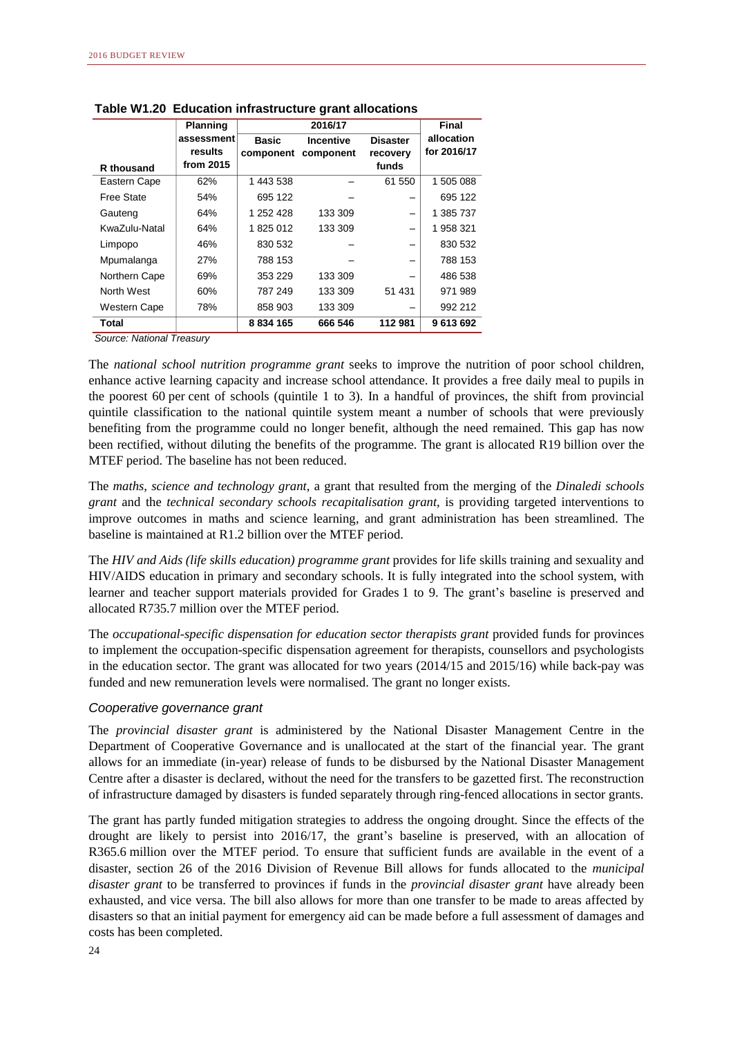**Table W1.20 Education infrastructure grant allocations**

| R thousand | Planning assessment results from 2015 | 2016/17 | | | Final allocation for 2016/17 |
|---|---|---|---|---|---|
| | | Basic component | Incentive component | Disaster recovery funds | |
| Eastern Cape | 62% | 1 443 538 | – | 61 550 | 1 505 088 |
| Free State | 54% | 695 122 | – | – | 695 122 |
| Gauteng | 64% | 1 252 428 | 133 309 | – | 1 385 737 |
| KwaZulu-Natal | 64% | 1 825 012 | 133 309 | – | 1 958 321 |
| Limpopo | 46% | 830 532 | – | – | 830 532 |
| Mpumalanga | 27% | 788 153 | – | – | 788 153 |
| Northern Cape | 69% | 353 229 | 133 309 | – | 486 538 |
| North West | 60% | 787 249 | 133 309 | 51 431 | 971 989 |
| Western Cape | 78% | 858 903 | 133 309 | – | 992 212 |
| **Total** | | **8 834 165** | **666 546** | **112 981** | **9 613 692** |

*Source: National Treasury*

The *national school nutrition programme grant* seeks to improve the nutrition of poor school children, enhance active learning capacity and increase school attendance. It provides a free daily meal to pupils in the poorest 60 per cent of schools (quintile 1 to 3). In a handful of provinces, the shift from provincial quintile classification to the national quintile system meant a number of schools that were previously benefiting from the programme could no longer benefit, although the need remained. This gap has now been rectified, without diluting the benefits of the programme. The grant is allocated R19 billion over the MTEF period. The baseline has not been reduced.

The *maths, science and technology grant*, a grant that resulted from the merging of the *Dinaledi schools grant* and the *technical secondary schools recapitalisation grant*, is providing targeted interventions to improve outcomes in maths and science learning, and grant administration has been streamlined. The baseline is maintained at R1.2 billion over the MTEF period.

The *HIV and Aids (life skills education) programme grant* provides for life skills training and sexuality and HIV/AIDS education in primary and secondary schools. It is fully integrated into the school system, with learner and teacher support materials provided for Grades 1 to 9. The grant's baseline is preserved and allocated R735.7 million over the MTEF period.

The *occupational-specific dispensation for education sector therapists grant* provided funds for provinces to implement the occupation-specific dispensation agreement for therapists, counsellors and psychologists in the education sector. The grant was allocated for two years (2014/15 and 2015/16) while back-pay was funded and new remuneration levels were normalised. The grant no longer exists.

### *Cooperative governance grant*

The *provincial disaster grant* is administered by the National Disaster Management Centre in the Department of Cooperative Governance and is unallocated at the start of the financial year. The grant allows for an immediate (in-year) release of funds to be disbursed by the National Disaster Management Centre after a disaster is declared, without the need for the transfers to be gazetted first. The reconstruction of infrastructure damaged by disasters is funded separately through ring-fenced allocations in sector grants.

The grant has partly funded mitigation strategies to address the ongoing drought. Since the effects of the drought are likely to persist into 2016/17, the grant's baseline is preserved, with an allocation of R365.6 million over the MTEF period. To ensure that sufficient funds are available in the event of a disaster, section 26 of the 2016 Division of Revenue Bill allows for funds allocated to the *municipal disaster grant* to be transferred to provinces if funds in the *provincial disaster grant* have already been exhausted, and vice versa. The bill also allows for more than one transfer to be made to areas affected by disasters so that an initial payment for emergency aid can be made before a full assessment of damages and costs has been completed.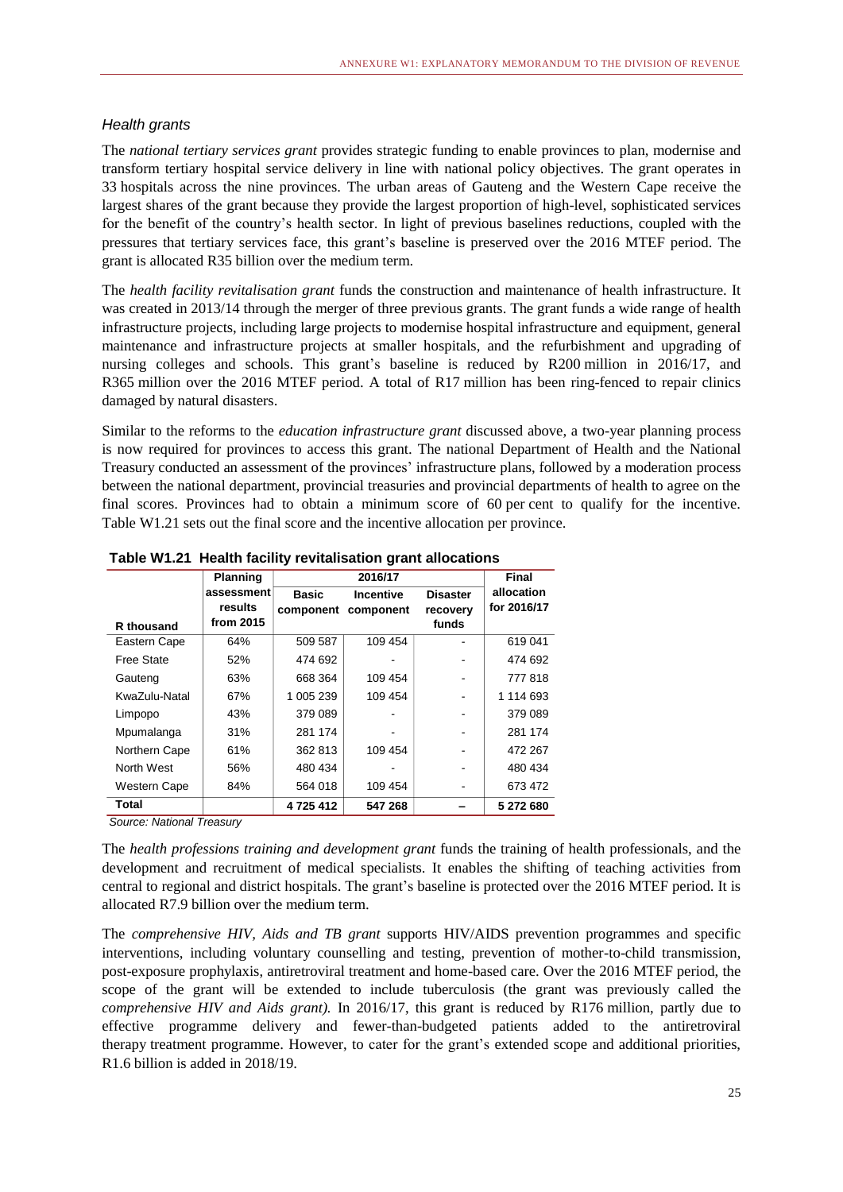### *Health grants*

The *national tertiary services grant* provides strategic funding to enable provinces to plan, modernise and transform tertiary hospital service delivery in line with national policy objectives. The grant operates in 33 hospitals across the nine provinces. The urban areas of Gauteng and the Western Cape receive the largest shares of the grant because they provide the largest proportion of high-level, sophisticated services for the benefit of the country's health sector. In light of previous baselines reductions, coupled with the pressures that tertiary services face, this grant's baseline is preserved over the 2016 MTEF period. The grant is allocated R35 billion over the medium term.

The *health facility revitalisation grant* funds the construction and maintenance of health infrastructure. It was created in 2013/14 through the merger of three previous grants. The grant funds a wide range of health infrastructure projects, including large projects to modernise hospital infrastructure and equipment, general maintenance and infrastructure projects at smaller hospitals, and the refurbishment and upgrading of nursing colleges and schools. This grant's baseline is reduced by R200 million in 2016/17, and R365 million over the 2016 MTEF period. A total of R17 million has been ring-fenced to repair clinics damaged by natural disasters.

Similar to the reforms to the *education infrastructure grant* discussed above, a two-year planning process is now required for provinces to access this grant. The national Department of Health and the National Treasury conducted an assessment of the provinces' infrastructure plans, followed by a moderation process between the national department, provincial treasuries and provincial departments of health to agree on the final scores. Provinces had to obtain a minimum score of 60 per cent to qualify for the incentive. Table W1.21 sets out the final score and the incentive allocation per province.

**Table W1.21 Health facility revitalisation grant allocations**

| R thousand | Planning assessment results from 2015 | 2016/17 | | | Final allocation for 2016/17 |
|---|---|---|---|---|---|
| | | Basic component | Incentive component | Disaster recovery funds | |
| Eastern Cape | 64% | 509 587 | 109 454 | - | 619 041 |
| Free State | 52% | 474 692 | - | - | 474 692 |
| Gauteng | 63% | 668 364 | 109 454 | - | 777 818 |
| KwaZulu-Natal | 67% | 1 005 239 | 109 454 | - | 1 114 693 |
| Limpopo | 43% | 379 089 | - | - | 379 089 |
| Mpumalanga | 31% | 281 174 | - | - | 281 174 |
| Northern Cape | 61% | 362 813 | 109 454 | - | 472 267 |
| North West | 56% | 480 434 | - | - | 480 434 |
| Western Cape | 84% | 564 018 | 109 454 | - | 673 472 |
| **Total** | | **4 725 412** | **547 268** | **–** | **5 272 680** |

*Source: National Treasury*

The *health professions training and development grant* funds the training of health professionals, and the development and recruitment of medical specialists. It enables the shifting of teaching activities from central to regional and district hospitals. The grant's baseline is protected over the 2016 MTEF period. It is allocated R7.9 billion over the medium term.

The *comprehensive HIV, Aids and TB grant* supports HIV/AIDS prevention programmes and specific interventions, including voluntary counselling and testing, prevention of mother-to-child transmission, post-exposure prophylaxis, antiretroviral treatment and home-based care. Over the 2016 MTEF period, the scope of the grant will be extended to include tuberculosis (the grant was previously called the *comprehensive HIV and Aids grant).* In 2016/17, this grant is reduced by R176 million, partly due to effective programme delivery and fewer-than-budgeted patients added to the antiretroviral therapy treatment programme. However, to cater for the grant's extended scope and additional priorities, R1.6 billion is added in 2018/19.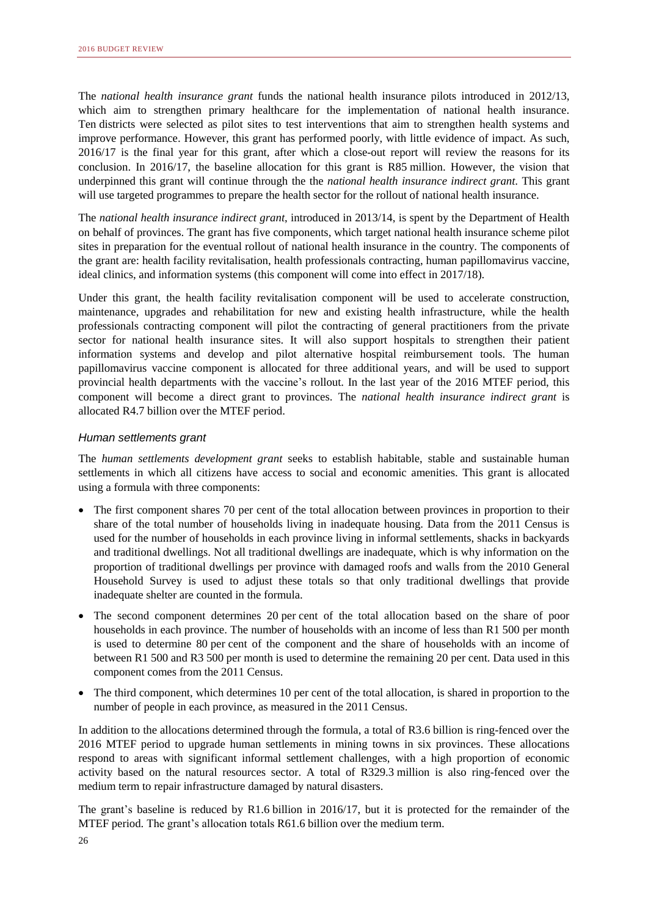The *national health insurance grant* funds the national health insurance pilots introduced in 2012/13, which aim to strengthen primary healthcare for the implementation of national health insurance. Ten districts were selected as pilot sites to test interventions that aim to strengthen health systems and improve performance. However, this grant has performed poorly, with little evidence of impact. As such, 2016/17 is the final year for this grant, after which a close-out report will review the reasons for its conclusion. In 2016/17, the baseline allocation for this grant is R85 million. However, the vision that underpinned this grant will continue through the the *national health insurance indirect grant*. This grant will use targeted programmes to prepare the health sector for the rollout of national health insurance.

The *national health insurance indirect grant*, introduced in 2013/14, is spent by the Department of Health on behalf of provinces. The grant has five components, which target national health insurance scheme pilot sites in preparation for the eventual rollout of national health insurance in the country. The components of the grant are: health facility revitalisation, health professionals contracting, human papillomavirus vaccine, ideal clinics, and information systems (this component will come into effect in 2017/18).

Under this grant, the health facility revitalisation component will be used to accelerate construction, maintenance, upgrades and rehabilitation for new and existing health infrastructure, while the health professionals contracting component will pilot the contracting of general practitioners from the private sector for national health insurance sites. It will also support hospitals to strengthen their patient information systems and develop and pilot alternative hospital reimbursement tools. The human papillomavirus vaccine component is allocated for three additional years, and will be used to support provincial health departments with the vaccine's rollout. In the last year of the 2016 MTEF period, this component will become a direct grant to provinces. The *national health insurance indirect grant* is allocated R4.7 billion over the MTEF period.

### *Human settlements grant*

The *human settlements development grant* seeks to establish habitable, stable and sustainable human settlements in which all citizens have access to social and economic amenities. This grant is allocated using a formula with three components:

- The first component shares 70 per cent of the total allocation between provinces in proportion to their share of the total number of households living in inadequate housing. Data from the 2011 Census is used for the number of households in each province living in informal settlements, shacks in backyards and traditional dwellings. Not all traditional dwellings are inadequate, which is why information on the proportion of traditional dwellings per province with damaged roofs and walls from the 2010 General Household Survey is used to adjust these totals so that only traditional dwellings that provide inadequate shelter are counted in the formula.
- The second component determines 20 per cent of the total allocation based on the share of poor households in each province. The number of households with an income of less than R1 500 per month is used to determine 80 per cent of the component and the share of households with an income of between R1 500 and R3 500 per month is used to determine the remaining 20 per cent. Data used in this component comes from the 2011 Census.
- The third component, which determines 10 per cent of the total allocation, is shared in proportion to the number of people in each province, as measured in the 2011 Census.

In addition to the allocations determined through the formula, a total of R3.6 billion is ring-fenced over the 2016 MTEF period to upgrade human settlements in mining towns in six provinces. These allocations respond to areas with significant informal settlement challenges, with a high proportion of economic activity based on the natural resources sector. A total of R329.3 million is also ring-fenced over the medium term to repair infrastructure damaged by natural disasters.

The grant's baseline is reduced by R1.6 billion in 2016/17, but it is protected for the remainder of the MTEF period. The grant's allocation totals R61.6 billion over the medium term.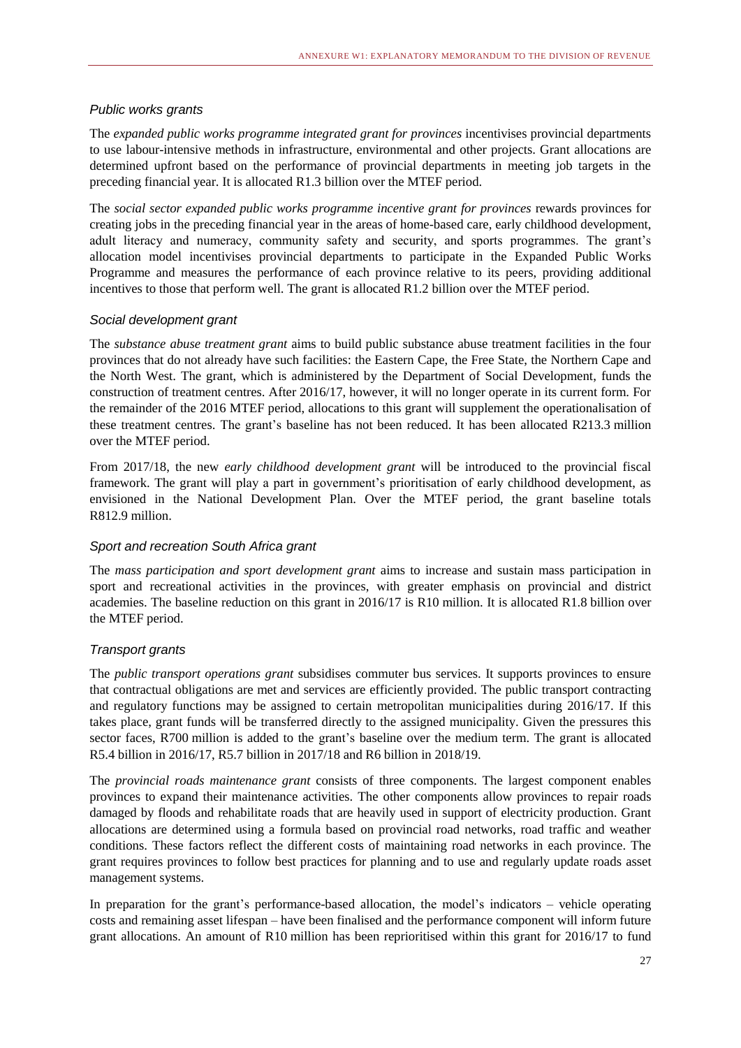### *Public works grants*

The *expanded public works programme integrated grant for provinces* incentivises provincial departments to use labour-intensive methods in infrastructure, environmental and other projects. Grant allocations are determined upfront based on the performance of provincial departments in meeting job targets in the preceding financial year. It is allocated R1.3 billion over the MTEF period.

The *social sector expanded public works programme incentive grant for provinces* rewards provinces for creating jobs in the preceding financial year in the areas of home-based care, early childhood development, adult literacy and numeracy, community safety and security, and sports programmes. The grant's allocation model incentivises provincial departments to participate in the Expanded Public Works Programme and measures the performance of each province relative to its peers, providing additional incentives to those that perform well. The grant is allocated R1.2 billion over the MTEF period.

### *Social development grant*

The *substance abuse treatment grant* aims to build public substance abuse treatment facilities in the four provinces that do not already have such facilities: the Eastern Cape, the Free State, the Northern Cape and the North West. The grant, which is administered by the Department of Social Development, funds the construction of treatment centres. After 2016/17, however, it will no longer operate in its current form. For the remainder of the 2016 MTEF period, allocations to this grant will supplement the operationalisation of these treatment centres. The grant's baseline has not been reduced. It has been allocated R213.3 million over the MTEF period.

From 2017/18, the new *early childhood development grant* will be introduced to the provincial fiscal framework. The grant will play a part in government's prioritisation of early childhood development, as envisioned in the National Development Plan. Over the MTEF period, the grant baseline totals R812.9 million.

### *Sport and recreation South Africa grant*

The *mass participation and sport development grant* aims to increase and sustain mass participation in sport and recreational activities in the provinces, with greater emphasis on provincial and district academies. The baseline reduction on this grant in 2016/17 is R10 million. It is allocated R1.8 billion over the MTEF period.

### *Transport grants*

The *public transport operations grant* subsidises commuter bus services. It supports provinces to ensure that contractual obligations are met and services are efficiently provided. The public transport contracting and regulatory functions may be assigned to certain metropolitan municipalities during 2016/17. If this takes place, grant funds will be transferred directly to the assigned municipality. Given the pressures this sector faces, R700 million is added to the grant's baseline over the medium term. The grant is allocated R5.4 billion in 2016/17, R5.7 billion in 2017/18 and R6 billion in 2018/19.

The *provincial roads maintenance grant* consists of three components. The largest component enables provinces to expand their maintenance activities. The other components allow provinces to repair roads damaged by floods and rehabilitate roads that are heavily used in support of electricity production. Grant allocations are determined using a formula based on provincial road networks, road traffic and weather conditions. These factors reflect the different costs of maintaining road networks in each province. The grant requires provinces to follow best practices for planning and to use and regularly update roads asset management systems.

In preparation for the grant's performance-based allocation, the model's indicators – vehicle operating costs and remaining asset lifespan – have been finalised and the performance component will inform future grant allocations. An amount of R10 million has been reprioritised within this grant for 2016/17 to fund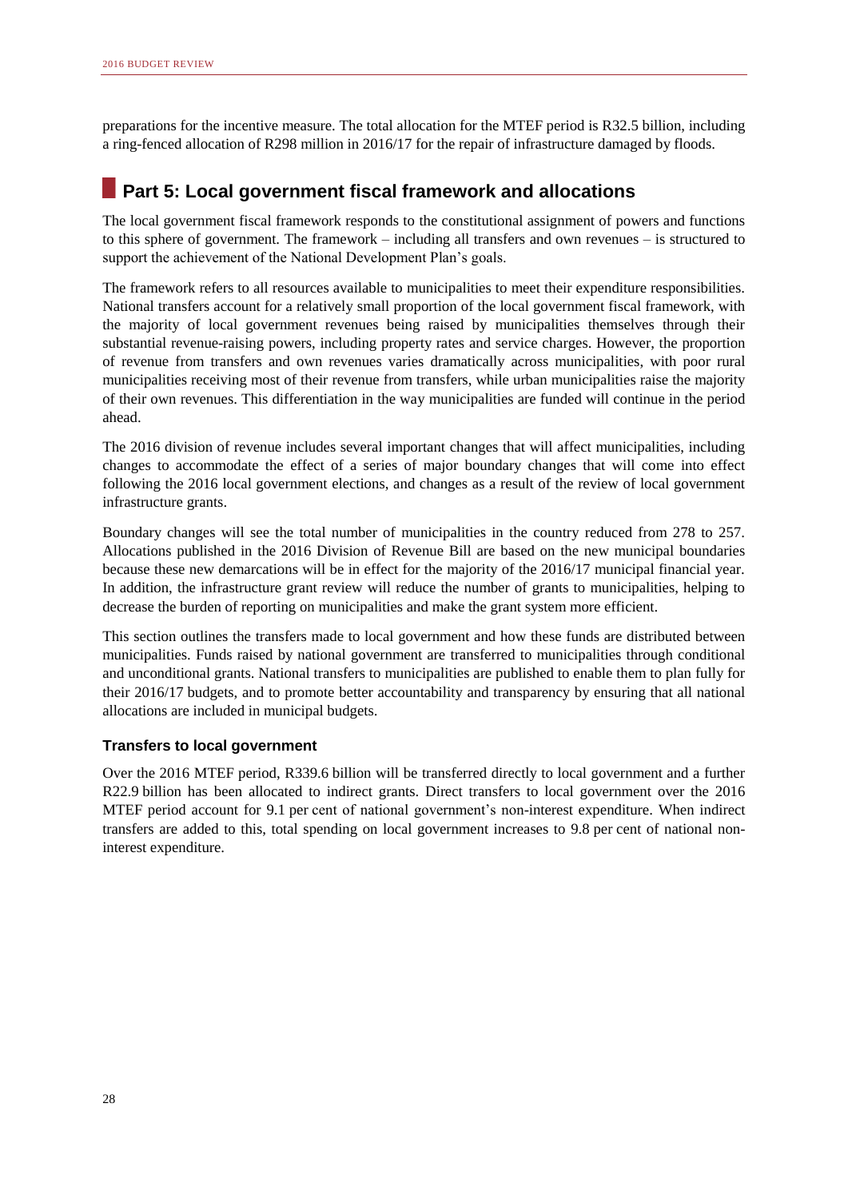preparations for the incentive measure. The total allocation for the MTEF period is R32.5 billion, including a ring-fenced allocation of R298 million in 2016/17 for the repair of infrastructure damaged by floods.

## Part 5: Local government fiscal framework and allocations

The local government fiscal framework responds to the constitutional assignment of powers and functions to this sphere of government. The framework – including all transfers and own revenues – is structured to support the achievement of the National Development Plan's goals.

The framework refers to all resources available to municipalities to meet their expenditure responsibilities. National transfers account for a relatively small proportion of the local government fiscal framework, with the majority of local government revenues being raised by municipalities themselves through their substantial revenue-raising powers, including property rates and service charges. However, the proportion of revenue from transfers and own revenues varies dramatically across municipalities, with poor rural municipalities receiving most of their revenue from transfers, while urban municipalities raise the majority of their own revenues. This differentiation in the way municipalities are funded will continue in the period ahead.

The 2016 division of revenue includes several important changes that will affect municipalities, including changes to accommodate the effect of a series of major boundary changes that will come into effect following the 2016 local government elections, and changes as a result of the review of local government infrastructure grants.

Boundary changes will see the total number of municipalities in the country reduced from 278 to 257. Allocations published in the 2016 Division of Revenue Bill are based on the new municipal boundaries because these new demarcations will be in effect for the majority of the 2016/17 municipal financial year. In addition, the infrastructure grant review will reduce the number of grants to municipalities, helping to decrease the burden of reporting on municipalities and make the grant system more efficient.

This section outlines the transfers made to local government and how these funds are distributed between municipalities. Funds raised by national government are transferred to municipalities through conditional and unconditional grants. National transfers to municipalities are published to enable them to plan fully for their 2016/17 budgets, and to promote better accountability and transparency by ensuring that all national allocations are included in municipal budgets.

### Transfers to local government

Over the 2016 MTEF period, R339.6 billion will be transferred directly to local government and a further R22.9 billion has been allocated to indirect grants. Direct transfers to local government over the 2016 MTEF period account for 9.1 per cent of national government's non-interest expenditure. When indirect transfers are added to this, total spending on local government increases to 9.8 per cent of national non-interest expenditure.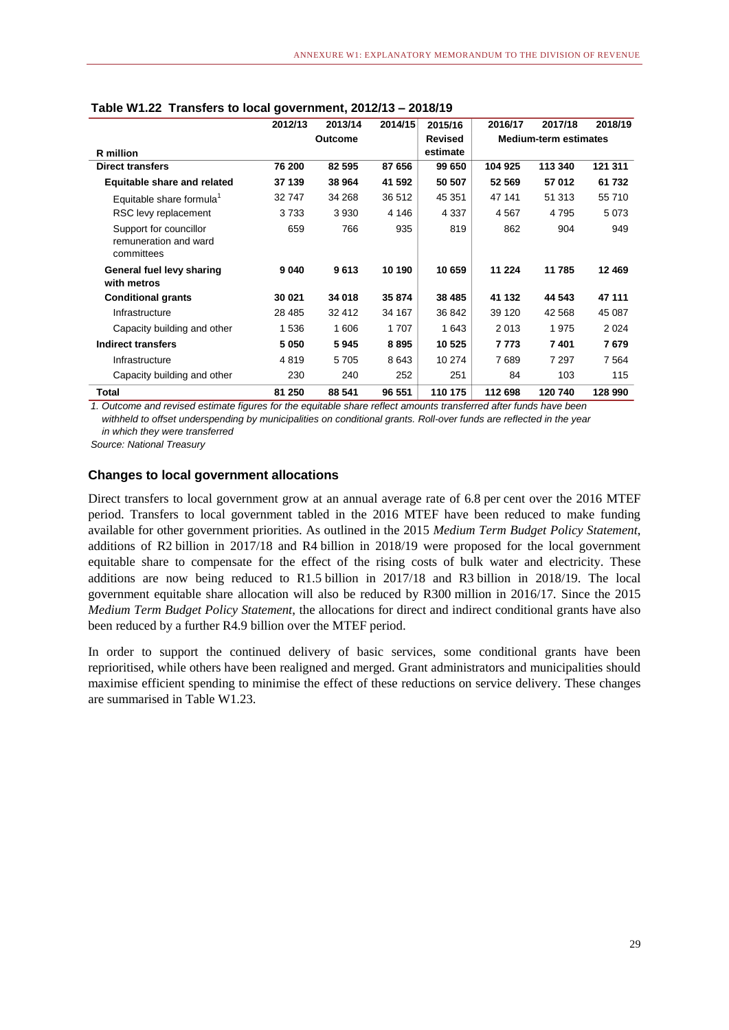**Table W1.22 Transfers to local government, 2012/13 – 2018/19**

| R million | 2012/13 | 2013/14 | 2014/15 | 2015/16 | 2016/17 | 2017/18 | 2018/19 |
|---|---|---|---|---|---|---|---|
| | | Outcome | | Revised estimate | | Medium-term estimates | |
| **Direct transfers** | **76 200** | **82 595** | **87 656** | **99 650** | **104 925** | **113 340** | **121 311** |
| **Equitable share and related** | **37 139** | **38 964** | **41 592** | **50 507** | **52 569** | **57 012** | **61 732** |
| Equitable share formula[1] | 32 747 | 34 268 | 36 512 | 45 351 | 47 141 | 51 313 | 55 710 |
| RSC levy replacement | 3 733 | 3 930 | 4 146 | 4 337 | 4 567 | 4 795 | 5 073 |
| Support for councillor remuneration and ward committees | 659 | 766 | 935 | 819 | 862 | 904 | 949 |
| **General fuel levy sharing with metros** | **9 040** | **9 613** | **10 190** | **10 659** | **11 224** | **11 785** | **12 469** |
| **Conditional grants** | **30 021** | **34 018** | **35 874** | **38 485** | **41 132** | **44 543** | **47 111** |
| Infrastructure | 28 485 | 32 412 | 34 167 | 36 842 | 39 120 | 42 568 | 45 087 |
| Capacity building and other | 1 536 | 1 606 | 1 707 | 1 643 | 2 013 | 1 975 | 2 024 |
| **Indirect transfers** | **5 050** | **5 945** | **8 895** | **10 525** | **7 773** | **7 401** | **7 679** |
| Infrastructure | 4 819 | 5 705 | 8 643 | 10 274 | 7 689 | 7 297 | 7 564 |
| Capacity building and other | 230 | 240 | 252 | 251 | 84 | 103 | 115 |
| **Total** | **81 250** | **88 541** | **96 551** | **110 175** | **112 698** | **120 740** | **128 990** |

*1. Outcome and revised estimate figures for the equitable share reflect amounts transferred after funds have been withheld to offset underspending by municipalities on conditional grants. Roll-over funds are reflected in the year in which they were transferred*

*Source: National Treasury*

### Changes to local government allocations

Direct transfers to local government grow at an annual average rate of 6.8 per cent over the 2016 MTEF period. Transfers to local government tabled in the 2016 MTEF have been reduced to make funding available for other government priorities. As outlined in the 2015 *Medium Term Budget Policy Statement*, additions of R2 billion in 2017/18 and R4 billion in 2018/19 were proposed for the local government equitable share to compensate for the effect of the rising costs of bulk water and electricity. These additions are now being reduced to R1.5 billion in 2017/18 and R3 billion in 2018/19. The local government equitable share allocation will also be reduced by R300 million in 2016/17. Since the 2015 *Medium Term Budget Policy Statement*, the allocations for direct and indirect conditional grants have also been reduced by a further R4.9 billion over the MTEF period.

In order to support the continued delivery of basic services, some conditional grants have been reprioritised, while others have been realigned and merged. Grant administrators and municipalities should maximise efficient spending to minimise the effect of these reductions on service delivery. These changes are summarised in Table W1.23.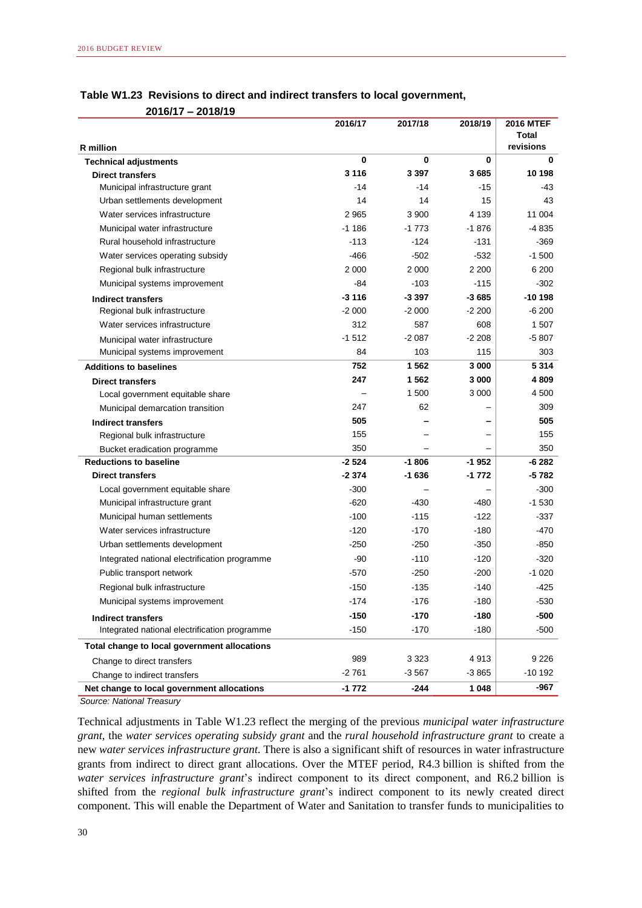**Table W1.23 Revisions to direct and indirect transfers to local government, 2016/17 – 2018/19**

| R million | 2016/17 | 2017/18 | 2018/19 | 2016 MTEF Total revisions |
|---|---|---|---|---|
| **Technical adjustments** | **0** | **0** | **0** | **0** |
| **Direct transfers** | **3 116** | **3 397** | **3 685** | **10 198** |
| Municipal infrastructure grant | -14 | -14 | -15 | -43 |
| Urban settlements development | 14 | 14 | 15 | 43 |
| Water services infrastructure | 2 965 | 3 900 | 4 139 | 11 004 |
| Municipal water infrastructure | -1 186 | -1 773 | -1 876 | -4 835 |
| Rural household infrastructure | -113 | -124 | -131 | -369 |
| Water services operating subsidy | -466 | -502 | -532 | -1 500 |
| Regional bulk infrastructure | 2 000 | 2 000 | 2 200 | 6 200 |
| Municipal systems improvement | -84 | -103 | -115 | -302 |
| **Indirect transfers** | **-3 116** | **-3 397** | **-3 685** | **-10 198** |
| Regional bulk infrastructure | -2 000 | -2 000 | -2 200 | -6 200 |
| Water services infrastructure | 312 | 587 | 608 | 1 507 |
| Municipal water infrastructure | -1 512 | -2 087 | -2 208 | -5 807 |
| Municipal systems improvement | 84 | 103 | 115 | 303 |
| **Additions to baselines** | **752** | **1 562** | **3 000** | **5 314** |
| **Direct transfers** | **247** | **1 562** | **3 000** | **4 809** |
| Local government equitable share | – | 1 500 | 3 000 | 4 500 |
| Municipal demarcation transition | 247 | 62 | – | 309 |
| **Indirect transfers** | **505** | **–** | **–** | **505** |
| Regional bulk infrastructure | 155 | – | – | 155 |
| Bucket eradication programme | 350 | – | – | 350 |
| **Reductions to baseline** | **-2 524** | **-1 806** | **-1 952** | **-6 282** |
| **Direct transfers** | **-2 374** | **-1 636** | **-1 772** | **-5 782** |
| Local government equitable share | -300 | – | – | -300 |
| Municipal infrastructure grant | -620 | -430 | -480 | -1 530 |
| Municipal human settlements | -100 | -115 | -122 | -337 |
| Water services infrastructure | -120 | -170 | -180 | -470 |
| Urban settlements development | -250 | -250 | -350 | -850 |
| Integrated national electrification programme | -90 | -110 | -120 | -320 |
| Public transport network | -570 | -250 | -200 | -1 020 |
| Regional bulk infrastructure | -150 | -135 | -140 | -425 |
| Municipal systems improvement | -174 | -176 | -180 | -530 |
| **Indirect transfers** | **-150** | **-170** | **-180** | **-500** |
| Integrated national electrification programme | -150 | -170 | -180 | -500 |
| **Total change to local government allocations** | | | | |
| Change to direct transfers | 989 | 3 323 | 4 913 | 9 226 |
| Change to indirect transfers | -2 761 | -3 567 | -3 865 | -10 192 |
| **Net change to local government allocations** | **-1 772** | **-244** | **1 048** | **-967** |

*Source: National Treasury*

Technical adjustments in Table W1.23 reflect the merging of the previous *municipal water infrastructure grant*, the *water services operating subsidy grant* and the *rural household infrastructure grant* to create a new *water services infrastructure grant*. There is also a significant shift of resources in water infrastructure grants from indirect to direct grant allocations. Over the MTEF period, R4.3 billion is shifted from the *water services infrastructure grant*'s indirect component to its direct component, and R6.2 billion is shifted from the *regional bulk infrastructure grant*'s indirect component to its newly created direct component. This will enable the Department of Water and Sanitation to transfer funds to municipalities to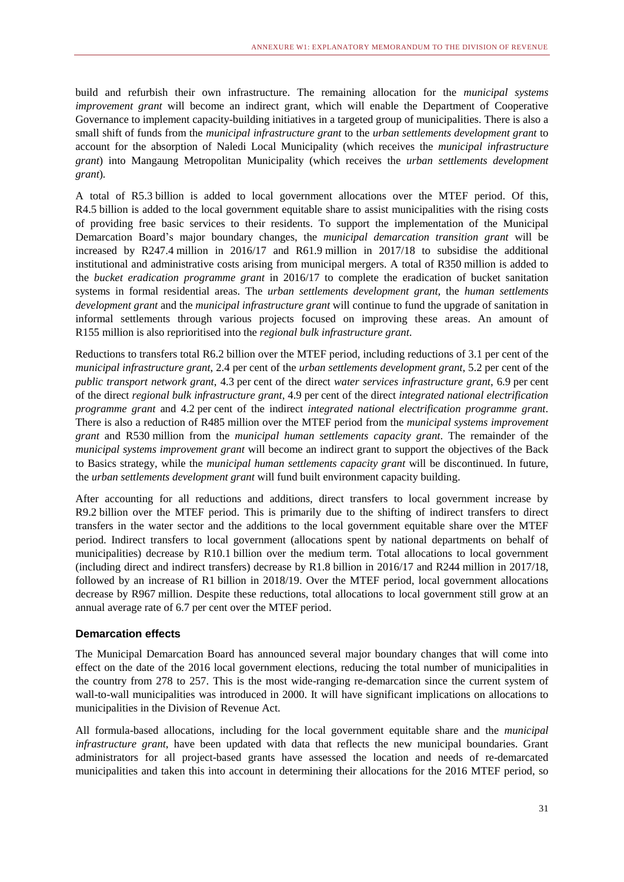build and refurbish their own infrastructure. The remaining allocation for the *municipal systems improvement grant* will become an indirect grant, which will enable the Department of Cooperative Governance to implement capacity-building initiatives in a targeted group of municipalities. There is also a small shift of funds from the *municipal infrastructure grant* to the *urban settlements development grant* to account for the absorption of Naledi Local Municipality (which receives the *municipal infrastructure grant*) into Mangaung Metropolitan Municipality (which receives the *urban settlements development grant*).

A total of R5.3 billion is added to local government allocations over the MTEF period. Of this, R4.5 billion is added to the local government equitable share to assist municipalities with the rising costs of providing free basic services to their residents. To support the implementation of the Municipal Demarcation Board's major boundary changes, the *municipal demarcation transition grant* will be increased by R247.4 million in 2016/17 and R61.9 million in 2017/18 to subsidise the additional institutional and administrative costs arising from municipal mergers. A total of R350 million is added to the *bucket eradication programme grant* in 2016/17 to complete the eradication of bucket sanitation systems in formal residential areas. The *urban settlements development grant*, the *human settlements development grant* and the *municipal infrastructure grant* will continue to fund the upgrade of sanitation in informal settlements through various projects focused on improving these areas. An amount of R155 million is also reprioritised into the *regional bulk infrastructure grant*.

Reductions to transfers total R6.2 billion over the MTEF period, including reductions of 3.1 per cent of the *municipal infrastructure grant*, 2.4 per cent of the *urban settlements development grant*, 5.2 per cent of the *public transport network grant*, 4.3 per cent of the direct *water services infrastructure grant*, 6.9 per cent of the direct *regional bulk infrastructure grant*, 4.9 per cent of the direct *integrated national electrification programme grant* and 4.2 per cent of the indirect *integrated national electrification programme grant*. There is also a reduction of R485 million over the MTEF period from the *municipal systems improvement grant* and R530 million from the *municipal human settlements capacity grant*. The remainder of the *municipal systems improvement grant* will become an indirect grant to support the objectives of the Back to Basics strategy, while the *municipal human settlements capacity grant* will be discontinued. In future, the *urban settlements development grant* will fund built environment capacity building.

After accounting for all reductions and additions, direct transfers to local government increase by R9.2 billion over the MTEF period. This is primarily due to the shifting of indirect transfers to direct transfers in the water sector and the additions to the local government equitable share over the MTEF period. Indirect transfers to local government (allocations spent by national departments on behalf of municipalities) decrease by R10.1 billion over the medium term. Total allocations to local government (including direct and indirect transfers) decrease by R1.8 billion in 2016/17 and R244 million in 2017/18, followed by an increase of R1 billion in 2018/19. Over the MTEF period, local government allocations decrease by R967 million. Despite these reductions, total allocations to local government still grow at an annual average rate of 6.7 per cent over the MTEF period.

#### Demarcation effects

The Municipal Demarcation Board has announced several major boundary changes that will come into effect on the date of the 2016 local government elections, reducing the total number of municipalities in the country from 278 to 257. This is the most wide-ranging re-demarcation since the current system of wall-to-wall municipalities was introduced in 2000. It will have significant implications on allocations to municipalities in the Division of Revenue Act.

All formula-based allocations, including for the local government equitable share and the *municipal infrastructure grant*, have been updated with data that reflects the new municipal boundaries. Grant administrators for all project-based grants have assessed the location and needs of re-demarcated municipalities and taken this into account in determining their allocations for the 2016 MTEF period, so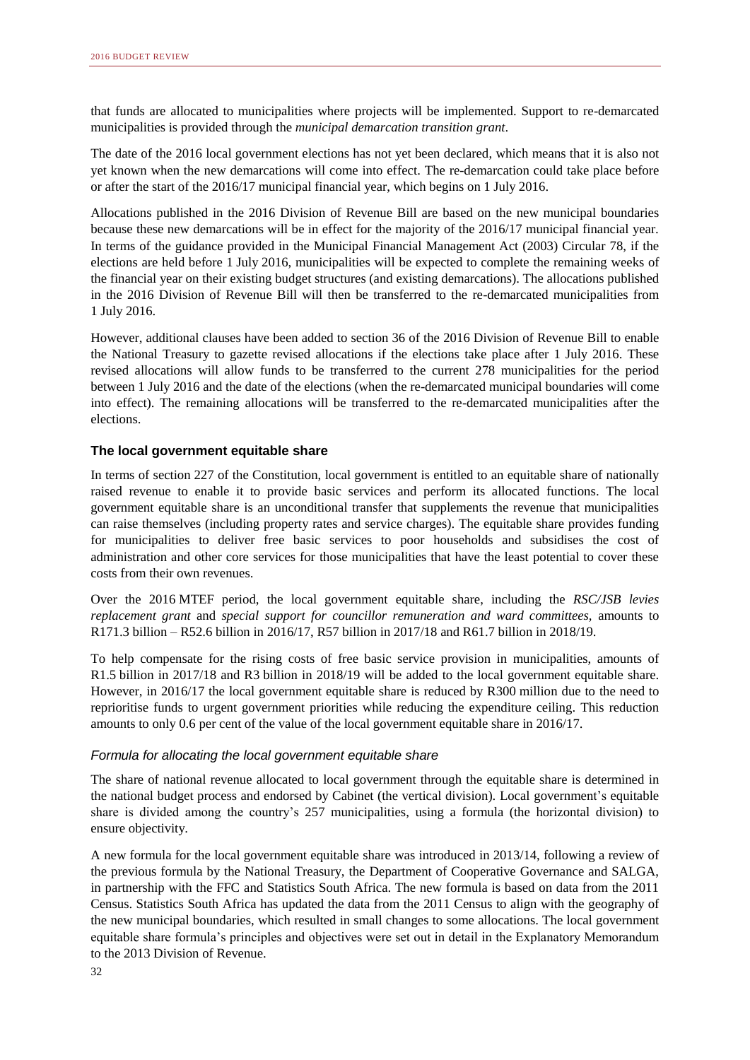that funds are allocated to municipalities where projects will be implemented. Support to re-demarcated municipalities is provided through the *municipal demarcation transition grant*.

The date of the 2016 local government elections has not yet been declared, which means that it is also not yet known when the new demarcations will come into effect. The re-demarcation could take place before or after the start of the 2016/17 municipal financial year, which begins on 1 July 2016.

Allocations published in the 2016 Division of Revenue Bill are based on the new municipal boundaries because these new demarcations will be in effect for the majority of the 2016/17 municipal financial year. In terms of the guidance provided in the Municipal Financial Management Act (2003) Circular 78, if the elections are held before 1 July 2016, municipalities will be expected to complete the remaining weeks of the financial year on their existing budget structures (and existing demarcations). The allocations published in the 2016 Division of Revenue Bill will then be transferred to the re-demarcated municipalities from 1 July 2016.

However, additional clauses have been added to section 36 of the 2016 Division of Revenue Bill to enable the National Treasury to gazette revised allocations if the elections take place after 1 July 2016. These revised allocations will allow funds to be transferred to the current 278 municipalities for the period between 1 July 2016 and the date of the elections (when the re-demarcated municipal boundaries will come into effect). The remaining allocations will be transferred to the re-demarcated municipalities after the elections.

### The local government equitable share

In terms of section 227 of the Constitution, local government is entitled to an equitable share of nationally raised revenue to enable it to provide basic services and perform its allocated functions. The local government equitable share is an unconditional transfer that supplements the revenue that municipalities can raise themselves (including property rates and service charges). The equitable share provides funding for municipalities to deliver free basic services to poor households and subsidises the cost of administration and other core services for those municipalities that have the least potential to cover these costs from their own revenues.

Over the 2016 MTEF period, the local government equitable share, including the *RSC/JSB levies replacement grant* and *special support for councillor remuneration and ward committees*, amounts to R171.3 billion – R52.6 billion in 2016/17, R57 billion in 2017/18 and R61.7 billion in 2018/19.

To help compensate for the rising costs of free basic service provision in municipalities, amounts of R1.5 billion in 2017/18 and R3 billion in 2018/19 will be added to the local government equitable share. However, in 2016/17 the local government equitable share is reduced by R300 million due to the need to reprioritise funds to urgent government priorities while reducing the expenditure ceiling. This reduction amounts to only 0.6 per cent of the value of the local government equitable share in 2016/17.

#### *Formula for allocating the local government equitable share*

The share of national revenue allocated to local government through the equitable share is determined in the national budget process and endorsed by Cabinet (the vertical division). Local government's equitable share is divided among the country's 257 municipalities, using a formula (the horizontal division) to ensure objectivity.

A new formula for the local government equitable share was introduced in 2013/14, following a review of the previous formula by the National Treasury, the Department of Cooperative Governance and SALGA, in partnership with the FFC and Statistics South Africa. The new formula is based on data from the 2011 Census. Statistics South Africa has updated the data from the 2011 Census to align with the geography of the new municipal boundaries, which resulted in small changes to some allocations. The local government equitable share formula's principles and objectives were set out in detail in the Explanatory Memorandum to the 2013 Division of Revenue.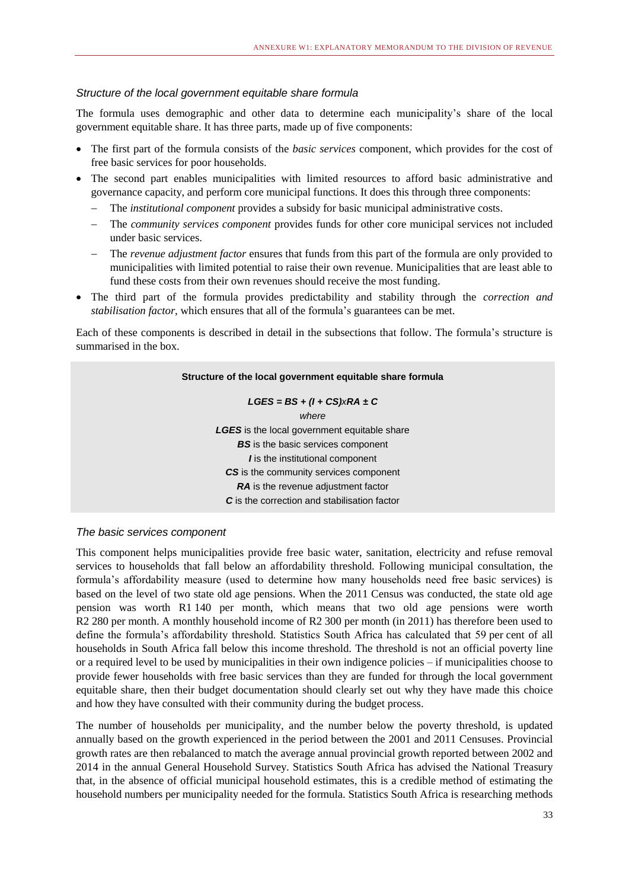### *Structure of the local government equitable share formula*

The formula uses demographic and other data to determine each municipality's share of the local government equitable share. It has three parts, made up of five components:

- The first part of the formula consists of the *basic services* component, which provides for the cost of free basic services for poor households.
- The second part enables municipalities with limited resources to afford basic administrative and governance capacity, and perform core municipal functions. It does this through three components:
  - The *institutional component* provides a subsidy for basic municipal administrative costs.
  - The *community services component* provides funds for other core municipal services not included under basic services.
  - The *revenue adjustment factor* ensures that funds from this part of the formula are only provided to municipalities with limited potential to raise their own revenue. Municipalities that are least able to fund these costs from their own revenues should receive the most funding.
- The third part of the formula provides predictability and stability through the *correction and stabilisation factor*, which ensures that all of the formula's guarantees can be met.

Each of these components is described in detail in the subsections that follow. The formula's structure is summarised in the box.

**Structure of the local government equitable share formula**

$$LGES = BS + (I + CS) \times RA \pm C$$

*where*

***LGES*** is the local government equitable share

***BS*** is the basic services component

***I*** is the institutional component

***CS*** is the community services component

***RA*** is the revenue adjustment factor

***C*** is the correction and stabilisation factor

### *The basic services component*

This component helps municipalities provide free basic water, sanitation, electricity and refuse removal services to households that fall below an affordability threshold. Following municipal consultation, the formula's affordability measure (used to determine how many households need free basic services) is based on the level of two state old age pensions. When the 2011 Census was conducted, the state old age pension was worth R1 140 per month, which means that two old age pensions were worth R2 280 per month. A monthly household income of R2 300 per month (in 2011) has therefore been used to define the formula's affordability threshold. Statistics South Africa has calculated that 59 per cent of all households in South Africa fall below this income threshold. The threshold is not an official poverty line or a required level to be used by municipalities in their own indigence policies – if municipalities choose to provide fewer households with free basic services than they are funded for through the local government equitable share, then their budget documentation should clearly set out why they have made this choice and how they have consulted with their community during the budget process.

The number of households per municipality, and the number below the poverty threshold, is updated annually based on the growth experienced in the period between the 2001 and 2011 Censuses. Provincial growth rates are then rebalanced to match the average annual provincial growth reported between 2002 and 2014 in the annual General Household Survey. Statistics South Africa has advised the National Treasury that, in the absence of official municipal household estimates, this is a credible method of estimating the household numbers per municipality needed for the formula. Statistics South Africa is researching methods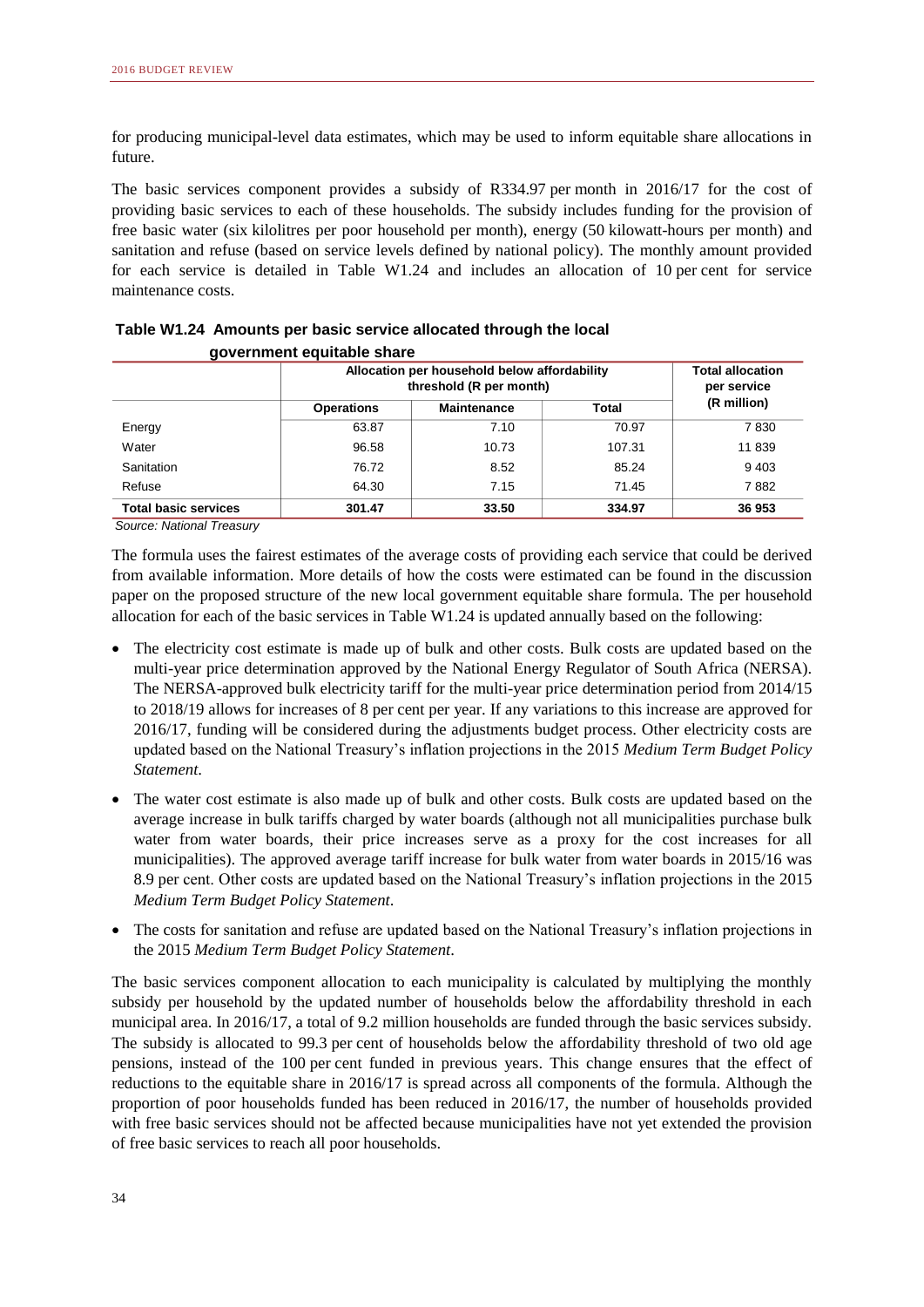for producing municipal-level data estimates, which may be used to inform equitable share allocations in future.

The basic services component provides a subsidy of R334.97 per month in 2016/17 for the cost of providing basic services to each of these households. The subsidy includes funding for the provision of free basic water (six kilolitres per poor household per month), energy (50 kilowatt-hours per month) and sanitation and refuse (based on service levels defined by national policy). The monthly amount provided for each service is detailed in Table W1.24 and includes an allocation of 10 per cent for service maintenance costs.

**Table W1.24 Amounts per basic service allocated through the local government equitable share**

| | Allocation per household below affordability threshold (R per month) | | | Total allocation per service (R million) |
|---|---|---|---|---|
| | Operations | Maintenance | Total | |
| Energy | 63.87 | 7.10 | 70.97 | 7 830 |
| Water | 96.58 | 10.73 | 107.31 | 11 839 |
| Sanitation | 76.72 | 8.52 | 85.24 | 9 403 |
| Refuse | 64.30 | 7.15 | 71.45 | 7 882 |
| **Total basic services** | **301.47** | **33.50** | **334.97** | **36 953** |

*Source: National Treasury*

The formula uses the fairest estimates of the average costs of providing each service that could be derived from available information. More details of how the costs were estimated can be found in the discussion paper on the proposed structure of the new local government equitable share formula. The per household allocation for each of the basic services in Table W1.24 is updated annually based on the following:

- The electricity cost estimate is made up of bulk and other costs. Bulk costs are updated based on the multi-year price determination approved by the National Energy Regulator of South Africa (NERSA). The NERSA-approved bulk electricity tariff for the multi-year price determination period from 2014/15 to 2018/19 allows for increases of 8 per cent per year. If any variations to this increase are approved for 2016/17, funding will be considered during the adjustments budget process. Other electricity costs are updated based on the National Treasury's inflation projections in the 2015 *Medium Term Budget Policy Statement*.
- The water cost estimate is also made up of bulk and other costs. Bulk costs are updated based on the average increase in bulk tariffs charged by water boards (although not all municipalities purchase bulk water from water boards, their price increases serve as a proxy for the cost increases for all municipalities). The approved average tariff increase for bulk water from water boards in 2015/16 was 8.9 per cent. Other costs are updated based on the National Treasury's inflation projections in the 2015 *Medium Term Budget Policy Statement*.
- The costs for sanitation and refuse are updated based on the National Treasury's inflation projections in the 2015 *Medium Term Budget Policy Statement*.

The basic services component allocation to each municipality is calculated by multiplying the monthly subsidy per household by the updated number of households below the affordability threshold in each municipal area. In 2016/17, a total of 9.2 million households are funded through the basic services subsidy. The subsidy is allocated to 99.3 per cent of households below the affordability threshold of two old age pensions, instead of the 100 per cent funded in previous years. This change ensures that the effect of reductions to the equitable share in 2016/17 is spread across all components of the formula. Although the proportion of poor households funded has been reduced in 2016/17, the number of households provided with free basic services should not be affected because municipalities have not yet extended the provision of free basic services to reach all poor households.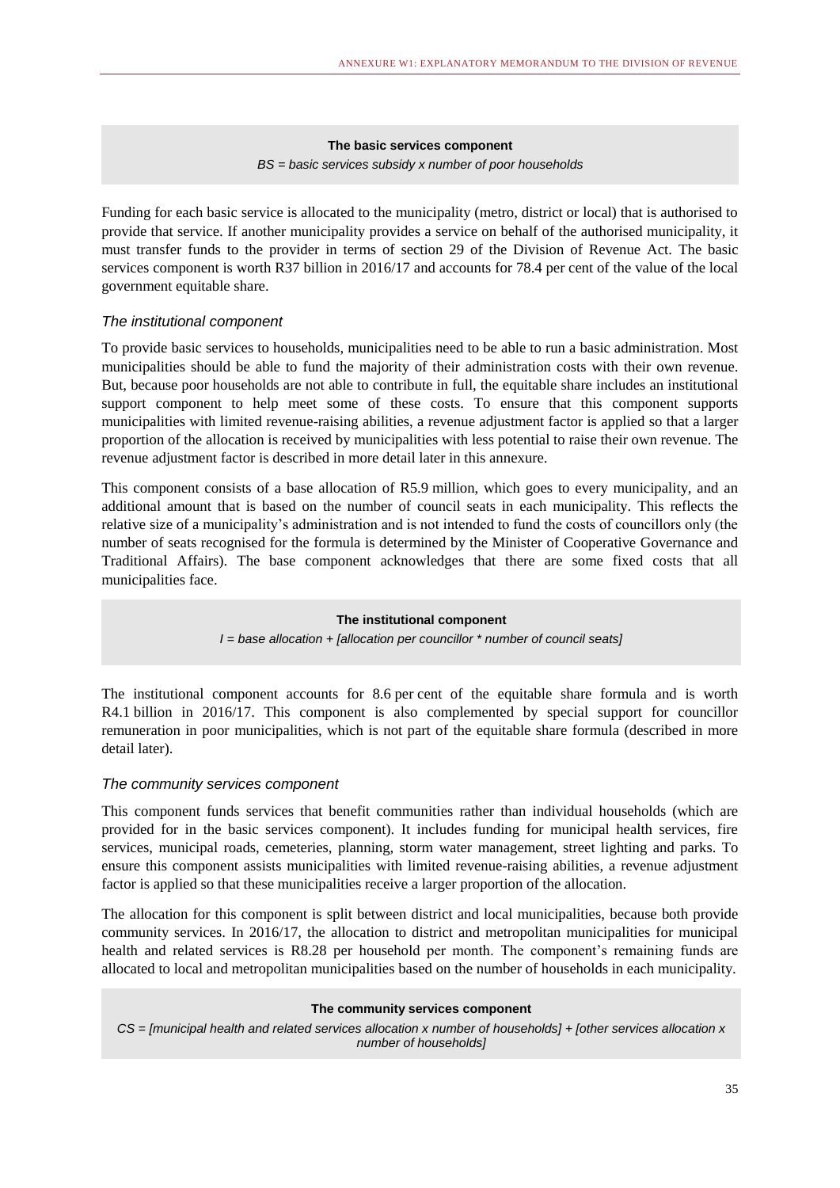**The basic services component**

*BS = basic services subsidy x number of poor households*

Funding for each basic service is allocated to the municipality (metro, district or local) that is authorised to provide that service. If another municipality provides a service on behalf of the authorised municipality, it must transfer funds to the provider in terms of section 29 of the Division of Revenue Act. The basic services component is worth R37 billion in 2016/17 and accounts for 78.4 per cent of the value of the local government equitable share.

### *The institutional component*

To provide basic services to households, municipalities need to be able to run a basic administration. Most municipalities should be able to fund the majority of their administration costs with their own revenue. But, because poor households are not able to contribute in full, the equitable share includes an institutional support component to help meet some of these costs. To ensure that this component supports municipalities with limited revenue-raising abilities, a revenue adjustment factor is applied so that a larger proportion of the allocation is received by municipalities with less potential to raise their own revenue. The revenue adjustment factor is described in more detail later in this annexure.

This component consists of a base allocation of R5.9 million, which goes to every municipality, and an additional amount that is based on the number of council seats in each municipality. This reflects the relative size of a municipality's administration and is not intended to fund the costs of councillors only (the number of seats recognised for the formula is determined by the Minister of Cooperative Governance and Traditional Affairs). The base component acknowledges that there are some fixed costs that all municipalities face.

**The institutional component**

*I = base allocation + [allocation per councillor * number of council seats]*

The institutional component accounts for 8.6 per cent of the equitable share formula and is worth R4.1 billion in 2016/17. This component is also complemented by special support for councillor remuneration in poor municipalities, which is not part of the equitable share formula (described in more detail later).

### *The community services component*

This component funds services that benefit communities rather than individual households (which are provided for in the basic services component). It includes funding for municipal health services, fire services, municipal roads, cemeteries, planning, storm water management, street lighting and parks. To ensure this component assists municipalities with limited revenue-raising abilities, a revenue adjustment factor is applied so that these municipalities receive a larger proportion of the allocation.

The allocation for this component is split between district and local municipalities, because both provide community services. In 2016/17, the allocation to district and metropolitan municipalities for municipal health and related services is R8.28 per household per month. The component's remaining funds are allocated to local and metropolitan municipalities based on the number of households in each municipality.

**The community services component**

*CS = [municipal health and related services allocation x number of households] + [other services allocation x number of households]*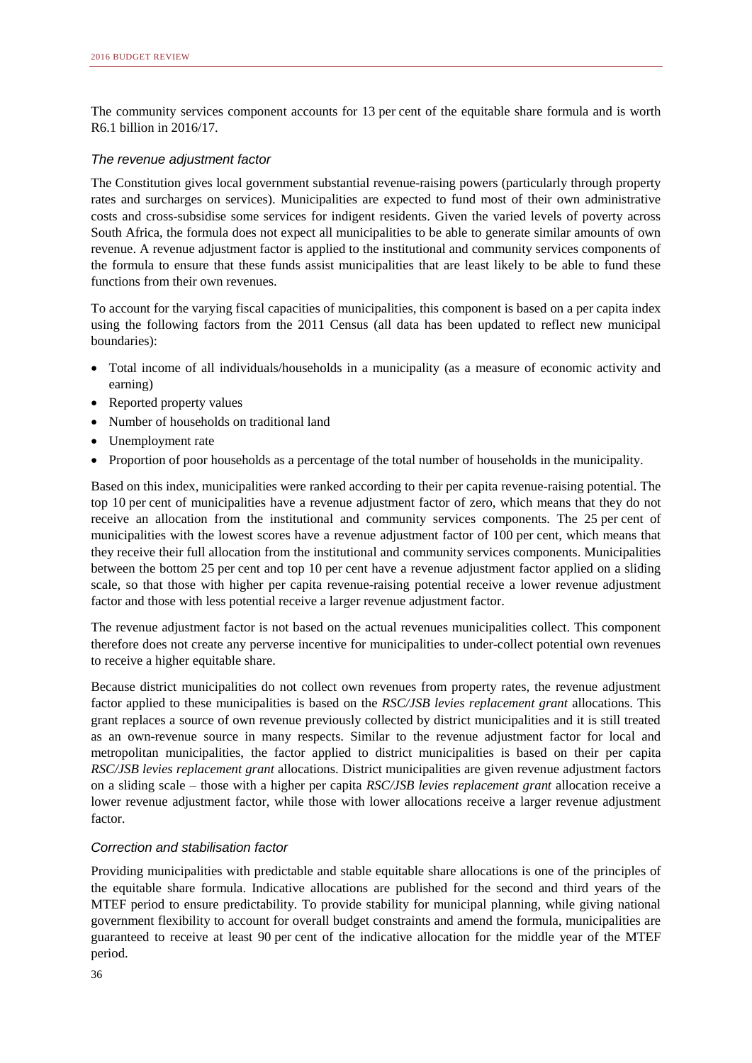The community services component accounts for 13 per cent of the equitable share formula and is worth R6.1 billion in 2016/17.

### *The revenue adjustment factor*

The Constitution gives local government substantial revenue-raising powers (particularly through property rates and surcharges on services). Municipalities are expected to fund most of their own administrative costs and cross-subsidise some services for indigent residents. Given the varied levels of poverty across South Africa, the formula does not expect all municipalities to be able to generate similar amounts of own revenue. A revenue adjustment factor is applied to the institutional and community services components of the formula to ensure that these funds assist municipalities that are least likely to be able to fund these functions from their own revenues.

To account for the varying fiscal capacities of municipalities, this component is based on a per capita index using the following factors from the 2011 Census (all data has been updated to reflect new municipal boundaries):

- Total income of all individuals/households in a municipality (as a measure of economic activity and earning)
- Reported property values
- Number of households on traditional land
- Unemployment rate
- Proportion of poor households as a percentage of the total number of households in the municipality.

Based on this index, municipalities were ranked according to their per capita revenue-raising potential. The top 10 per cent of municipalities have a revenue adjustment factor of zero, which means that they do not receive an allocation from the institutional and community services components. The 25 per cent of municipalities with the lowest scores have a revenue adjustment factor of 100 per cent, which means that they receive their full allocation from the institutional and community services components. Municipalities between the bottom 25 per cent and top 10 per cent have a revenue adjustment factor applied on a sliding scale, so that those with higher per capita revenue-raising potential receive a lower revenue adjustment factor and those with less potential receive a larger revenue adjustment factor.

The revenue adjustment factor is not based on the actual revenues municipalities collect. This component therefore does not create any perverse incentive for municipalities to under-collect potential own revenues to receive a higher equitable share.

Because district municipalities do not collect own revenues from property rates, the revenue adjustment factor applied to these municipalities is based on the *RSC/JSB levies replacement grant* allocations. This grant replaces a source of own revenue previously collected by district municipalities and it is still treated as an own-revenue source in many respects. Similar to the revenue adjustment factor for local and metropolitan municipalities, the factor applied to district municipalities is based on their per capita *RSC/JSB levies replacement grant* allocations. District municipalities are given revenue adjustment factors on a sliding scale – those with a higher per capita *RSC/JSB levies replacement grant* allocation receive a lower revenue adjustment factor, while those with lower allocations receive a larger revenue adjustment factor.

### *Correction and stabilisation factor*

Providing municipalities with predictable and stable equitable share allocations is one of the principles of the equitable share formula. Indicative allocations are published for the second and third years of the MTEF period to ensure predictability. To provide stability for municipal planning, while giving national government flexibility to account for overall budget constraints and amend the formula, municipalities are guaranteed to receive at least 90 per cent of the indicative allocation for the middle year of the MTEF period.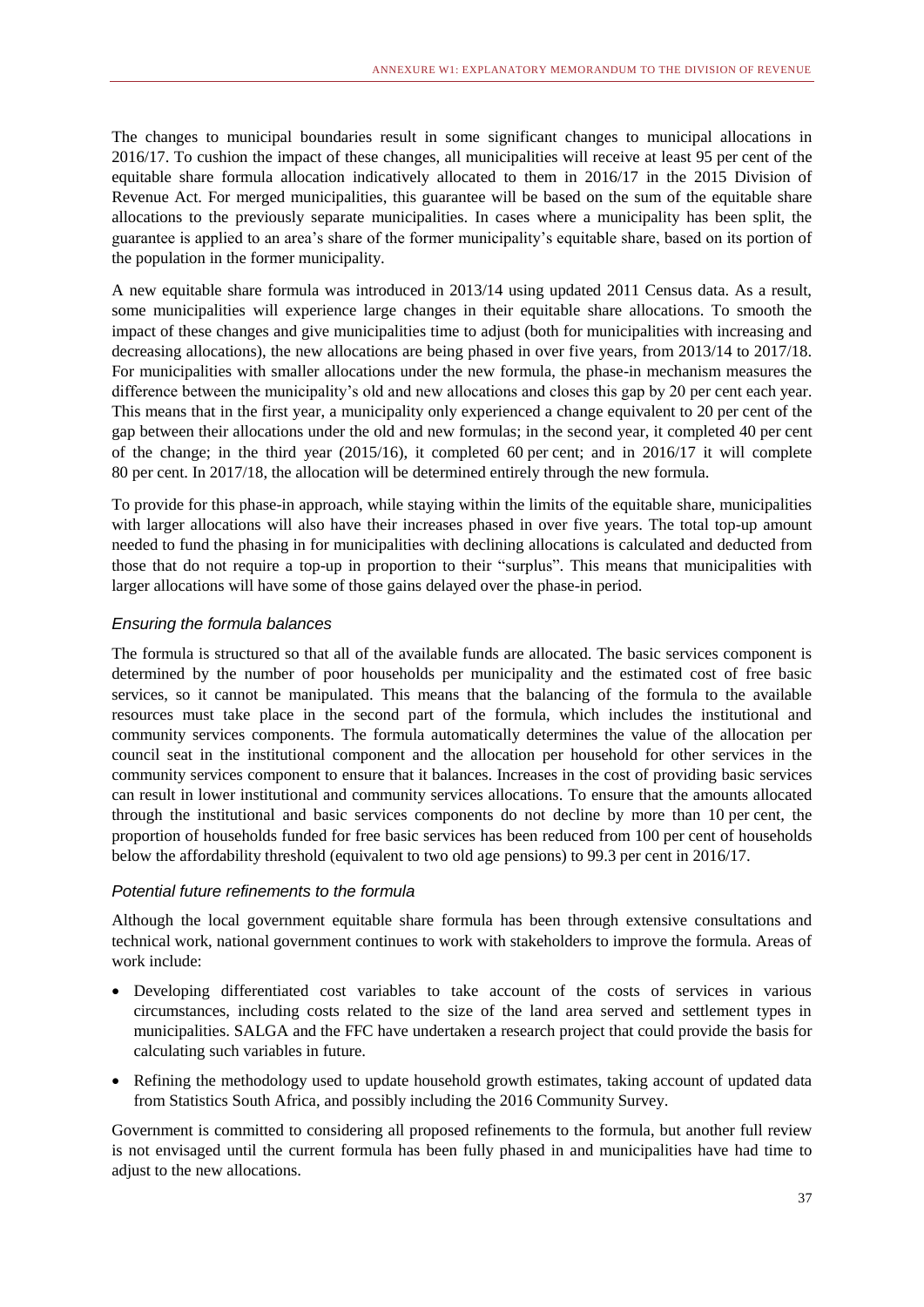The changes to municipal boundaries result in some significant changes to municipal allocations in 2016/17. To cushion the impact of these changes, all municipalities will receive at least 95 per cent of the equitable share formula allocation indicatively allocated to them in 2016/17 in the 2015 Division of Revenue Act. For merged municipalities, this guarantee will be based on the sum of the equitable share allocations to the previously separate municipalities. In cases where a municipality has been split, the guarantee is applied to an area's share of the former municipality's equitable share, based on its portion of the population in the former municipality.

A new equitable share formula was introduced in 2013/14 using updated 2011 Census data. As a result, some municipalities will experience large changes in their equitable share allocations. To smooth the impact of these changes and give municipalities time to adjust (both for municipalities with increasing and decreasing allocations), the new allocations are being phased in over five years, from 2013/14 to 2017/18. For municipalities with smaller allocations under the new formula, the phase-in mechanism measures the difference between the municipality's old and new allocations and closes this gap by 20 per cent each year. This means that in the first year, a municipality only experienced a change equivalent to 20 per cent of the gap between their allocations under the old and new formulas; in the second year, it completed 40 per cent of the change; in the third year (2015/16), it completed 60 per cent; and in 2016/17 it will complete 80 per cent. In 2017/18, the allocation will be determined entirely through the new formula.

To provide for this phase-in approach, while staying within the limits of the equitable share, municipalities with larger allocations will also have their increases phased in over five years. The total top-up amount needed to fund the phasing in for municipalities with declining allocations is calculated and deducted from those that do not require a top-up in proportion to their "surplus". This means that municipalities with larger allocations will have some of those gains delayed over the phase-in period.

### *Ensuring the formula balances*

The formula is structured so that all of the available funds are allocated. The basic services component is determined by the number of poor households per municipality and the estimated cost of free basic services, so it cannot be manipulated. This means that the balancing of the formula to the available resources must take place in the second part of the formula, which includes the institutional and community services components. The formula automatically determines the value of the allocation per council seat in the institutional component and the allocation per household for other services in the community services component to ensure that it balances. Increases in the cost of providing basic services can result in lower institutional and community services allocations. To ensure that the amounts allocated through the institutional and basic services components do not decline by more than 10 per cent, the proportion of households funded for free basic services has been reduced from 100 per cent of households below the affordability threshold (equivalent to two old age pensions) to 99.3 per cent in 2016/17.

### *Potential future refinements to the formula*

Although the local government equitable share formula has been through extensive consultations and technical work, national government continues to work with stakeholders to improve the formula. Areas of work include:

- Developing differentiated cost variables to take account of the costs of services in various circumstances, including costs related to the size of the land area served and settlement types in municipalities. SALGA and the FFC have undertaken a research project that could provide the basis for calculating such variables in future.
- Refining the methodology used to update household growth estimates, taking account of updated data from Statistics South Africa, and possibly including the 2016 Community Survey.

Government is committed to considering all proposed refinements to the formula, but another full review is not envisaged until the current formula has been fully phased in and municipalities have had time to adjust to the new allocations.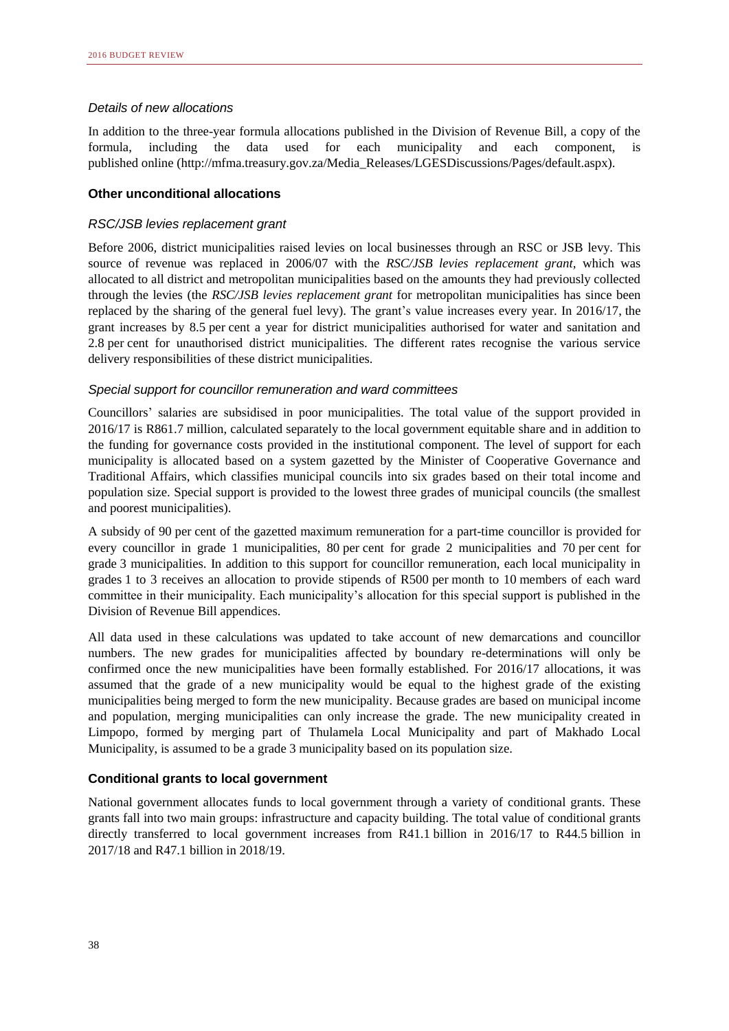*Details of new allocations*

In addition to the three-year formula allocations published in the Division of Revenue Bill, a copy of the formula, including the data used for each municipality and each component, is published online (http://mfma.treasury.gov.za/Media_Releases/LGESDiscussions/Pages/default.aspx).

### Other unconditional allocations

*RSC/JSB levies replacement grant*

Before 2006, district municipalities raised levies on local businesses through an RSC or JSB levy. This source of revenue was replaced in 2006/07 with the *RSC/JSB levies replacement grant*, which was allocated to all district and metropolitan municipalities based on the amounts they had previously collected through the levies (the *RSC/JSB levies replacement grant* for metropolitan municipalities has since been replaced by the sharing of the general fuel levy). The grant's value increases every year. In 2016/17, the grant increases by 8.5 per cent a year for district municipalities authorised for water and sanitation and 2.8 per cent for unauthorised district municipalities. The different rates recognise the various service delivery responsibilities of these district municipalities.

*Special support for councillor remuneration and ward committees*

Councillors' salaries are subsidised in poor municipalities. The total value of the support provided in 2016/17 is R861.7 million, calculated separately to the local government equitable share and in addition to the funding for governance costs provided in the institutional component. The level of support for each municipality is allocated based on a system gazetted by the Minister of Cooperative Governance and Traditional Affairs, which classifies municipal councils into six grades based on their total income and population size. Special support is provided to the lowest three grades of municipal councils (the smallest and poorest municipalities).

A subsidy of 90 per cent of the gazetted maximum remuneration for a part-time councillor is provided for every councillor in grade 1 municipalities, 80 per cent for grade 2 municipalities and 70 per cent for grade 3 municipalities. In addition to this support for councillor remuneration, each local municipality in grades 1 to 3 receives an allocation to provide stipends of R500 per month to 10 members of each ward committee in their municipality. Each municipality's allocation for this special support is published in the Division of Revenue Bill appendices.

All data used in these calculations was updated to take account of new demarcations and councillor numbers. The new grades for municipalities affected by boundary re-determinations will only be confirmed once the new municipalities have been formally established. For 2016/17 allocations, it was assumed that the grade of a new municipality would be equal to the highest grade of the existing municipalities being merged to form the new municipality. Because grades are based on municipal income and population, merging municipalities can only increase the grade. The new municipality created in Limpopo, formed by merging part of Thulamela Local Municipality and part of Makhado Local Municipality, is assumed to be a grade 3 municipality based on its population size.

### Conditional grants to local government

National government allocates funds to local government through a variety of conditional grants. These grants fall into two main groups: infrastructure and capacity building. The total value of conditional grants directly transferred to local government increases from R41.1 billion in 2016/17 to R44.5 billion in 2017/18 and R47.1 billion in 2018/19.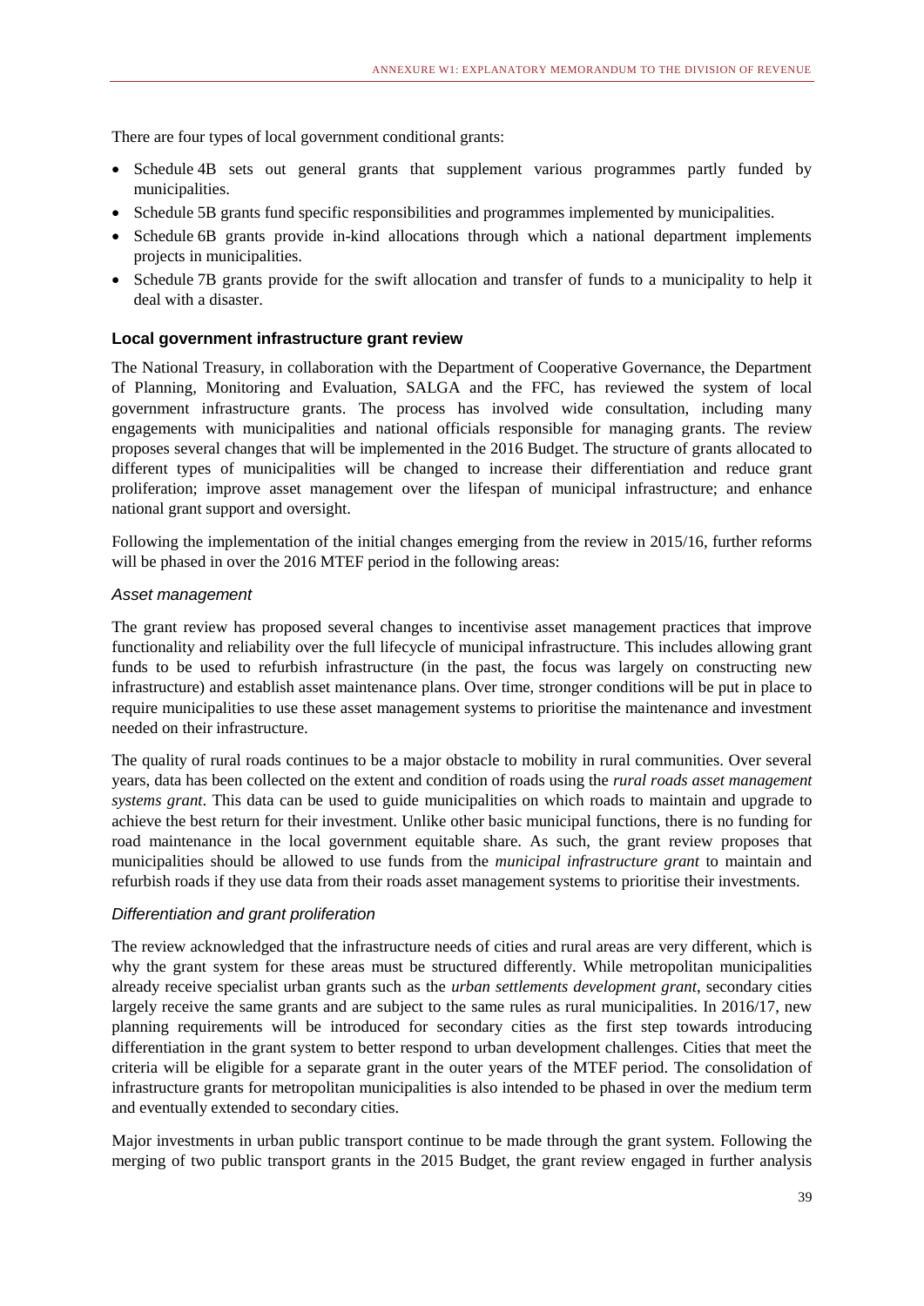There are four types of local government conditional grants:

- Schedule 4B sets out general grants that supplement various programmes partly funded by municipalities.
- Schedule 5B grants fund specific responsibilities and programmes implemented by municipalities.
- Schedule 6B grants provide in-kind allocations through which a national department implements projects in municipalities.
- Schedule 7B grants provide for the swift allocation and transfer of funds to a municipality to help it deal with a disaster.

### Local government infrastructure grant review

The National Treasury, in collaboration with the Department of Cooperative Governance, the Department of Planning, Monitoring and Evaluation, SALGA and the FFC, has reviewed the system of local government infrastructure grants. The process has involved wide consultation, including many engagements with municipalities and national officials responsible for managing grants. The review proposes several changes that will be implemented in the 2016 Budget. The structure of grants allocated to different types of municipalities will be changed to increase their differentiation and reduce grant proliferation; improve asset management over the lifespan of municipal infrastructure; and enhance national grant support and oversight.

Following the implementation of the initial changes emerging from the review in 2015/16, further reforms will be phased in over the 2016 MTEF period in the following areas:

#### *Asset management*

The grant review has proposed several changes to incentivise asset management practices that improve functionality and reliability over the full lifecycle of municipal infrastructure. This includes allowing grant funds to be used to refurbish infrastructure (in the past, the focus was largely on constructing new infrastructure) and establish asset maintenance plans. Over time, stronger conditions will be put in place to require municipalities to use these asset management systems to prioritise the maintenance and investment needed on their infrastructure.

The quality of rural roads continues to be a major obstacle to mobility in rural communities. Over several years, data has been collected on the extent and condition of roads using the *rural roads asset management systems grant*. This data can be used to guide municipalities on which roads to maintain and upgrade to achieve the best return for their investment. Unlike other basic municipal functions, there is no funding for road maintenance in the local government equitable share. As such, the grant review proposes that municipalities should be allowed to use funds from the *municipal infrastructure grant* to maintain and refurbish roads if they use data from their roads asset management systems to prioritise their investments.

#### *Differentiation and grant proliferation*

The review acknowledged that the infrastructure needs of cities and rural areas are very different, which is why the grant system for these areas must be structured differently. While metropolitan municipalities already receive specialist urban grants such as the *urban settlements development grant*, secondary cities largely receive the same grants and are subject to the same rules as rural municipalities. In 2016/17, new planning requirements will be introduced for secondary cities as the first step towards introducing differentiation in the grant system to better respond to urban development challenges. Cities that meet the criteria will be eligible for a separate grant in the outer years of the MTEF period. The consolidation of infrastructure grants for metropolitan municipalities is also intended to be phased in over the medium term and eventually extended to secondary cities.

Major investments in urban public transport continue to be made through the grant system. Following the merging of two public transport grants in the 2015 Budget, the grant review engaged in further analysis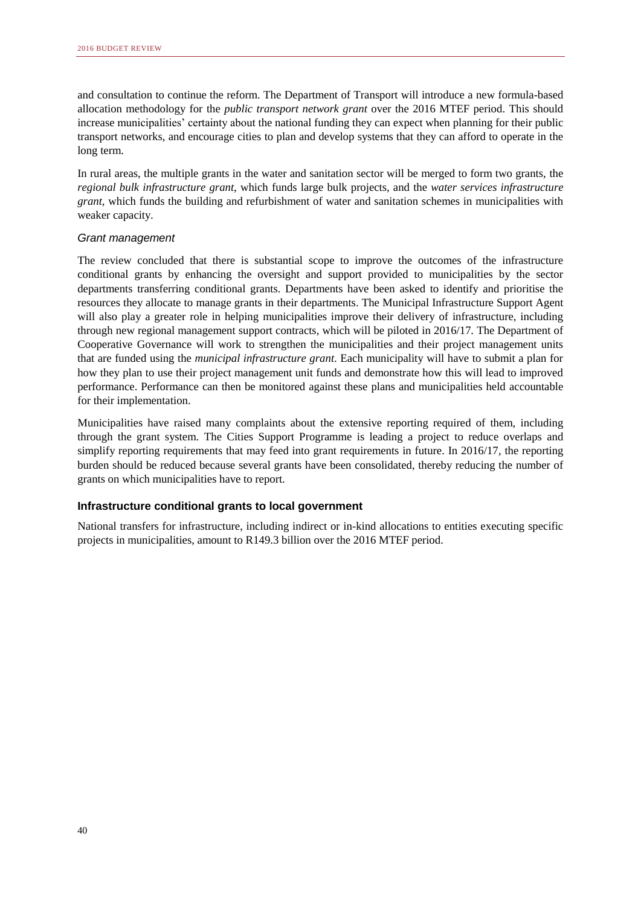and consultation to continue the reform. The Department of Transport will introduce a new formula-based allocation methodology for the *public transport network grant* over the 2016 MTEF period. This should increase municipalities' certainty about the national funding they can expect when planning for their public transport networks, and encourage cities to plan and develop systems that they can afford to operate in the long term.

In rural areas, the multiple grants in the water and sanitation sector will be merged to form two grants, the *regional bulk infrastructure grant*, which funds large bulk projects, and the *water services infrastructure grant*, which funds the building and refurbishment of water and sanitation schemes in municipalities with weaker capacity.

#### *Grant management*

The review concluded that there is substantial scope to improve the outcomes of the infrastructure conditional grants by enhancing the oversight and support provided to municipalities by the sector departments transferring conditional grants. Departments have been asked to identify and prioritise the resources they allocate to manage grants in their departments. The Municipal Infrastructure Support Agent will also play a greater role in helping municipalities improve their delivery of infrastructure, including through new regional management support contracts, which will be piloted in 2016/17. The Department of Cooperative Governance will work to strengthen the municipalities and their project management units that are funded using the *municipal infrastructure grant*. Each municipality will have to submit a plan for how they plan to use their project management unit funds and demonstrate how this will lead to improved performance. Performance can then be monitored against these plans and municipalities held accountable for their implementation.

Municipalities have raised many complaints about the extensive reporting required of them, including through the grant system. The Cities Support Programme is leading a project to reduce overlaps and simplify reporting requirements that may feed into grant requirements in future. In 2016/17, the reporting burden should be reduced because several grants have been consolidated, thereby reducing the number of grants on which municipalities have to report.

### Infrastructure conditional grants to local government

National transfers for infrastructure, including indirect or in-kind allocations to entities executing specific projects in municipalities, amount to R149.3 billion over the 2016 MTEF period.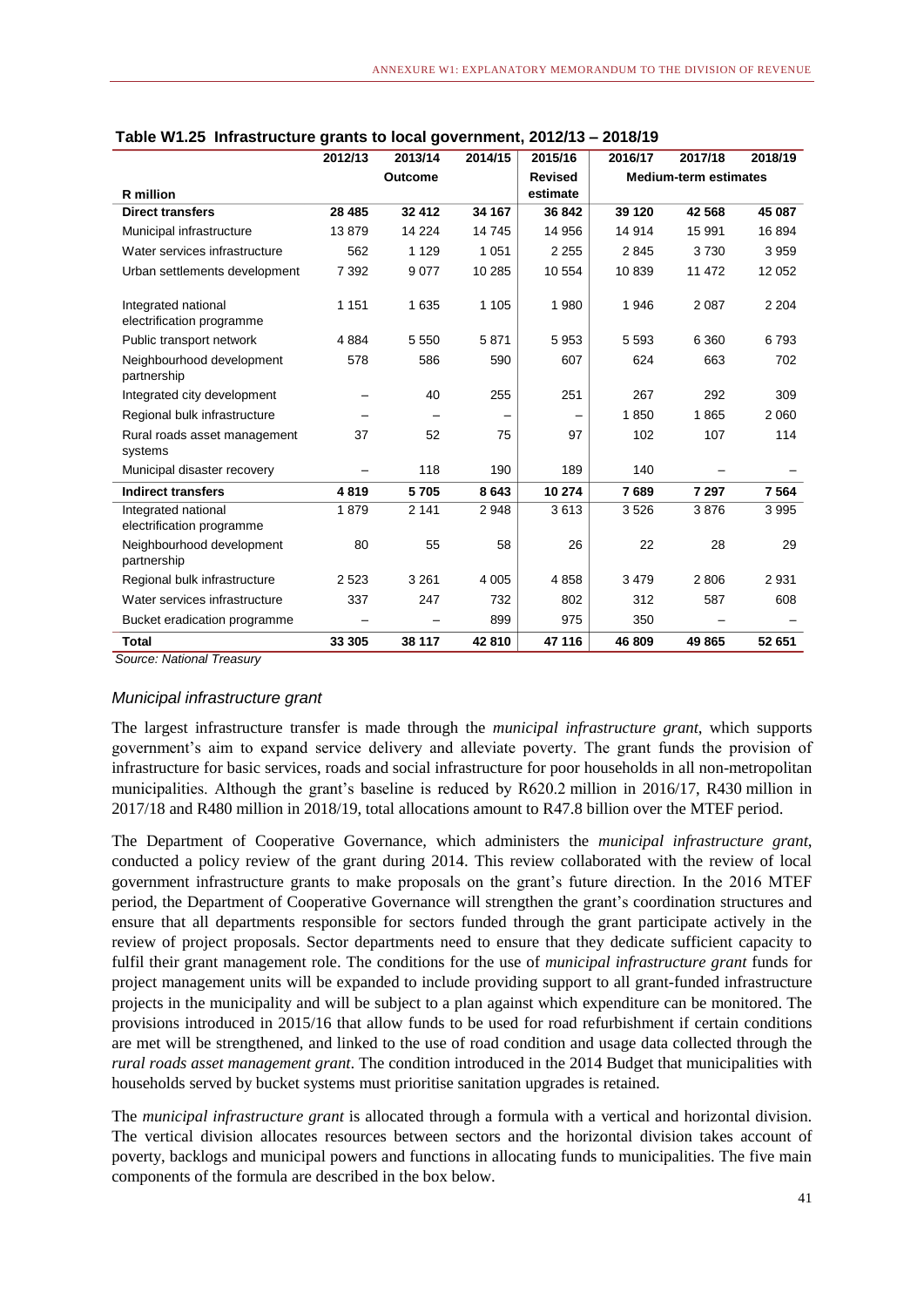**Table W1.25 Infrastructure grants to local government, 2012/13 – 2018/19**

| | 2012/13 | 2013/14 | 2014/15 | 2015/16 | 2016/17 | 2017/18 | 2018/19 |
|---|---|---|---|---|---|---|---|
| | | Outcome | | Revised | Medium-term estimates | | |
| **R million** | | | | estimate | | | |
| **Direct transfers** | **28 485** | **32 412** | **34 167** | **36 842** | **39 120** | **42 568** | **45 087** |
| Municipal infrastructure | 13 879 | 14 224 | 14 745 | 14 956 | 14 914 | 15 991 | 16 894 |
| Water services infrastructure | 562 | 1 129 | 1 051 | 2 255 | 2 845 | 3 730 | 3 959 |
| Urban settlements development | 7 392 | 9 077 | 10 285 | 10 554 | 10 839 | 11 472 | 12 052 |
| Integrated national electrification programme | 1 151 | 1 635 | 1 105 | 1 980 | 1 946 | 2 087 | 2 204 |
| Public transport network | 4 884 | 5 550 | 5 871 | 5 953 | 5 593 | 6 360 | 6 793 |
| Neighbourhood development partnership | 578 | 586 | 590 | 607 | 624 | 663 | 702 |
| Integrated city development | – | 40 | 255 | 251 | 267 | 292 | 309 |
| Regional bulk infrastructure | – | – | – | – | 1 850 | 1 865 | 2 060 |
| Rural roads asset management systems | 37 | 52 | 75 | 97 | 102 | 107 | 114 |
| Municipal disaster recovery | – | 118 | 190 | 189 | 140 | – | – |
| **Indirect transfers** | **4 819** | **5 705** | **8 643** | **10 274** | **7 689** | **7 297** | **7 564** |
| Integrated national electrification programme | 1 879 | 2 141 | 2 948 | 3 613 | 3 526 | 3 876 | 3 995 |
| Neighbourhood development partnership | 80 | 55 | 58 | 26 | 22 | 28 | 29 |
| Regional bulk infrastructure | 2 523 | 3 261 | 4 005 | 4 858 | 3 479 | 2 806 | 2 931 |
| Water services infrastructure | 337 | 247 | 732 | 802 | 312 | 587 | 608 |
| Bucket eradication programme | – | – | 899 | 975 | 350 | – | – |
| **Total** | **33 305** | **38 117** | **42 810** | **47 116** | **46 809** | **49 865** | **52 651** |

*Source: National Treasury*

### *Municipal infrastructure grant*

The largest infrastructure transfer is made through the *municipal infrastructure grant*, which supports government's aim to expand service delivery and alleviate poverty. The grant funds the provision of infrastructure for basic services, roads and social infrastructure for poor households in all non-metropolitan municipalities. Although the grant's baseline is reduced by R620.2 million in 2016/17, R430 million in 2017/18 and R480 million in 2018/19, total allocations amount to R47.8 billion over the MTEF period.

The Department of Cooperative Governance, which administers the *municipal infrastructure grant*, conducted a policy review of the grant during 2014. This review collaborated with the review of local government infrastructure grants to make proposals on the grant's future direction. In the 2016 MTEF period, the Department of Cooperative Governance will strengthen the grant's coordination structures and ensure that all departments responsible for sectors funded through the grant participate actively in the review of project proposals. Sector departments need to ensure that they dedicate sufficient capacity to fulfil their grant management role. The conditions for the use of *municipal infrastructure grant* funds for project management units will be expanded to include providing support to all grant-funded infrastructure projects in the municipality and will be subject to a plan against which expenditure can be monitored. The provisions introduced in 2015/16 that allow funds to be used for road refurbishment if certain conditions are met will be strengthened, and linked to the use of road condition and usage data collected through the *rural roads asset management grant*. The condition introduced in the 2014 Budget that municipalities with households served by bucket systems must prioritise sanitation upgrades is retained.

The *municipal infrastructure grant* is allocated through a formula with a vertical and horizontal division. The vertical division allocates resources between sectors and the horizontal division takes account of poverty, backlogs and municipal powers and functions in allocating funds to municipalities. The five main components of the formula are described in the box below.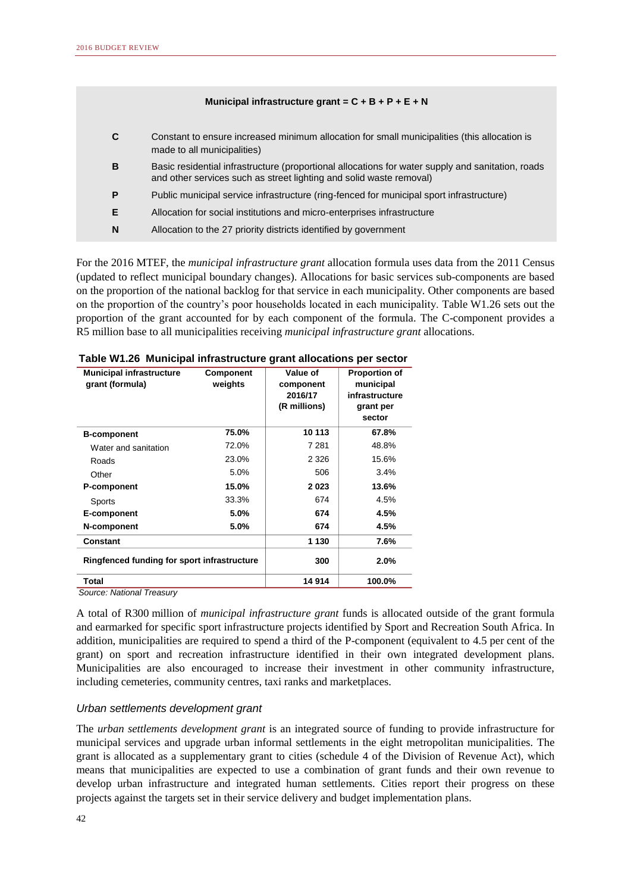**Municipal infrastructure grant = C + B + P + E + N**

| | |
|---|---|
| **C** | Constant to ensure increased minimum allocation for small municipalities (this allocation is made to all municipalities) |
| **B** | Basic residential infrastructure (proportional allocations for water supply and sanitation, roads and other services such as street lighting and solid waste removal) |
| **P** | Public municipal service infrastructure (ring-fenced for municipal sport infrastructure) |
| **E** | Allocation for social institutions and micro-enterprises infrastructure |
| **N** | Allocation to the 27 priority districts identified by government |

For the 2016 MTEF, the *municipal infrastructure grant* allocation formula uses data from the 2011 Census (updated to reflect municipal boundary changes). Allocations for basic services sub-components are based on the proportion of the national backlog for that service in each municipality. Other components are based on the proportion of the country's poor households located in each municipality. Table W1.26 sets out the proportion of the grant accounted for by each component of the formula. The C-component provides a R5 million base to all municipalities receiving *municipal infrastructure grant* allocations.

**Table W1.26 Municipal infrastructure grant allocations per sector**

| Municipal infrastructure grant (formula) | Component weights | Value of component 2016/17 (R millions) | Proportion of municipal infrastructure grant per sector |
|---|---|---|---|
| **B-component** | **75.0%** | **10 113** | **67.8%** |
| Water and sanitation | 72.0% | 7 281 | 48.8% |
| Roads | 23.0% | 2 326 | 15.6% |
| Other | 5.0% | 506 | 3.4% |
| **P-component** | **15.0%** | **2 023** | **13.6%** |
| Sports | 33.3% | 674 | 4.5% |
| **E-component** | **5.0%** | **674** | **4.5%** |
| **N-component** | **5.0%** | **674** | **4.5%** |
| **Constant** | | **1 130** | **7.6%** |
| **Ringfenced funding for sport infrastructure** | | **300** | **2.0%** |
| **Total** | | **14 914** | **100.0%** |

*Source: National Treasury*

A total of R300 million of *municipal infrastructure grant* funds is allocated outside of the grant formula and earmarked for specific sport infrastructure projects identified by Sport and Recreation South Africa. In addition, municipalities are required to spend a third of the P-component (equivalent to 4.5 per cent of the grant) on sport and recreation infrastructure identified in their own integrated development plans. Municipalities are also encouraged to increase their investment in other community infrastructure, including cemeteries, community centres, taxi ranks and marketplaces.

### *Urban settlements development grant*

The *urban settlements development grant* is an integrated source of funding to provide infrastructure for municipal services and upgrade urban informal settlements in the eight metropolitan municipalities. The grant is allocated as a supplementary grant to cities (schedule 4 of the Division of Revenue Act), which means that municipalities are expected to use a combination of grant funds and their own revenue to develop urban infrastructure and integrated human settlements. Cities report their progress on these projects against the targets set in their service delivery and budget implementation plans.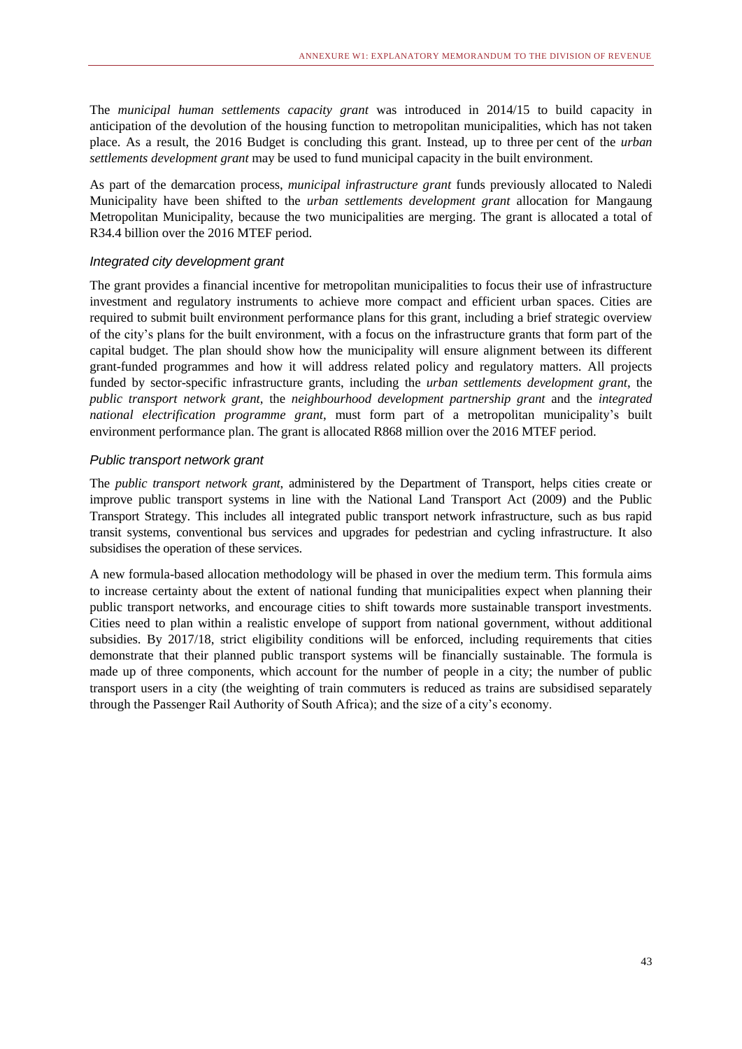The *municipal human settlements capacity grant* was introduced in 2014/15 to build capacity in anticipation of the devolution of the housing function to metropolitan municipalities, which has not taken place. As a result, the 2016 Budget is concluding this grant. Instead, up to three per cent of the *urban settlements development grant* may be used to fund municipal capacity in the built environment.

As part of the demarcation process, *municipal infrastructure grant* funds previously allocated to Naledi Municipality have been shifted to the *urban settlements development grant* allocation for Mangaung Metropolitan Municipality, because the two municipalities are merging. The grant is allocated a total of R34.4 billion over the 2016 MTEF period.

### *Integrated city development grant*

The grant provides a financial incentive for metropolitan municipalities to focus their use of infrastructure investment and regulatory instruments to achieve more compact and efficient urban spaces. Cities are required to submit built environment performance plans for this grant, including a brief strategic overview of the city's plans for the built environment, with a focus on the infrastructure grants that form part of the capital budget. The plan should show how the municipality will ensure alignment between its different grant-funded programmes and how it will address related policy and regulatory matters. All projects funded by sector-specific infrastructure grants, including the *urban settlements development grant*, the *public transport network grant*, the *neighbourhood development partnership grant* and the *integrated national electrification programme grant*, must form part of a metropolitan municipality's built environment performance plan. The grant is allocated R868 million over the 2016 MTEF period.

### *Public transport network grant*

The *public transport network grant*, administered by the Department of Transport, helps cities create or improve public transport systems in line with the National Land Transport Act (2009) and the Public Transport Strategy. This includes all integrated public transport network infrastructure, such as bus rapid transit systems, conventional bus services and upgrades for pedestrian and cycling infrastructure. It also subsidises the operation of these services.

A new formula-based allocation methodology will be phased in over the medium term. This formula aims to increase certainty about the extent of national funding that municipalities expect when planning their public transport networks, and encourage cities to shift towards more sustainable transport investments. Cities need to plan within a realistic envelope of support from national government, without additional subsidies. By 2017/18, strict eligibility conditions will be enforced, including requirements that cities demonstrate that their planned public transport systems will be financially sustainable. The formula is made up of three components, which account for the number of people in a city; the number of public transport users in a city (the weighting of train commuters is reduced as trains are subsidised separately through the Passenger Rail Authority of South Africa); and the size of a city's economy.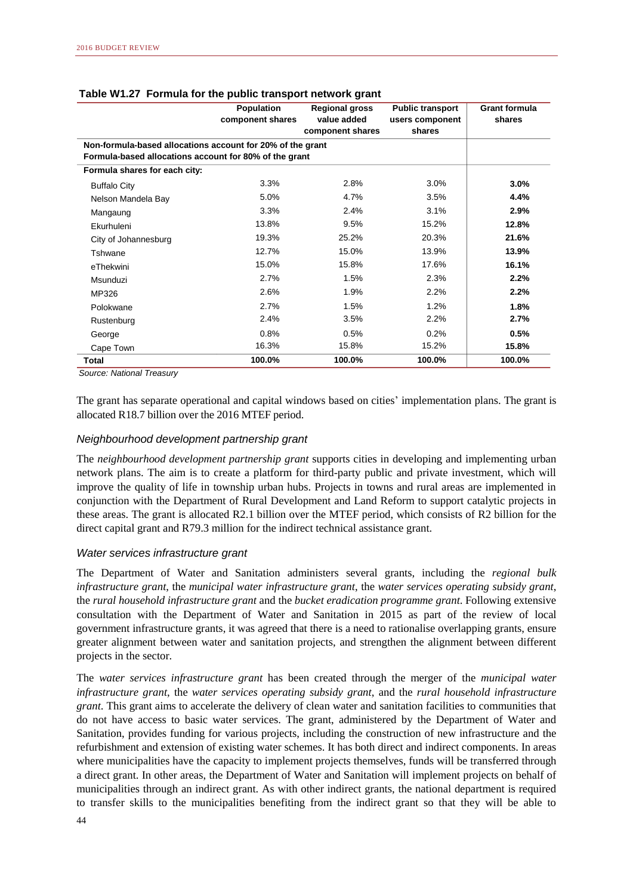**Table W1.27 Formula for the public transport network grant**

| | Population component shares | Regional gross value added component shares | Public transport users component shares | Grant formula shares |
|---|---|---|---|---|
| **Non-formula-based allocations account for 20% of the grant** | | | | |
| **Formula-based allocations account for 80% of the grant** | | | | |
| **Formula shares for each city:** | | | | |
| Buffalo City | 3.3% | 2.8% | 3.0% | **3.0%** |
| Nelson Mandela Bay | 5.0% | 4.7% | 3.5% | **4.4%** |
| Mangaung | 3.3% | 2.4% | 3.1% | **2.9%** |
| Ekurhuleni | 13.8% | 9.5% | 15.2% | **12.8%** |
| City of Johannesburg | 19.3% | 25.2% | 20.3% | **21.6%** |
| Tshwane | 12.7% | 15.0% | 13.9% | **13.9%** |
| eThekwini | 15.0% | 15.8% | 17.6% | **16.1%** |
| Msunduzi | 2.7% | 1.5% | 2.3% | **2.2%** |
| MP326 | 2.6% | 1.9% | 2.2% | **2.2%** |
| Polokwane | 2.7% | 1.5% | 1.2% | **1.8%** |
| Rustenburg | 2.4% | 3.5% | 2.2% | **2.7%** |
| George | 0.8% | 0.5% | 0.2% | **0.5%** |
| Cape Town | 16.3% | 15.8% | 15.2% | **15.8%** |
| **Total** | **100.0%** | **100.0%** | **100.0%** | **100.0%** |

*Source: National Treasury*

The grant has separate operational and capital windows based on cities' implementation plans. The grant is allocated R18.7 billion over the 2016 MTEF period.

### *Neighbourhood development partnership grant*

The *neighbourhood development partnership grant* supports cities in developing and implementing urban network plans. The aim is to create a platform for third-party public and private investment, which will improve the quality of life in township urban hubs. Projects in towns and rural areas are implemented in conjunction with the Department of Rural Development and Land Reform to support catalytic projects in these areas. The grant is allocated R2.1 billion over the MTEF period, which consists of R2 billion for the direct capital grant and R79.3 million for the indirect technical assistance grant.

### *Water services infrastructure grant*

The Department of Water and Sanitation administers several grants, including the *regional bulk infrastructure grant*, the *municipal water infrastructure grant*, the *water services operating subsidy grant*, the *rural household infrastructure grant* and the *bucket eradication programme grant*. Following extensive consultation with the Department of Water and Sanitation in 2015 as part of the review of local government infrastructure grants, it was agreed that there is a need to rationalise overlapping grants, ensure greater alignment between water and sanitation projects, and strengthen the alignment between different projects in the sector.

The *water services infrastructure grant* has been created through the merger of the *municipal water infrastructure grant*, the *water services operating subsidy grant*, and the *rural household infrastructure grant*. This grant aims to accelerate the delivery of clean water and sanitation facilities to communities that do not have access to basic water services. The grant, administered by the Department of Water and Sanitation, provides funding for various projects, including the construction of new infrastructure and the refurbishment and extension of existing water schemes. It has both direct and indirect components. In areas where municipalities have the capacity to implement projects themselves, funds will be transferred through a direct grant. In other areas, the Department of Water and Sanitation will implement projects on behalf of municipalities through an indirect grant. As with other indirect grants, the national department is required to transfer skills to the municipalities benefiting from the indirect grant so that they will be able to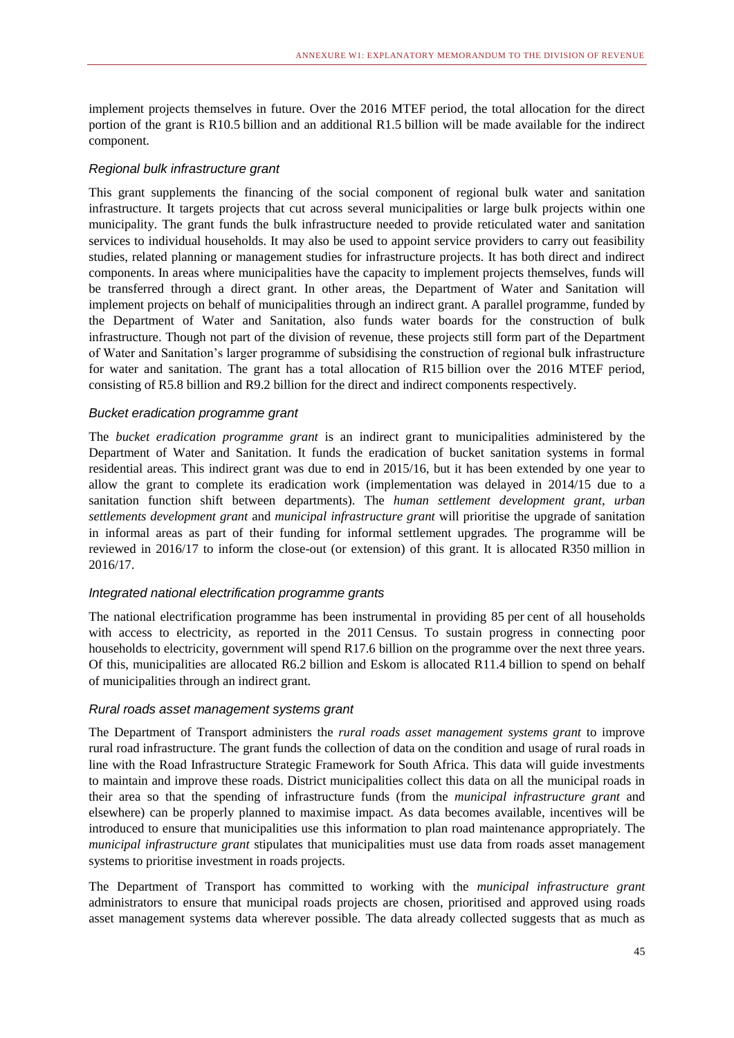implement projects themselves in future. Over the 2016 MTEF period, the total allocation for the direct portion of the grant is R10.5 billion and an additional R1.5 billion will be made available for the indirect component.

### *Regional bulk infrastructure grant*

This grant supplements the financing of the social component of regional bulk water and sanitation infrastructure. It targets projects that cut across several municipalities or large bulk projects within one municipality. The grant funds the bulk infrastructure needed to provide reticulated water and sanitation services to individual households. It may also be used to appoint service providers to carry out feasibility studies, related planning or management studies for infrastructure projects. It has both direct and indirect components. In areas where municipalities have the capacity to implement projects themselves, funds will be transferred through a direct grant. In other areas, the Department of Water and Sanitation will implement projects on behalf of municipalities through an indirect grant. A parallel programme, funded by the Department of Water and Sanitation, also funds water boards for the construction of bulk infrastructure. Though not part of the division of revenue, these projects still form part of the Department of Water and Sanitation's larger programme of subsidising the construction of regional bulk infrastructure for water and sanitation. The grant has a total allocation of R15 billion over the 2016 MTEF period, consisting of R5.8 billion and R9.2 billion for the direct and indirect components respectively.

### *Bucket eradication programme grant*

The *bucket eradication programme grant* is an indirect grant to municipalities administered by the Department of Water and Sanitation. It funds the eradication of bucket sanitation systems in formal residential areas. This indirect grant was due to end in 2015/16, but it has been extended by one year to allow the grant to complete its eradication work (implementation was delayed in 2014/15 due to a sanitation function shift between departments). The *human settlement development grant*, *urban settlements development grant* and *municipal infrastructure grant* will prioritise the upgrade of sanitation in informal areas as part of their funding for informal settlement upgrades*.* The programme will be reviewed in 2016/17 to inform the close-out (or extension) of this grant. It is allocated R350 million in 2016/17.

### *Integrated national electrification programme grants*

The national electrification programme has been instrumental in providing 85 per cent of all households with access to electricity, as reported in the 2011 Census. To sustain progress in connecting poor households to electricity, government will spend R17.6 billion on the programme over the next three years. Of this, municipalities are allocated R6.2 billion and Eskom is allocated R11.4 billion to spend on behalf of municipalities through an indirect grant.

### *Rural roads asset management systems grant*

The Department of Transport administers the *rural roads asset management systems grant* to improve rural road infrastructure. The grant funds the collection of data on the condition and usage of rural roads in line with the Road Infrastructure Strategic Framework for South Africa. This data will guide investments to maintain and improve these roads. District municipalities collect this data on all the municipal roads in their area so that the spending of infrastructure funds (from the *municipal infrastructure grant* and elsewhere) can be properly planned to maximise impact. As data becomes available, incentives will be introduced to ensure that municipalities use this information to plan road maintenance appropriately. The *municipal infrastructure grant* stipulates that municipalities must use data from roads asset management systems to prioritise investment in roads projects.

The Department of Transport has committed to working with the *municipal infrastructure grant* administrators to ensure that municipal roads projects are chosen, prioritised and approved using roads asset management systems data wherever possible. The data already collected suggests that as much as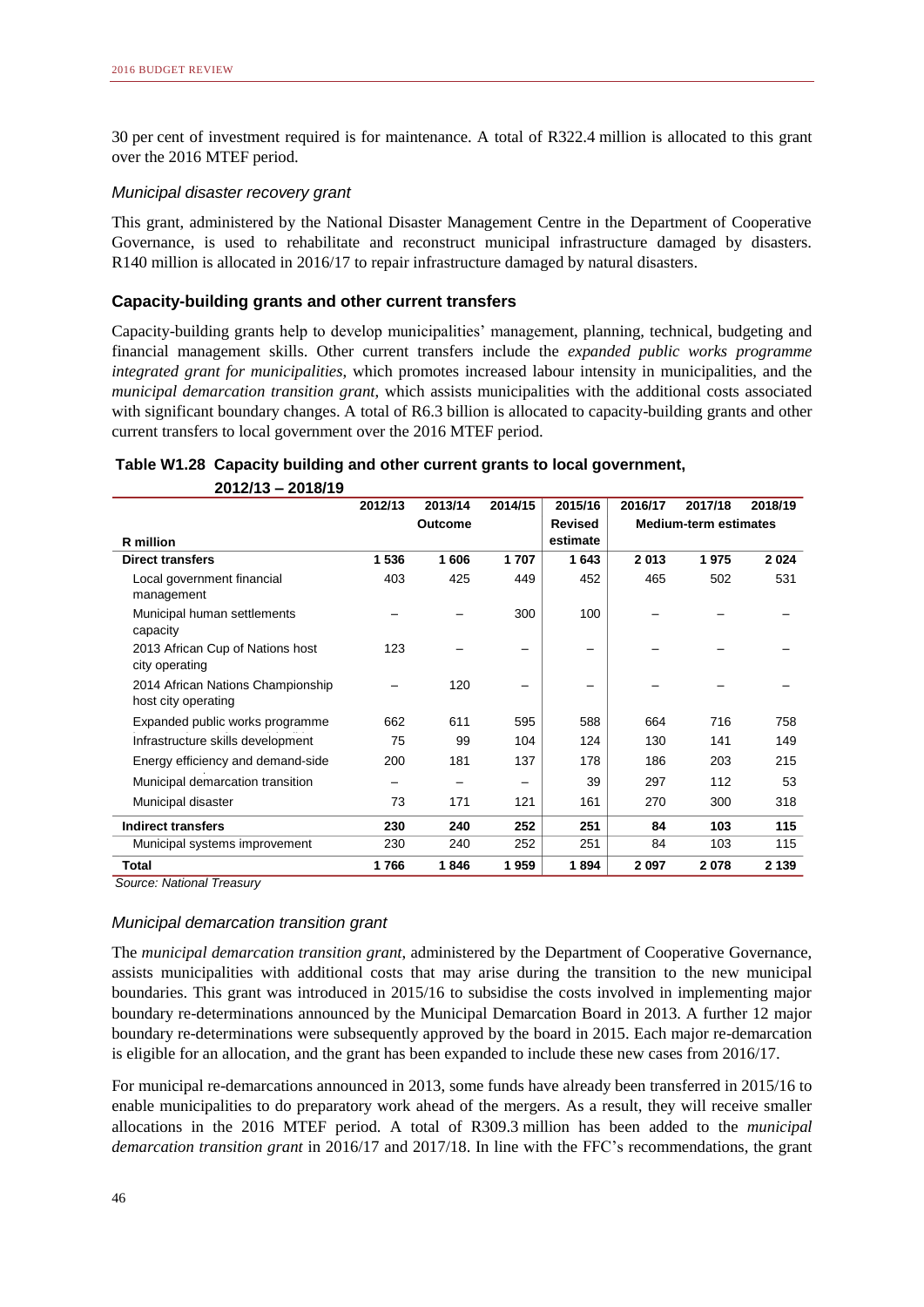30 per cent of investment required is for maintenance. A total of R322.4 million is allocated to this grant over the 2016 MTEF period.

### *Municipal disaster recovery grant*

This grant, administered by the National Disaster Management Centre in the Department of Cooperative Governance, is used to rehabilitate and reconstruct municipal infrastructure damaged by disasters. R140 million is allocated in 2016/17 to repair infrastructure damaged by natural disasters.

### **Capacity-building grants and other current transfers**

Capacity-building grants help to develop municipalities' management, planning, technical, budgeting and financial management skills. Other current transfers include the *expanded public works programme integrated grant for municipalities*, which promotes increased labour intensity in municipalities, and the *municipal demarcation transition grant*, which assists municipalities with the additional costs associated with significant boundary changes. A total of R6.3 billion is allocated to capacity-building grants and other current transfers to local government over the 2016 MTEF period.

**Table W1.28 Capacity building and other current grants to local government, 2012/13 – 2018/19**

| | 2012/13 | 2013/14 | 2014/15 | 2015/16 | 2016/17 | 2017/18 | 2018/19 |
|---|---|---|---|---|---|---|---|
| | | Outcome | | Revised | Medium-term estimates | | |
| R million | | | | estimate | | | |
| **Direct transfers** | **1 536** | **1 606** | **1 707** | **1 643** | **2 013** | **1 975** | **2 024** |
| Local government financial management | 403 | 425 | 449 | 452 | 465 | 502 | 531 |
| Municipal human settlements capacity | – | – | 300 | 100 | – | – | – |
| 2013 African Cup of Nations host city operating | 123 | – | – | – | – | – | – |
| 2014 African Nations Championship host city operating | – | 120 | – | – | – | – | – |
| Expanded public works programme | 662 | 611 | 595 | 588 | 664 | 716 | 758 |
| Infrastructure skills development | 75 | 99 | 104 | 124 | 130 | 141 | 149 |
| Energy efficiency and demand-side | 200 | 181 | 137 | 178 | 186 | 203 | 215 |
| Municipal demarcation transition | – | – | – | 39 | 297 | 112 | 53 |
| Municipal disaster | 73 | 171 | 121 | 161 | 270 | 300 | 318 |
| **Indirect transfers** | **230** | **240** | **252** | **251** | **84** | **103** | **115** |
| Municipal systems improvement | 230 | 240 | 252 | 251 | 84 | 103 | 115 |
| **Total** | **1 766** | **1 846** | **1 959** | **1 894** | **2 097** | **2 078** | **2 139** |

*Source: National Treasury*

### *Municipal demarcation transition grant*

The *municipal demarcation transition grant*, administered by the Department of Cooperative Governance, assists municipalities with additional costs that may arise during the transition to the new municipal boundaries. This grant was introduced in 2015/16 to subsidise the costs involved in implementing major boundary re-determinations announced by the Municipal Demarcation Board in 2013. A further 12 major boundary re-determinations were subsequently approved by the board in 2015. Each major re-demarcation is eligible for an allocation, and the grant has been expanded to include these new cases from 2016/17.

For municipal re-demarcations announced in 2013, some funds have already been transferred in 2015/16 to enable municipalities to do preparatory work ahead of the mergers. As a result, they will receive smaller allocations in the 2016 MTEF period. A total of R309.3 million has been added to the *municipal demarcation transition grant* in 2016/17 and 2017/18. In line with the FFC's recommendations, the grant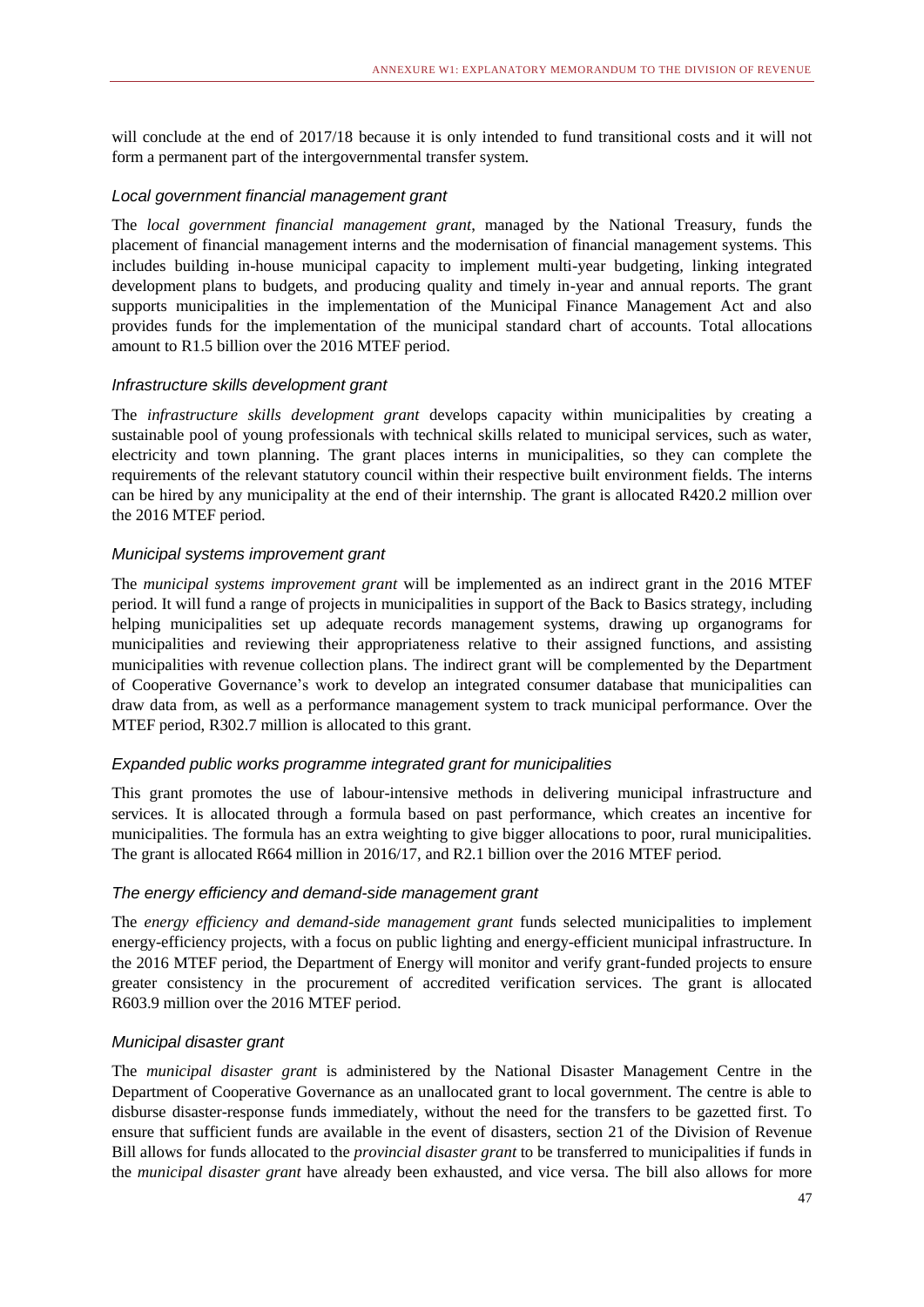will conclude at the end of 2017/18 because it is only intended to fund transitional costs and it will not form a permanent part of the intergovernmental transfer system.

#### *Local government financial management grant*

The *local government financial management grant*, managed by the National Treasury, funds the placement of financial management interns and the modernisation of financial management systems. This includes building in-house municipal capacity to implement multi-year budgeting, linking integrated development plans to budgets, and producing quality and timely in-year and annual reports. The grant supports municipalities in the implementation of the Municipal Finance Management Act and also provides funds for the implementation of the municipal standard chart of accounts. Total allocations amount to R1.5 billion over the 2016 MTEF period.

#### *Infrastructure skills development grant*

The *infrastructure skills development grant* develops capacity within municipalities by creating a sustainable pool of young professionals with technical skills related to municipal services, such as water, electricity and town planning. The grant places interns in municipalities, so they can complete the requirements of the relevant statutory council within their respective built environment fields. The interns can be hired by any municipality at the end of their internship. The grant is allocated R420.2 million over the 2016 MTEF period.

#### *Municipal systems improvement grant*

The *municipal systems improvement grant* will be implemented as an indirect grant in the 2016 MTEF period. It will fund a range of projects in municipalities in support of the Back to Basics strategy, including helping municipalities set up adequate records management systems, drawing up organograms for municipalities and reviewing their appropriateness relative to their assigned functions, and assisting municipalities with revenue collection plans. The indirect grant will be complemented by the Department of Cooperative Governance's work to develop an integrated consumer database that municipalities can draw data from, as well as a performance management system to track municipal performance. Over the MTEF period, R302.7 million is allocated to this grant.

#### *Expanded public works programme integrated grant for municipalities*

This grant promotes the use of labour-intensive methods in delivering municipal infrastructure and services. It is allocated through a formula based on past performance, which creates an incentive for municipalities. The formula has an extra weighting to give bigger allocations to poor, rural municipalities. The grant is allocated R664 million in 2016/17, and R2.1 billion over the 2016 MTEF period.

#### *The energy efficiency and demand-side management grant*

The *energy efficiency and demand-side management grant* funds selected municipalities to implement energy-efficiency projects, with a focus on public lighting and energy-efficient municipal infrastructure. In the 2016 MTEF period, the Department of Energy will monitor and verify grant-funded projects to ensure greater consistency in the procurement of accredited verification services. The grant is allocated R603.9 million over the 2016 MTEF period.

#### *Municipal disaster grant*

The *municipal disaster grant* is administered by the National Disaster Management Centre in the Department of Cooperative Governance as an unallocated grant to local government. The centre is able to disburse disaster-response funds immediately, without the need for the transfers to be gazetted first. To ensure that sufficient funds are available in the event of disasters, section 21 of the Division of Revenue Bill allows for funds allocated to the *provincial disaster grant* to be transferred to municipalities if funds in the *municipal disaster grant* have already been exhausted, and vice versa. The bill also allows for more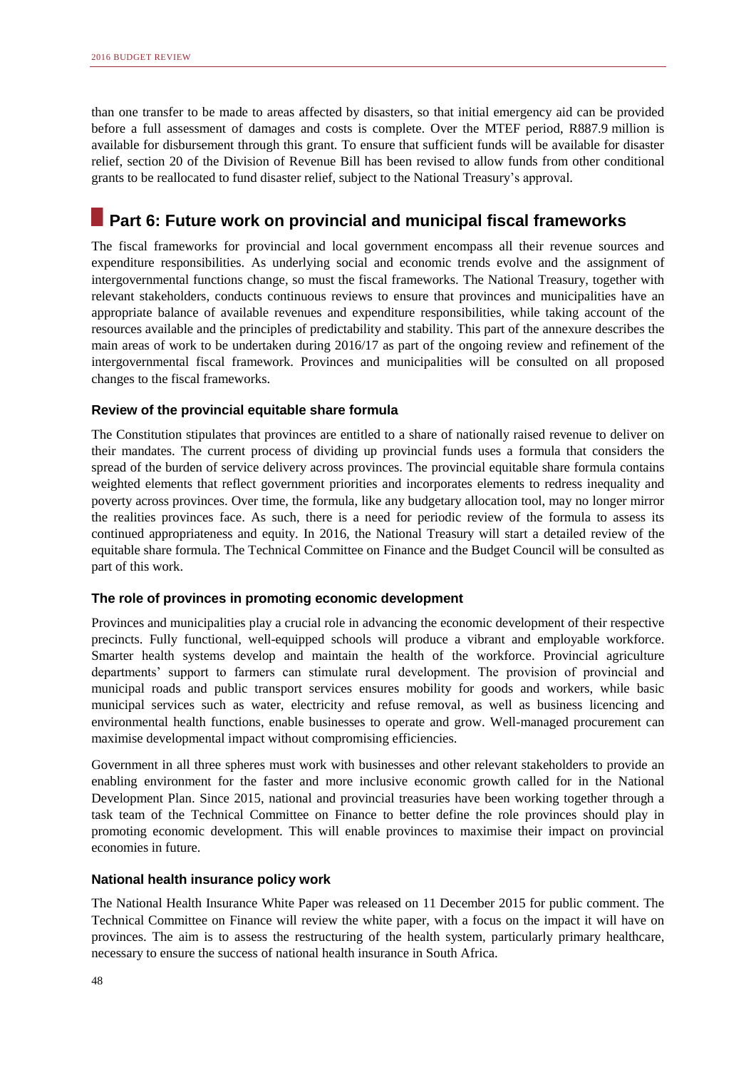than one transfer to be made to areas affected by disasters, so that initial emergency aid can be provided before a full assessment of damages and costs is complete. Over the MTEF period, R887.9 million is available for disbursement through this grant. To ensure that sufficient funds will be available for disaster relief, section 20 of the Division of Revenue Bill has been revised to allow funds from other conditional grants to be reallocated to fund disaster relief, subject to the National Treasury's approval.

## Part 6: Future work on provincial and municipal fiscal frameworks

The fiscal frameworks for provincial and local government encompass all their revenue sources and expenditure responsibilities. As underlying social and economic trends evolve and the assignment of intergovernmental functions change, so must the fiscal frameworks. The National Treasury, together with relevant stakeholders, conducts continuous reviews to ensure that provinces and municipalities have an appropriate balance of available revenues and expenditure responsibilities, while taking account of the resources available and the principles of predictability and stability. This part of the annexure describes the main areas of work to be undertaken during 2016/17 as part of the ongoing review and refinement of the intergovernmental fiscal framework. Provinces and municipalities will be consulted on all proposed changes to the fiscal frameworks.

### Review of the provincial equitable share formula

The Constitution stipulates that provinces are entitled to a share of nationally raised revenue to deliver on their mandates. The current process of dividing up provincial funds uses a formula that considers the spread of the burden of service delivery across provinces. The provincial equitable share formula contains weighted elements that reflect government priorities and incorporates elements to redress inequality and poverty across provinces. Over time, the formula, like any budgetary allocation tool, may no longer mirror the realities provinces face. As such, there is a need for periodic review of the formula to assess its continued appropriateness and equity. In 2016, the National Treasury will start a detailed review of the equitable share formula. The Technical Committee on Finance and the Budget Council will be consulted as part of this work.

### The role of provinces in promoting economic development

Provinces and municipalities play a crucial role in advancing the economic development of their respective precincts. Fully functional, well-equipped schools will produce a vibrant and employable workforce. Smarter health systems develop and maintain the health of the workforce. Provincial agriculture departments' support to farmers can stimulate rural development. The provision of provincial and municipal roads and public transport services ensures mobility for goods and workers, while basic municipal services such as water, electricity and refuse removal, as well as business licencing and environmental health functions, enable businesses to operate and grow. Well-managed procurement can maximise developmental impact without compromising efficiencies.

Government in all three spheres must work with businesses and other relevant stakeholders to provide an enabling environment for the faster and more inclusive economic growth called for in the National Development Plan. Since 2015, national and provincial treasuries have been working together through a task team of the Technical Committee on Finance to better define the role provinces should play in promoting economic development. This will enable provinces to maximise their impact on provincial economies in future.

### National health insurance policy work

The National Health Insurance White Paper was released on 11 December 2015 for public comment. The Technical Committee on Finance will review the white paper, with a focus on the impact it will have on provinces. The aim is to assess the restructuring of the health system, particularly primary healthcare, necessary to ensure the success of national health insurance in South Africa.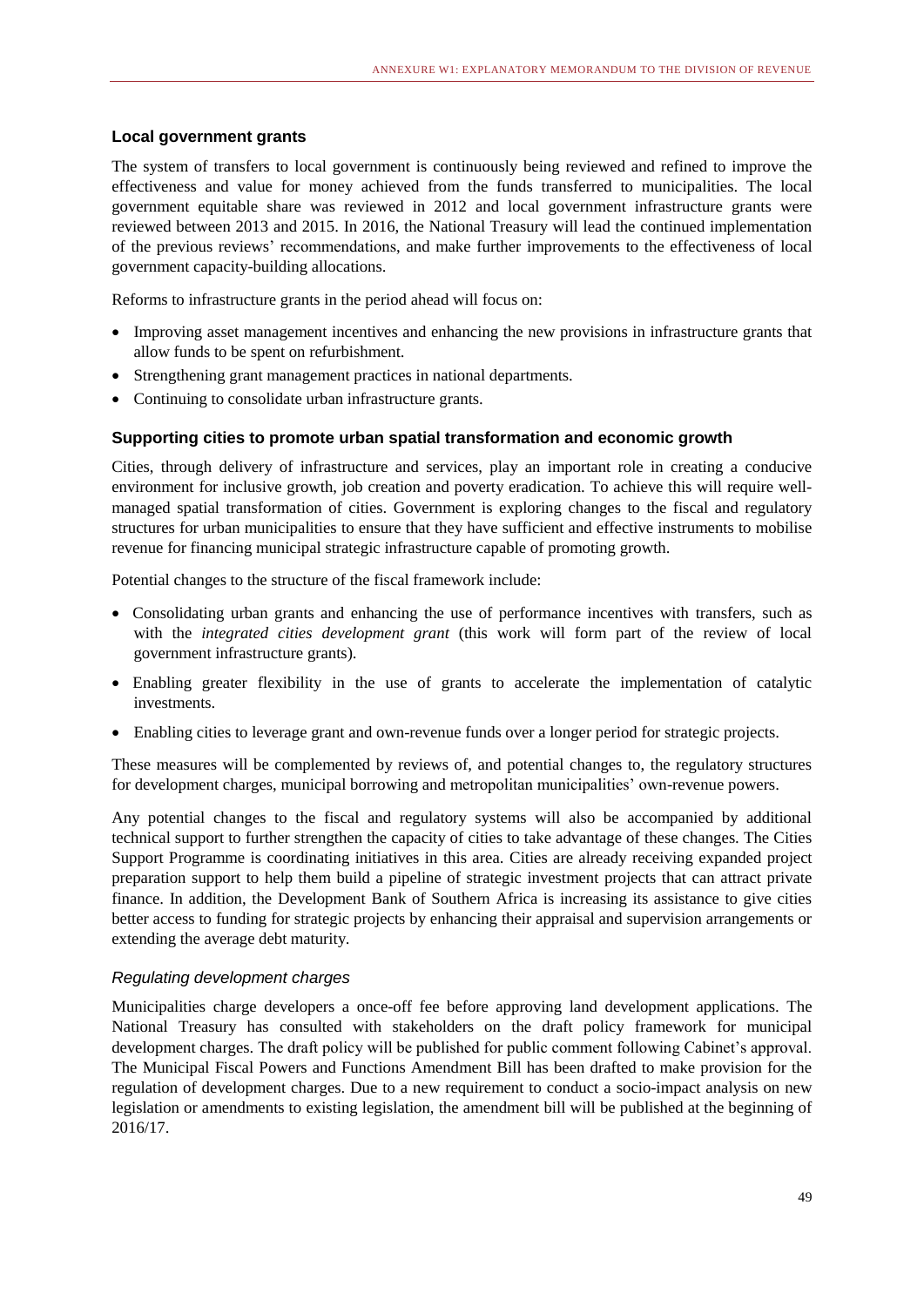### Local government grants

The system of transfers to local government is continuously being reviewed and refined to improve the effectiveness and value for money achieved from the funds transferred to municipalities. The local government equitable share was reviewed in 2012 and local government infrastructure grants were reviewed between 2013 and 2015. In 2016, the National Treasury will lead the continued implementation of the previous reviews' recommendations, and make further improvements to the effectiveness of local government capacity-building allocations.

Reforms to infrastructure grants in the period ahead will focus on:

- Improving asset management incentives and enhancing the new provisions in infrastructure grants that allow funds to be spent on refurbishment.
- Strengthening grant management practices in national departments.
- Continuing to consolidate urban infrastructure grants.

### Supporting cities to promote urban spatial transformation and economic growth

Cities, through delivery of infrastructure and services, play an important role in creating a conducive environment for inclusive growth, job creation and poverty eradication. To achieve this will require well-managed spatial transformation of cities. Government is exploring changes to the fiscal and regulatory structures for urban municipalities to ensure that they have sufficient and effective instruments to mobilise revenue for financing municipal strategic infrastructure capable of promoting growth.

Potential changes to the structure of the fiscal framework include:

- Consolidating urban grants and enhancing the use of performance incentives with transfers, such as with the *integrated cities development grant* (this work will form part of the review of local government infrastructure grants).
- Enabling greater flexibility in the use of grants to accelerate the implementation of catalytic investments.
- Enabling cities to leverage grant and own-revenue funds over a longer period for strategic projects.

These measures will be complemented by reviews of, and potential changes to, the regulatory structures for development charges, municipal borrowing and metropolitan municipalities' own-revenue powers.

Any potential changes to the fiscal and regulatory systems will also be accompanied by additional technical support to further strengthen the capacity of cities to take advantage of these changes. The Cities Support Programme is coordinating initiatives in this area. Cities are already receiving expanded project preparation support to help them build a pipeline of strategic investment projects that can attract private finance. In addition, the Development Bank of Southern Africa is increasing its assistance to give cities better access to funding for strategic projects by enhancing their appraisal and supervision arrangements or extending the average debt maturity.

#### *Regulating development charges*

Municipalities charge developers a once-off fee before approving land development applications. The National Treasury has consulted with stakeholders on the draft policy framework for municipal development charges. The draft policy will be published for public comment following Cabinet's approval. The Municipal Fiscal Powers and Functions Amendment Bill has been drafted to make provision for the regulation of development charges. Due to a new requirement to conduct a socio-impact analysis on new legislation or amendments to existing legislation, the amendment bill will be published at the beginning of 2016/17.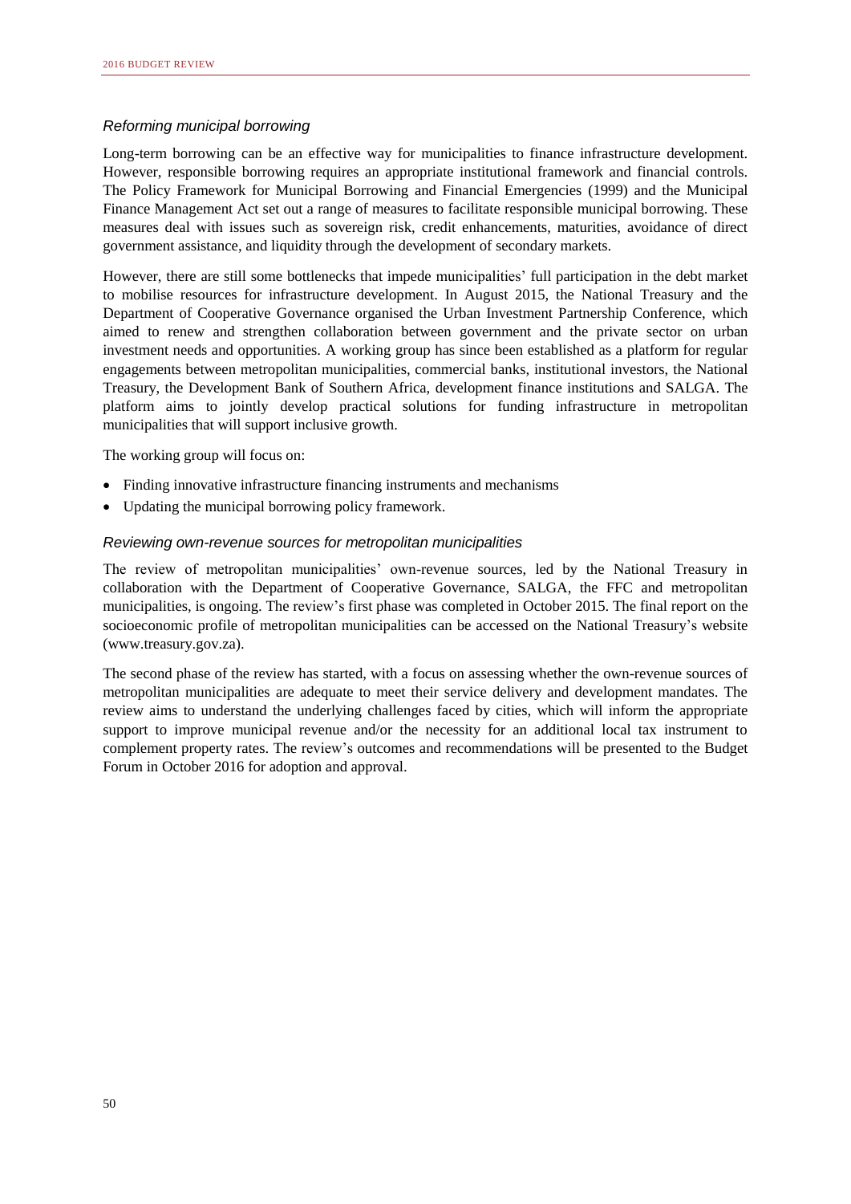### *Reforming municipal borrowing*

Long-term borrowing can be an effective way for municipalities to finance infrastructure development. However, responsible borrowing requires an appropriate institutional framework and financial controls. The Policy Framework for Municipal Borrowing and Financial Emergencies (1999) and the Municipal Finance Management Act set out a range of measures to facilitate responsible municipal borrowing. These measures deal with issues such as sovereign risk, credit enhancements, maturities, avoidance of direct government assistance, and liquidity through the development of secondary markets.

However, there are still some bottlenecks that impede municipalities' full participation in the debt market to mobilise resources for infrastructure development. In August 2015, the National Treasury and the Department of Cooperative Governance organised the Urban Investment Partnership Conference, which aimed to renew and strengthen collaboration between government and the private sector on urban investment needs and opportunities. A working group has since been established as a platform for regular engagements between metropolitan municipalities, commercial banks, institutional investors, the National Treasury, the Development Bank of Southern Africa, development finance institutions and SALGA. The platform aims to jointly develop practical solutions for funding infrastructure in metropolitan municipalities that will support inclusive growth.

The working group will focus on:

- Finding innovative infrastructure financing instruments and mechanisms
- Updating the municipal borrowing policy framework.

### *Reviewing own-revenue sources for metropolitan municipalities*

The review of metropolitan municipalities' own-revenue sources, led by the National Treasury in collaboration with the Department of Cooperative Governance, SALGA, the FFC and metropolitan municipalities, is ongoing. The review's first phase was completed in October 2015. The final report on the socioeconomic profile of metropolitan municipalities can be accessed on the National Treasury's website (www.treasury.gov.za).

The second phase of the review has started, with a focus on assessing whether the own-revenue sources of metropolitan municipalities are adequate to meet their service delivery and development mandates. The review aims to understand the underlying challenges faced by cities, which will inform the appropriate support to improve municipal revenue and/or the necessity for an additional local tax instrument to complement property rates. The review's outcomes and recommendations will be presented to the Budget Forum in October 2016 for adoption and approval.